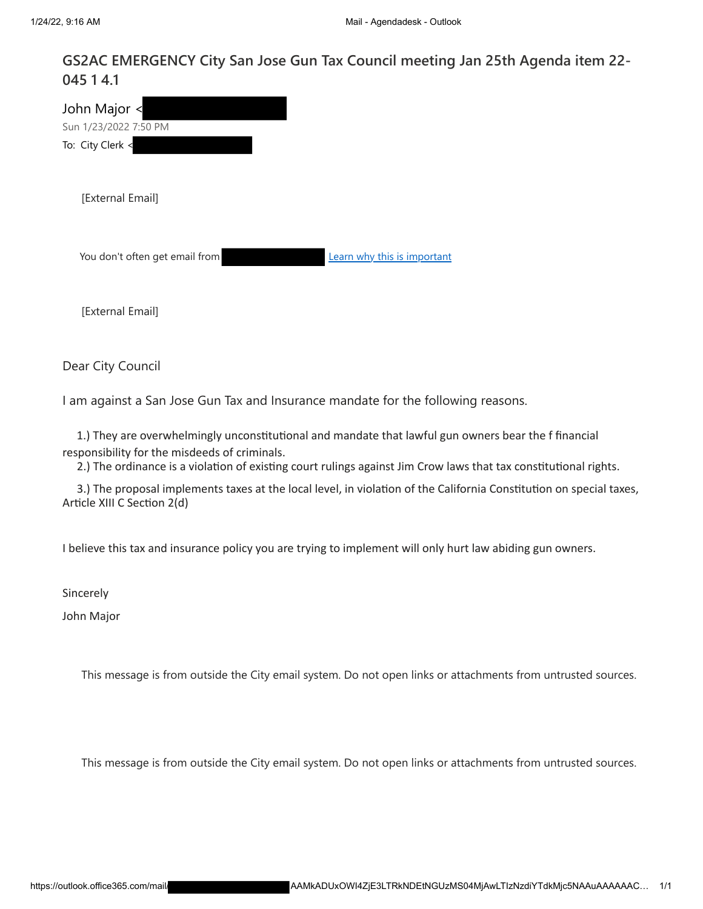# GS2AC EMERGENCY City San Jose Gun Tax Council meeting Jan 25th Agenda item 22-045 1 4.1

John Major <

Sun 1/23/2022 7:50 PM

To: City Clerk <

[External Email]

You don't often get email from  Learn why this is important

[External Email]

Dear City Council

I am against a San Jose Gun Tax and Insurance mandate for the following reasons.

1.) They are overwhelmingly unconstitutional and mandate that lawful gun owners bear the f financial responsibility for the misdeeds of criminals.

2.) The ordinance is a violation of existing court rulings against Jim Crow laws that tax constitutional rights.

3.) The proposal implements taxes at the local level, in violation of the California Constitution on special taxes, Article XIII C Section 2(d)

I believe this tax and insurance policy you are trying to implement will only hurt law abiding gun owners.

Sincerely

John Major

This message is from outside the City email system. Do not open links or attachments from untrusted sources.

This message is from outside the City email system. Do not open links or attachments from untrusted sources.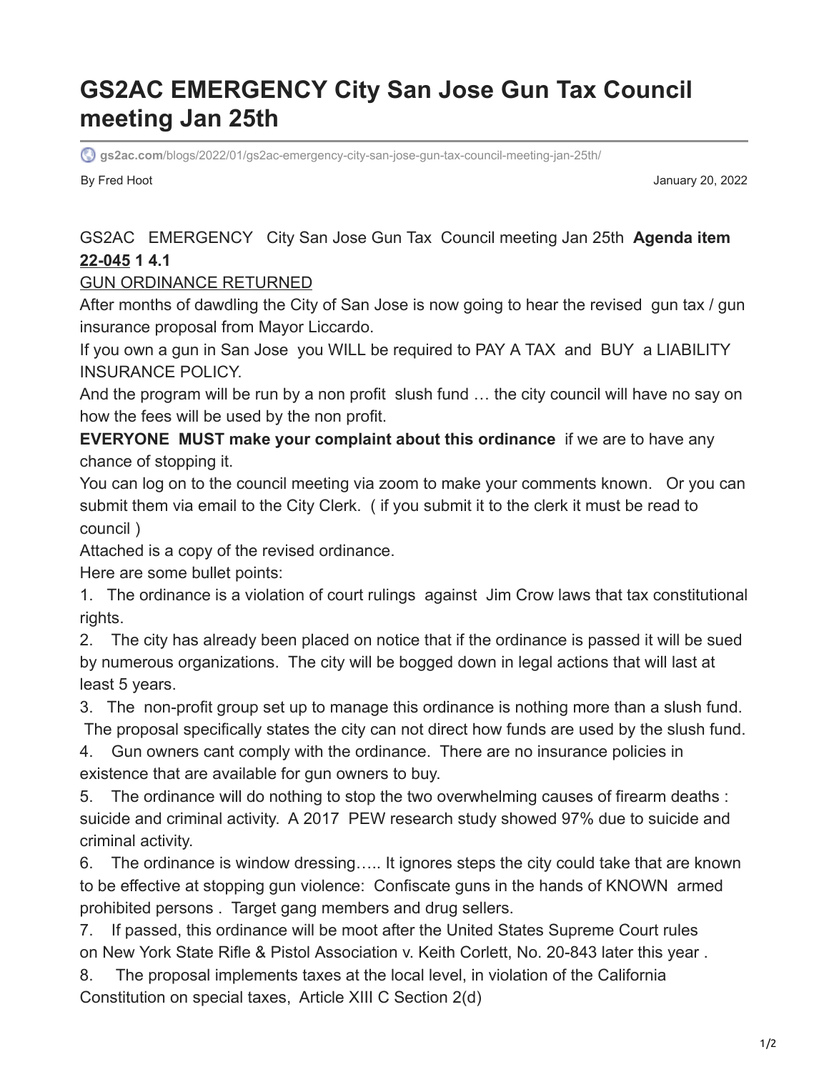# GS2AC EMERGENCY City San Jose Gun Tax Council meeting Jan 25th

gs2ac.com/blogs/2022/01/gs2ac-emergency-city-san-jose-gun-tax-council-meeting-jan-25th/

By Fred Hoot

January 20, 2022

GS2AC EMERGENCY City San Jose Gun Tax Council meeting Jan 25th **Agenda item 22-045 1 4.1**

GUN ORDINANCE RETURNED

After months of dawdling the City of San Jose is now going to hear the revised gun tax / gun insurance proposal from Mayor Liccardo.

If you own a gun in San Jose you WILL be required to PAY A TAX and BUY a LIABILITY INSURANCE POLICY.

And the program will be run by a non profit slush fund … the city council will have no say on how the fees will be used by the non profit.

**EVERYONE MUST make your complaint about this ordinance** if we are to have any chance of stopping it.

You can log on to the council meeting via zoom to make your comments known. Or you can submit them via email to the City Clerk. ( if you submit it to the clerk it must be read to council )

Attached is a copy of the revised ordinance.

Here are some bullet points:

1. The ordinance is a violation of court rulings against Jim Crow laws that tax constitutional rights.
2. The city has already been placed on notice that if the ordinance is passed it will be sued by numerous organizations. The city will be bogged down in legal actions that will last at least 5 years.
3. The non-profit group set up to manage this ordinance is nothing more than a slush fund. The proposal specifically states the city can not direct how funds are used by the slush fund.
4. Gun owners cant comply with the ordinance. There are no insurance policies in existence that are available for gun owners to buy.
5. The ordinance will do nothing to stop the two overwhelming causes of firearm deaths : suicide and criminal activity. A 2017 PEW research study showed 97% due to suicide and criminal activity.
6. The ordinance is window dressing….. It ignores steps the city could take that are known to be effective at stopping gun violence: Confiscate guns in the hands of KNOWN armed prohibited persons . Target gang members and drug sellers.
7. If passed, this ordinance will be moot after the United States Supreme Court rules on New York State Rifle & Pistol Association v. Keith Corlett, No. 20-843 later this year .
8. The proposal implements taxes at the local level, in violation of the California Constitution on special taxes, Article XIII C Section 2(d)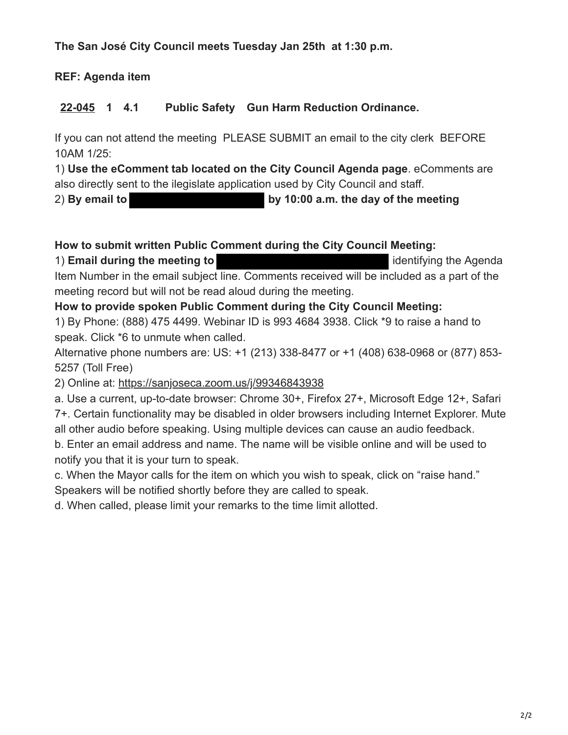**The San José City Council meets Tuesday Jan 25th at 1:30 p.m.**

**REF: Agenda item**

**22-045 1 4.1 Public Safety Gun Harm Reduction Ordinance.**

If you can not attend the meeting PLEASE SUBMIT an email to the city clerk BEFORE 10AM 1/25:

1) **Use the eComment tab located on the City Council Agenda page**. eComments are also directly sent to the ilegislate application used by City Council and staff.

2) **By email to ████████████ by 10:00 a.m. the day of the meeting**

**How to submit written Public Comment during the City Council Meeting:**

1) **Email during the meeting to ████████████** identifying the Agenda Item Number in the email subject line. Comments received will be included as a part of the meeting record but will not be read aloud during the meeting.

**How to provide spoken Public Comment during the City Council Meeting:**

1) By Phone: (888) 475 4499. Webinar ID is 993 4684 3938. Click *9 to raise a hand to speak. Click *6 to unmute when called.

Alternative phone numbers are: US: +1 (213) 338-8477 or +1 (408) 638-0968 or (877) 853-5257 (Toll Free)

2) Online at: https://sanjoseca.zoom.us/j/99346843938

a. Use a current, up-to-date browser: Chrome 30+, Firefox 27+, Microsoft Edge 12+, Safari 7+. Certain functionality may be disabled in older browsers including Internet Explorer. Mute all other audio before speaking. Using multiple devices can cause an audio feedback.

b. Enter an email address and name. The name will be visible online and will be used to notify you that it is your turn to speak.

c. When the Mayor calls for the item on which you wish to speak, click on "raise hand." Speakers will be notified shortly before they are called to speak.

d. When called, please limit your remarks to the time limit allotted.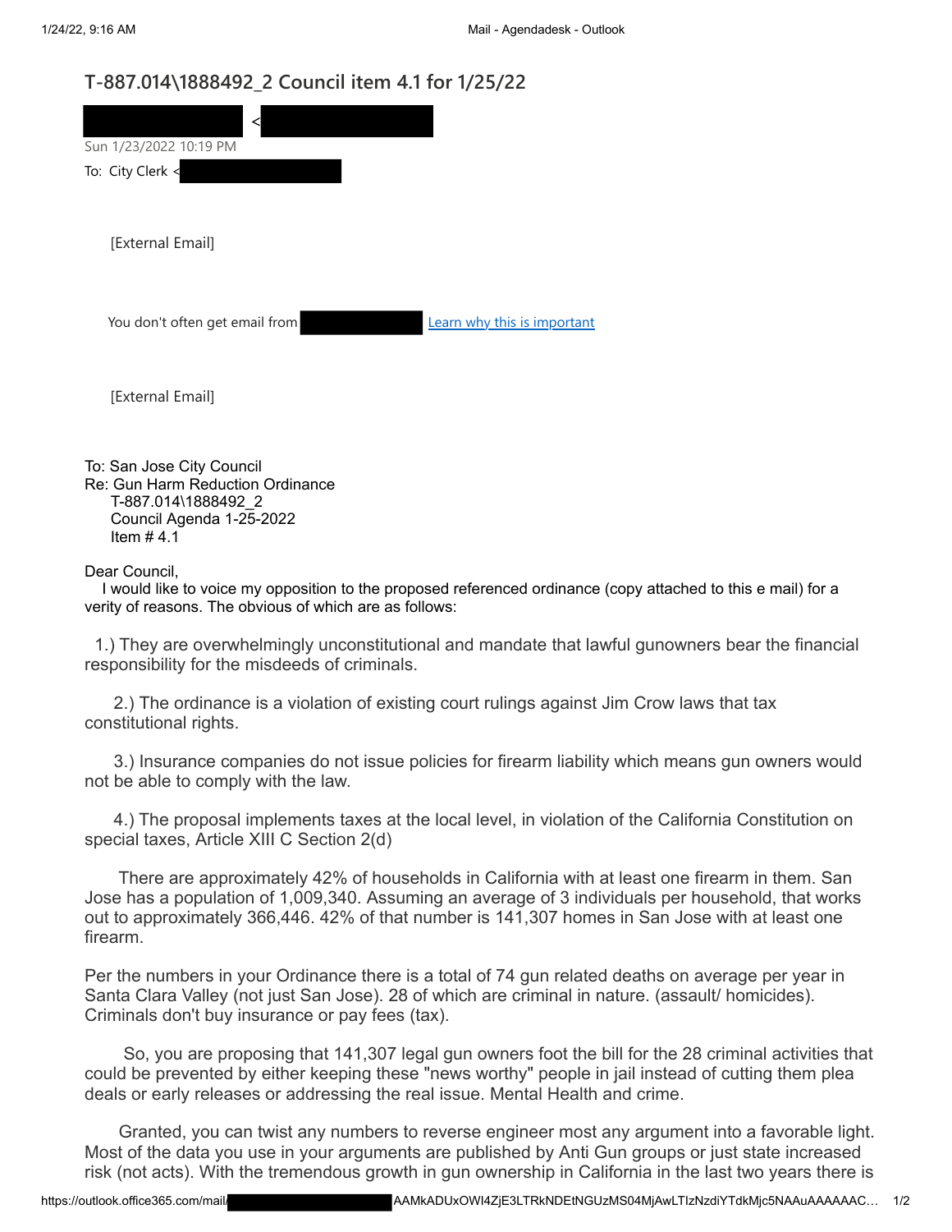# T-887.014\1888492_2 Council item 4.1 for 1/25/22

<

Sun 1/23/2022 10:19 PM

To: City Clerk <

[External Email]

You don't often get email from [Learn why this is important]

[External Email]

To: San Jose City Council
Re: Gun Harm Reduction Ordinance
T-887.014\1888492_2
Council Agenda 1-25-2022
Item # 4.1

Dear Council,

I would like to voice my opposition to the proposed referenced ordinance (copy attached to this e mail) for a verity of reasons. The obvious of which are as follows:

1.) They are overwhelmingly unconstitutional and mandate that lawful gunowners bear the financial responsibility for the misdeeds of criminals.

2.) The ordinance is a violation of existing court rulings against Jim Crow laws that tax constitutional rights.

3.) Insurance companies do not issue policies for firearm liability which means gun owners would not be able to comply with the law.

4.) The proposal implements taxes at the local level, in violation of the California Constitution on special taxes, Article XIII C Section 2(d)

There are approximately 42% of households in California with at least one firearm in them. San Jose has a population of 1,009,340. Assuming an average of 3 individuals per household, that works out to approximately 366,446. 42% of that number is 141,307 homes in San Jose with at least one firearm.

Per the numbers in your Ordinance there is a total of 74 gun related deaths on average per year in Santa Clara Valley (not just San Jose). 28 of which are criminal in nature. (assault/ homicides). Criminals don't buy insurance or pay fees (tax).

So, you are proposing that 141,307 legal gun owners foot the bill for the 28 criminal activities that could be prevented by either keeping these "news worthy" people in jail instead of cutting them plea deals or early releases or addressing the real issue. Mental Health and crime.

Granted, you can twist any numbers to reverse engineer most any argument into a favorable light. Most of the data you use in your arguments are published by Anti Gun groups or just state increased risk (not acts). With the tremendous growth in gun ownership in California in the last two years there is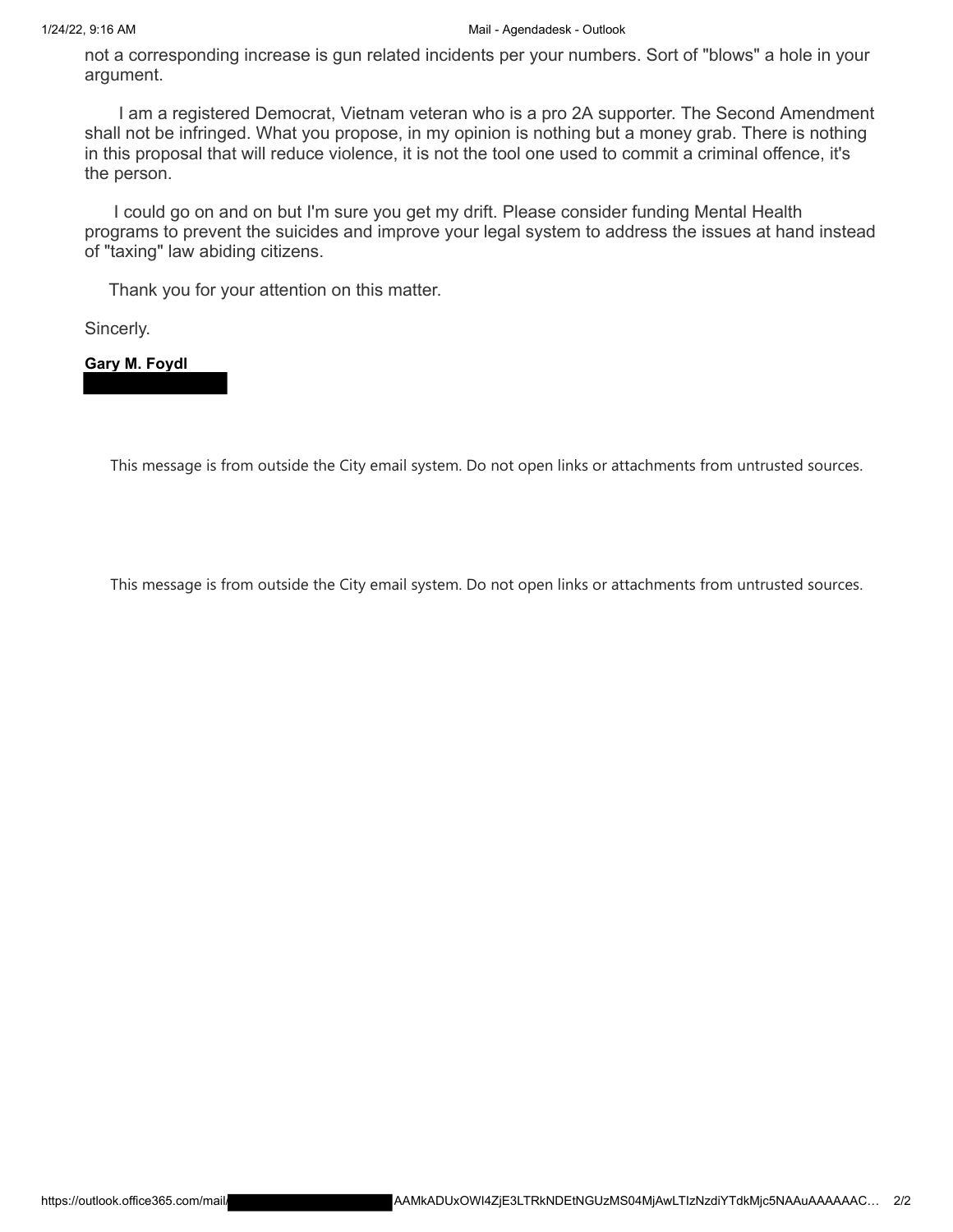not a corresponding increase is gun related incidents per your numbers. Sort of "blows" a hole in your argument.

I am a registered Democrat, Vietnam veteran who is a pro 2A supporter. The Second Amendment shall not be infringed. What you propose, in my opinion is nothing but a money grab. There is nothing in this proposal that will reduce violence, it is not the tool one used to commit a criminal offence, it's the person.

I could go on and on but I'm sure you get my drift. Please consider funding Mental Health programs to prevent the suicides and improve your legal system to address the issues at hand instead of "taxing" law abiding citizens.

Thank you for your attention on this matter.

Sincerly.

**Gary M. Foydl**

This message is from outside the City email system. Do not open links or attachments from untrusted sources.

This message is from outside the City email system. Do not open links or attachments from untrusted sources.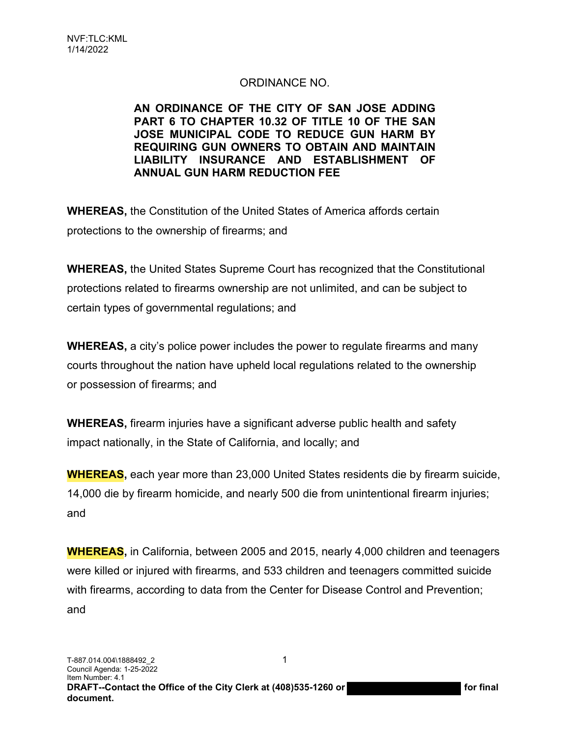NVF:TLC:KML
1/14/2022

ORDINANCE NO.

**AN ORDINANCE OF THE CITY OF SAN JOSE ADDING PART 6 TO CHAPTER 10.32 OF TITLE 10 OF THE SAN JOSE MUNICIPAL CODE TO REDUCE GUN HARM BY REQUIRING GUN OWNERS TO OBTAIN AND MAINTAIN LIABILITY INSURANCE AND ESTABLISHMENT OF ANNUAL GUN HARM REDUCTION FEE**

**WHEREAS,** the Constitution of the United States of America affords certain protections to the ownership of firearms; and

**WHEREAS,** the United States Supreme Court has recognized that the Constitutional protections related to firearms ownership are not unlimited, and can be subject to certain types of governmental regulations; and

**WHEREAS,** a city's police power includes the power to regulate firearms and many courts throughout the nation have upheld local regulations related to the ownership or possession of firearms; and

**WHEREAS,** firearm injuries have a significant adverse public health and safety impact nationally, in the State of California, and locally; and

**WHEREAS,** each year more than 23,000 United States residents die by firearm suicide, 14,000 die by firearm homicide, and nearly 500 die from unintentional firearm injuries; and

**WHEREAS,** in California, between 2005 and 2015, nearly 4,000 children and teenagers were killed or injured with firearms, and 533 children and teenagers committed suicide with firearms, according to data from the Center for Disease Control and Prevention; and

T-887.014.004\1888492_2
Council Agenda: 1-25-2022
Item Number: 4.1
**DRAFT--Contact the Office of the City Clerk at (408)535-1260 or for final document.**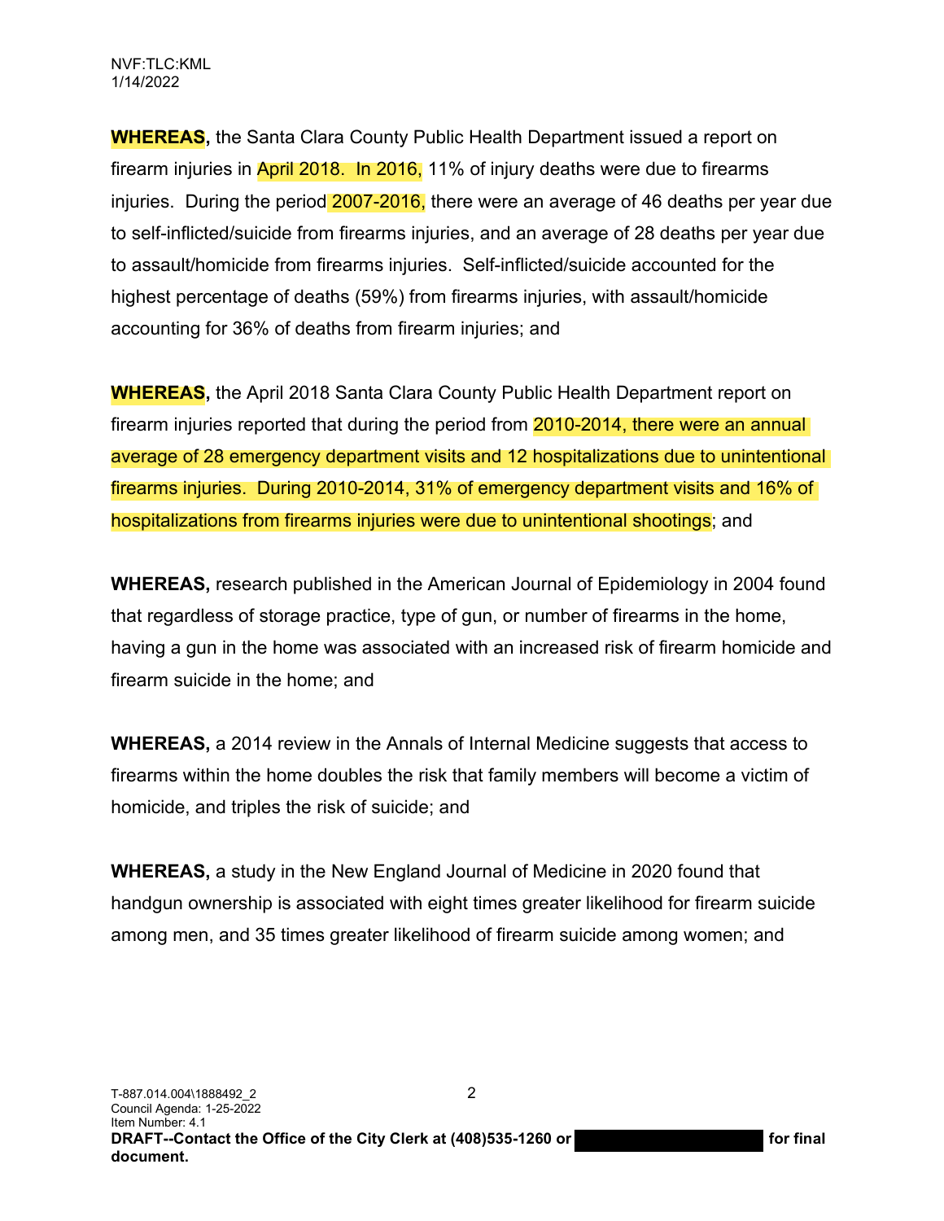NVF:TLC:KML
1/14/2022

**WHEREAS,** the Santa Clara County Public Health Department issued a report on firearm injuries in April 2018. In 2016, 11% of injury deaths were due to firearms injuries. During the period 2007-2016, there were an average of 46 deaths per year due to self-inflicted/suicide from firearms injuries, and an average of 28 deaths per year due to assault/homicide from firearms injuries. Self-inflicted/suicide accounted for the highest percentage of deaths (59%) from firearms injuries, with assault/homicide accounting for 36% of deaths from firearm injuries; and

**WHEREAS,** the April 2018 Santa Clara County Public Health Department report on firearm injuries reported that during the period from 2010-2014, there were an annual average of 28 emergency department visits and 12 hospitalizations due to unintentional firearms injuries. During 2010-2014, 31% of emergency department visits and 16% of hospitalizations from firearms injuries were due to unintentional shootings; and

**WHEREAS,** research published in the American Journal of Epidemiology in 2004 found that regardless of storage practice, type of gun, or number of firearms in the home, having a gun in the home was associated with an increased risk of firearm homicide and firearm suicide in the home; and

**WHEREAS,** a 2014 review in the Annals of Internal Medicine suggests that access to firearms within the home doubles the risk that family members will become a victim of homicide, and triples the risk of suicide; and

**WHEREAS,** a study in the New England Journal of Medicine in 2020 found that handgun ownership is associated with eight times greater likelihood for firearm suicide among men, and 35 times greater likelihood of firearm suicide among women; and

T-887.014.004\1888492_2
Council Agenda: 1-25-2022
Item Number: 4.1
**DRAFT--Contact the Office of the City Clerk at (408)535-1260 or for final document.**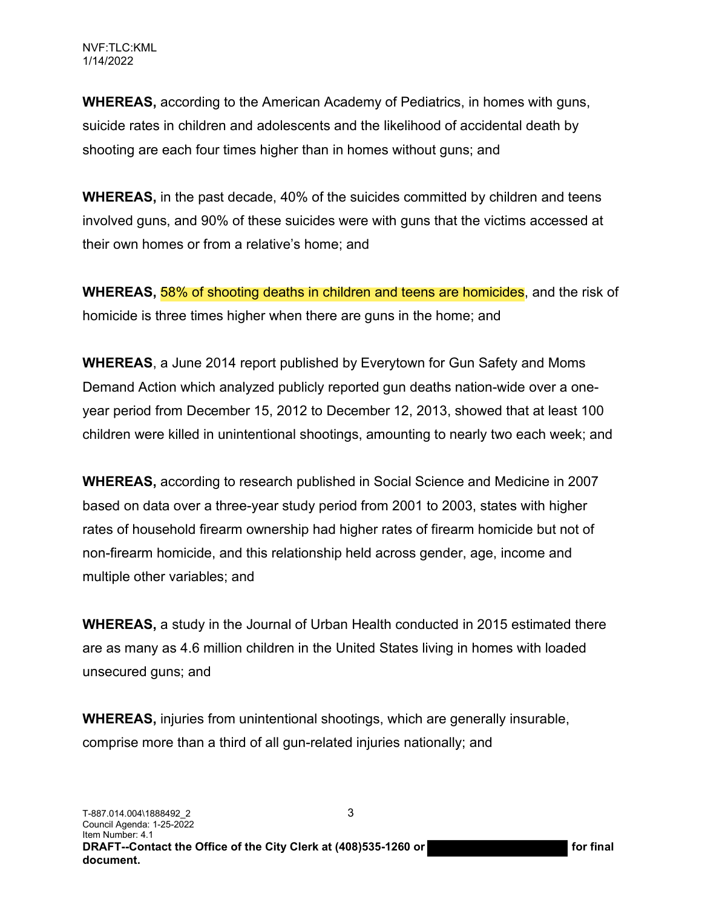**WHEREAS,** according to the American Academy of Pediatrics, in homes with guns, suicide rates in children and adolescents and the likelihood of accidental death by shooting are each four times higher than in homes without guns; and

**WHEREAS,** in the past decade, 40% of the suicides committed by children and teens involved guns, and 90% of these suicides were with guns that the victims accessed at their own homes or from a relative's home; and

**WHEREAS,** 58% of shooting deaths in children and teens are homicides, and the risk of homicide is three times higher when there are guns in the home; and

**WHEREAS**, a June 2014 report published by Everytown for Gun Safety and Moms Demand Action which analyzed publicly reported gun deaths nation-wide over a one-year period from December 15, 2012 to December 12, 2013, showed that at least 100 children were killed in unintentional shootings, amounting to nearly two each week; and

**WHEREAS,** according to research published in Social Science and Medicine in 2007 based on data over a three-year study period from 2001 to 2003, states with higher rates of household firearm ownership had higher rates of firearm homicide but not of non-firearm homicide, and this relationship held across gender, age, income and multiple other variables; and

**WHEREAS,** a study in the Journal of Urban Health conducted in 2015 estimated there are as many as 4.6 million children in the United States living in homes with loaded unsecured guns; and

**WHEREAS,** injuries from unintentional shootings, which are generally insurable, comprise more than a third of all gun-related injuries nationally; and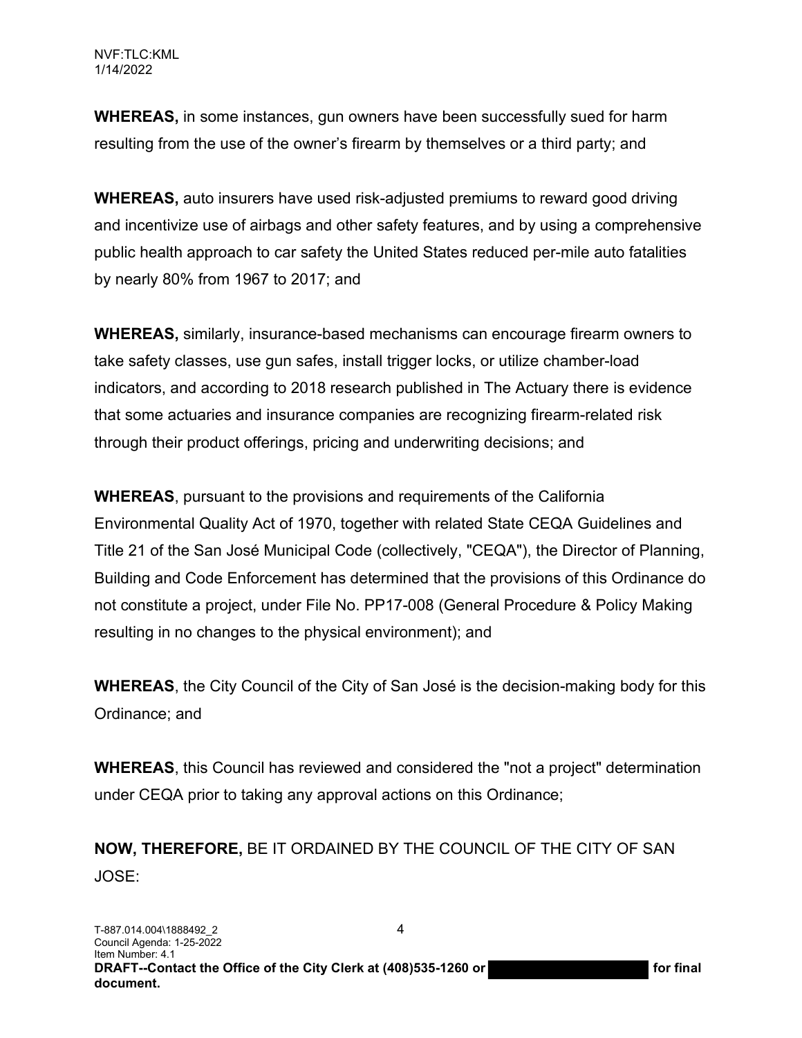**WHEREAS,** in some instances, gun owners have been successfully sued for harm resulting from the use of the owner's firearm by themselves or a third party; and

**WHEREAS,** auto insurers have used risk-adjusted premiums to reward good driving and incentivize use of airbags and other safety features, and by using a comprehensive public health approach to car safety the United States reduced per-mile auto fatalities by nearly 80% from 1967 to 2017; and

**WHEREAS,** similarly, insurance-based mechanisms can encourage firearm owners to take safety classes, use gun safes, install trigger locks, or utilize chamber-load indicators, and according to 2018 research published in The Actuary there is evidence that some actuaries and insurance companies are recognizing firearm-related risk through their product offerings, pricing and underwriting decisions; and

**WHEREAS**, pursuant to the provisions and requirements of the California Environmental Quality Act of 1970, together with related State CEQA Guidelines and Title 21 of the San José Municipal Code (collectively, "CEQA"), the Director of Planning, Building and Code Enforcement has determined that the provisions of this Ordinance do not constitute a project, under File No. PP17-008 (General Procedure & Policy Making resulting in no changes to the physical environment); and

**WHEREAS**, the City Council of the City of San José is the decision-making body for this Ordinance; and

**WHEREAS**, this Council has reviewed and considered the "not a project" determination under CEQA prior to taking any approval actions on this Ordinance;

**NOW, THEREFORE,** BE IT ORDAINED BY THE COUNCIL OF THE CITY OF SAN JOSE: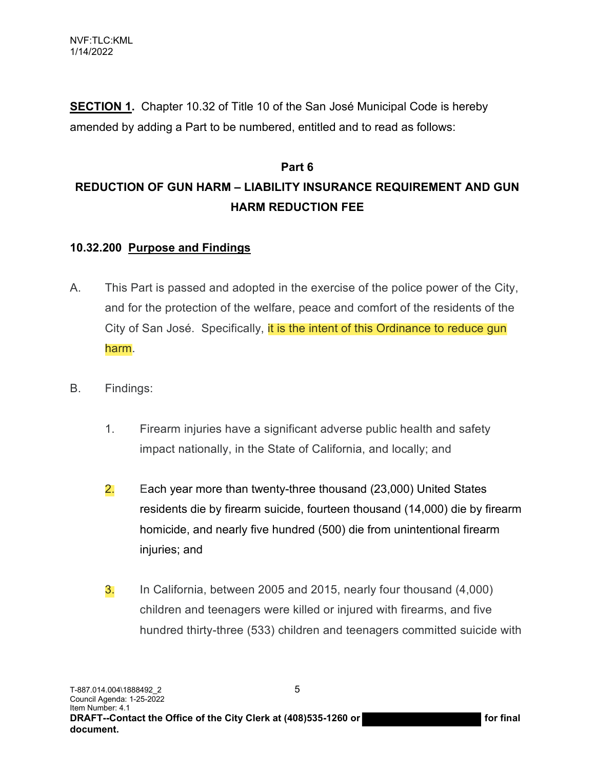**SECTION 1.** Chapter 10.32 of Title 10 of the San José Municipal Code is hereby amended by adding a Part to be numbered, entitled and to read as follows:

## Part 6

## REDUCTION OF GUN HARM – LIABILITY INSURANCE REQUIREMENT AND GUN HARM REDUCTION FEE

### 10.32.200 Purpose and Findings

A. This Part is passed and adopted in the exercise of the police power of the City, and for the protection of the welfare, peace and comfort of the residents of the City of San José. Specifically, it is the intent of this Ordinance to reduce gun harm.

B. Findings:

1. Firearm injuries have a significant adverse public health and safety impact nationally, in the State of California, and locally; and

2. Each year more than twenty-three thousand (23,000) United States residents die by firearm suicide, fourteen thousand (14,000) die by firearm homicide, and nearly five hundred (500) die from unintentional firearm injuries; and

3. In California, between 2005 and 2015, nearly four thousand (4,000) children and teenagers were killed or injured with firearms, and five hundred thirty-three (533) children and teenagers committed suicide with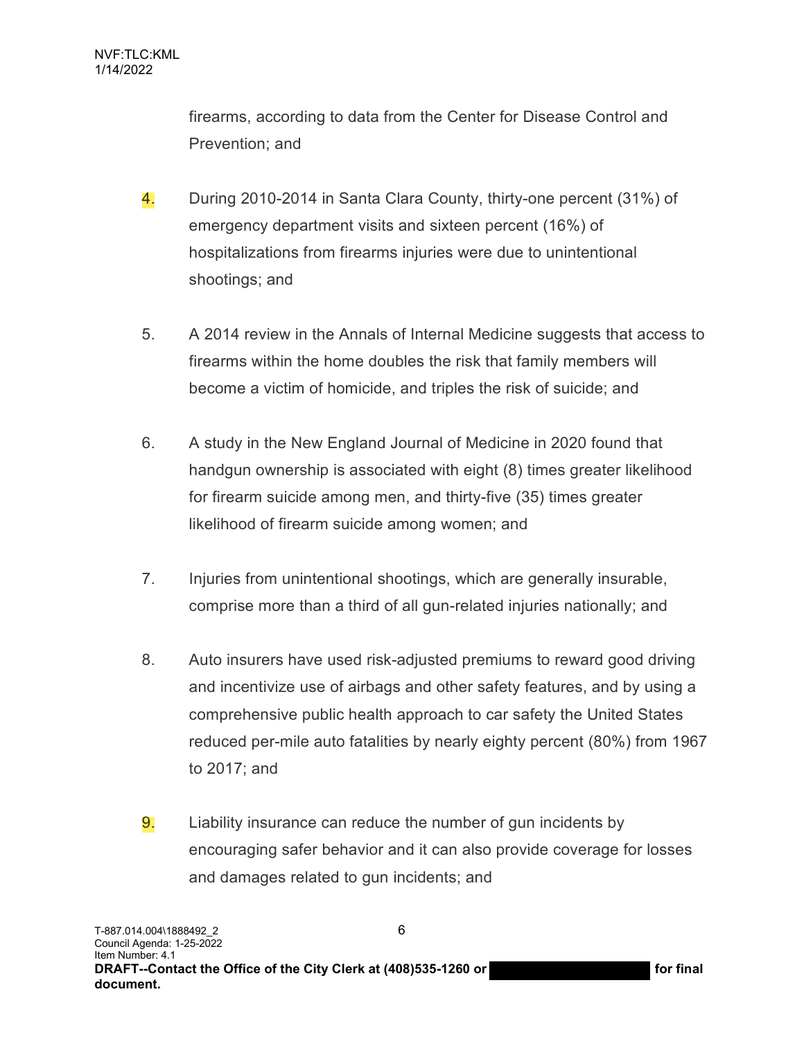firearms, according to data from the Center for Disease Control and Prevention; and

4. During 2010-2014 in Santa Clara County, thirty-one percent (31%) of emergency department visits and sixteen percent (16%) of hospitalizations from firearms injuries were due to unintentional shootings; and

5. A 2014 review in the Annals of Internal Medicine suggests that access to firearms within the home doubles the risk that family members will become a victim of homicide, and triples the risk of suicide; and

6. A study in the New England Journal of Medicine in 2020 found that handgun ownership is associated with eight (8) times greater likelihood for firearm suicide among men, and thirty-five (35) times greater likelihood of firearm suicide among women; and

7. Injuries from unintentional shootings, which are generally insurable, comprise more than a third of all gun-related injuries nationally; and

8. Auto insurers have used risk-adjusted premiums to reward good driving and incentivize use of airbags and other safety features, and by using a comprehensive public health approach to car safety the United States reduced per-mile auto fatalities by nearly eighty percent (80%) from 1967 to 2017; and

9. Liability insurance can reduce the number of gun incidents by encouraging safer behavior and it can also provide coverage for losses and damages related to gun incidents; and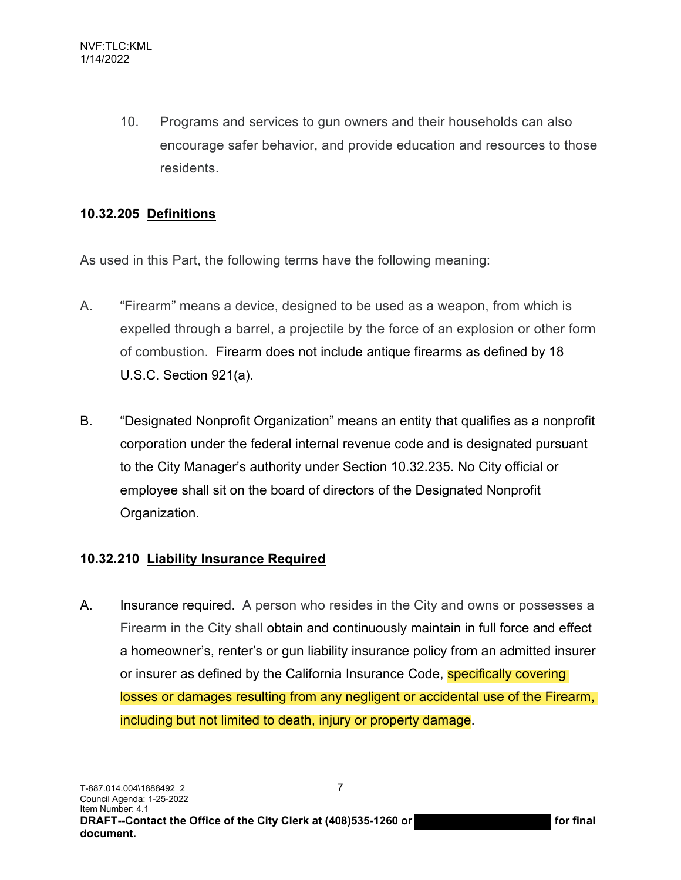10. Programs and services to gun owners and their households can also encourage safer behavior, and provide education and resources to those residents.

**10.32.205 Definitions**

As used in this Part, the following terms have the following meaning:

A. "Firearm" means a device, designed to be used as a weapon, from which is expelled through a barrel, a projectile by the force of an explosion or other form of combustion. Firearm does not include antique firearms as defined by 18 U.S.C. Section 921(a).

B. "Designated Nonprofit Organization" means an entity that qualifies as a nonprofit corporation under the federal internal revenue code and is designated pursuant to the City Manager's authority under Section 10.32.235. No City official or employee shall sit on the board of directors of the Designated Nonprofit Organization.

**10.32.210 Liability Insurance Required**

A. Insurance required. A person who resides in the City and owns or possesses a Firearm in the City shall obtain and continuously maintain in full force and effect a homeowner's, renter's or gun liability insurance policy from an admitted insurer or insurer as defined by the California Insurance Code, specifically covering losses or damages resulting from any negligent or accidental use of the Firearm, including but not limited to death, injury or property damage.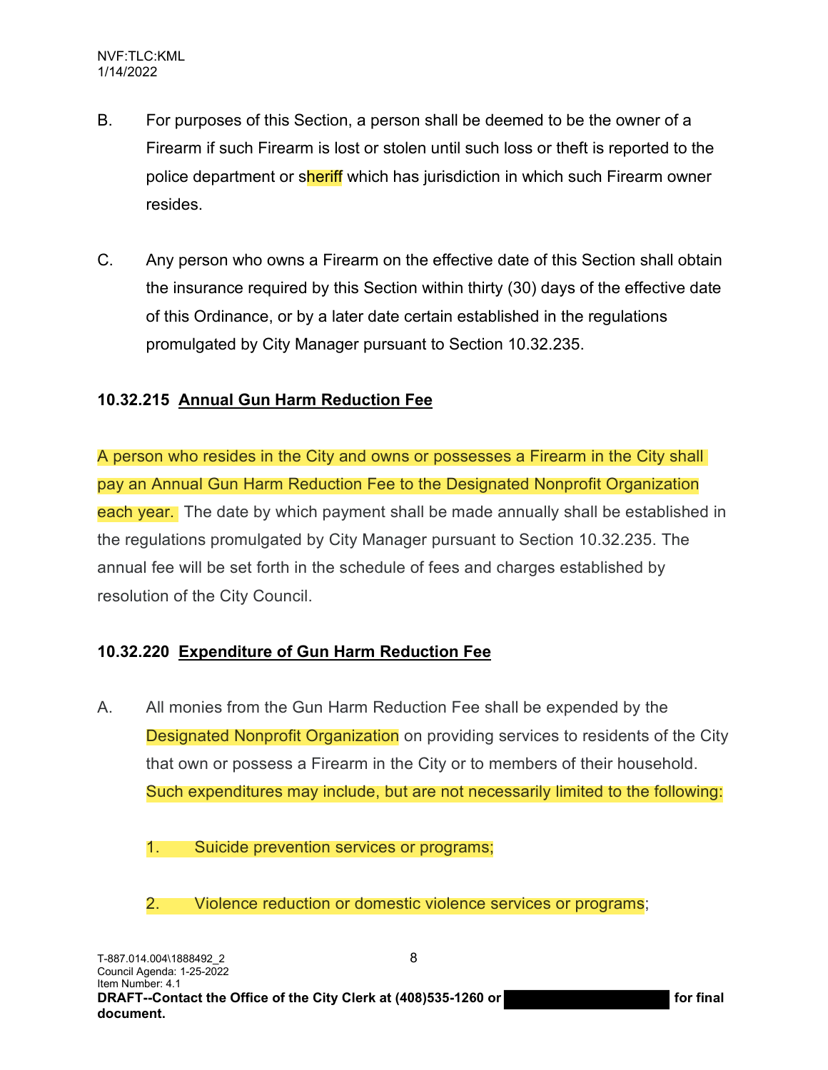B. For purposes of this Section, a person shall be deemed to be the owner of a Firearm if such Firearm is lost or stolen until such loss or theft is reported to the police department or sheriff which has jurisdiction in which such Firearm owner resides.

C. Any person who owns a Firearm on the effective date of this Section shall obtain the insurance required by this Section within thirty (30) days of the effective date of this Ordinance, or by a later date certain established in the regulations promulgated by City Manager pursuant to Section 10.32.235.

**10.32.215 <u>Annual Gun Harm Reduction Fee</u>**

A person who resides in the City and owns or possesses a Firearm in the City shall pay an Annual Gun Harm Reduction Fee to the Designated Nonprofit Organization each year. The date by which payment shall be made annually shall be established in the regulations promulgated by City Manager pursuant to Section 10.32.235. The annual fee will be set forth in the schedule of fees and charges established by resolution of the City Council.

**10.32.220 <u>Expenditure of Gun Harm Reduction Fee</u>**

A. All monies from the Gun Harm Reduction Fee shall be expended by the Designated Nonprofit Organization on providing services to residents of the City that own or possess a Firearm in the City or to members of their household. Such expenditures may include, but are not necessarily limited to the following:

1. Suicide prevention services or programs;

2. Violence reduction or domestic violence services or programs;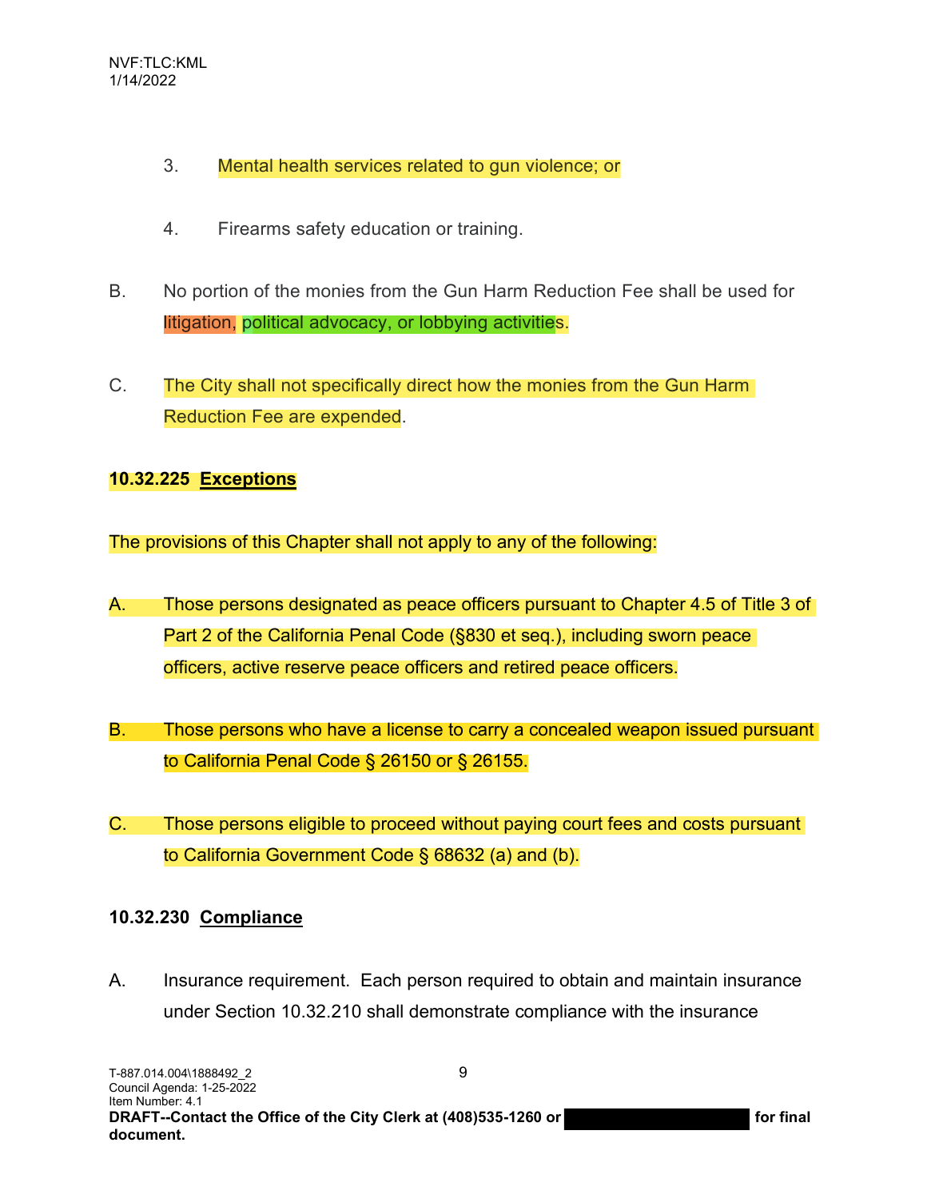3. Mental health services related to gun violence; or

4. Firearms safety education or training.

B. No portion of the monies from the Gun Harm Reduction Fee shall be used for litigation, political advocacy, or lobbying activities.

C. The City shall not specifically direct how the monies from the Gun Harm Reduction Fee are expended.

**10.32.225 Exceptions**

The provisions of this Chapter shall not apply to any of the following:

A. Those persons designated as peace officers pursuant to Chapter 4.5 of Title 3 of Part 2 of the California Penal Code (§830 et seq.), including sworn peace officers, active reserve peace officers and retired peace officers.

B. Those persons who have a license to carry a concealed weapon issued pursuant to California Penal Code § 26150 or § 26155.

C. Those persons eligible to proceed without paying court fees and costs pursuant to California Government Code § 68632 (a) and (b).

**10.32.230 Compliance**

A. Insurance requirement. Each person required to obtain and maintain insurance under Section 10.32.210 shall demonstrate compliance with the insurance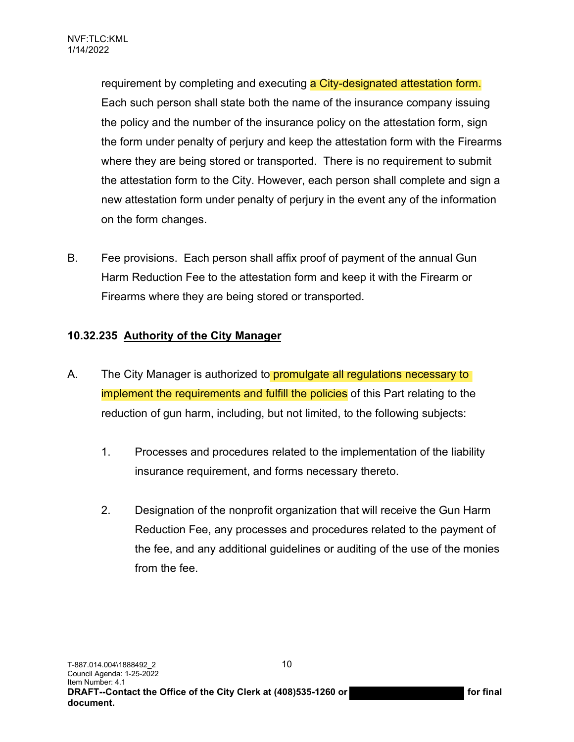requirement by completing and executing a City-designated attestation form. Each such person shall state both the name of the insurance company issuing the policy and the number of the insurance policy on the attestation form, sign the form under penalty of perjury and keep the attestation form with the Firearms where they are being stored or transported. There is no requirement to submit the attestation form to the City. However, each person shall complete and sign a new attestation form under penalty of perjury in the event any of the information on the form changes.

B. Fee provisions. Each person shall affix proof of payment of the annual Gun Harm Reduction Fee to the attestation form and keep it with the Firearm or Firearms where they are being stored or transported.

**10.32.235 Authority of the City Manager**

A. The City Manager is authorized to promulgate all regulations necessary to implement the requirements and fulfill the policies of this Part relating to the reduction of gun harm, including, but not limited, to the following subjects:

1. Processes and procedures related to the implementation of the liability insurance requirement, and forms necessary thereto.

2. Designation of the nonprofit organization that will receive the Gun Harm Reduction Fee, any processes and procedures related to the payment of the fee, and any additional guidelines or auditing of the use of the monies from the fee.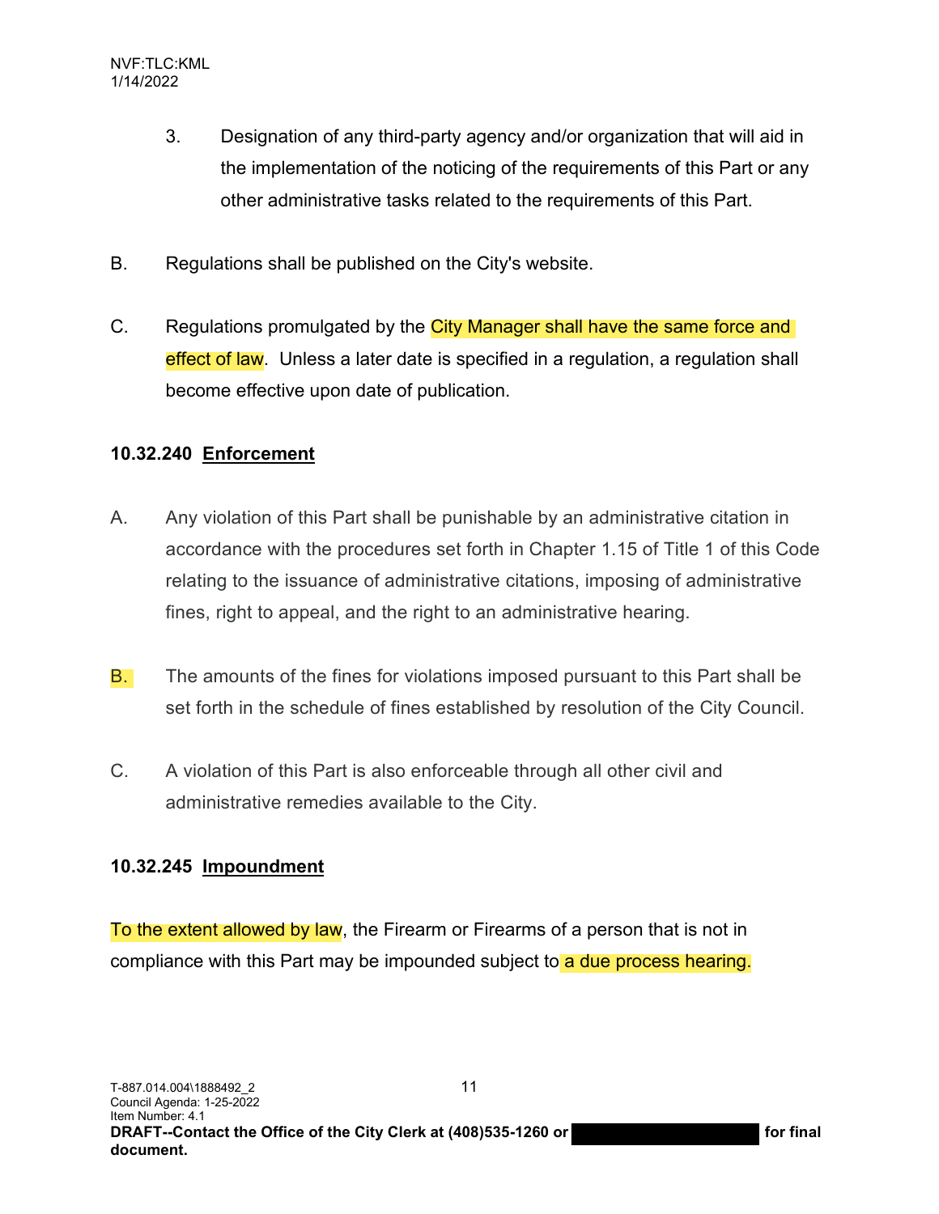3. Designation of any third-party agency and/or organization that will aid in the implementation of the noticing of the requirements of this Part or any other administrative tasks related to the requirements of this Part.

B. Regulations shall be published on the City's website.

C. Regulations promulgated by the City Manager shall have the same force and effect of law. Unless a later date is specified in a regulation, a regulation shall become effective upon date of publication.

**10.32.240 Enforcement**

A. Any violation of this Part shall be punishable by an administrative citation in accordance with the procedures set forth in Chapter 1.15 of Title 1 of this Code relating to the issuance of administrative citations, imposing of administrative fines, right to appeal, and the right to an administrative hearing.

B. The amounts of the fines for violations imposed pursuant to this Part shall be set forth in the schedule of fines established by resolution of the City Council.

C. A violation of this Part is also enforceable through all other civil and administrative remedies available to the City.

**10.32.245 Impoundment**

To the extent allowed by law, the Firearm or Firearms of a person that is not in compliance with this Part may be impounded subject to a due process hearing.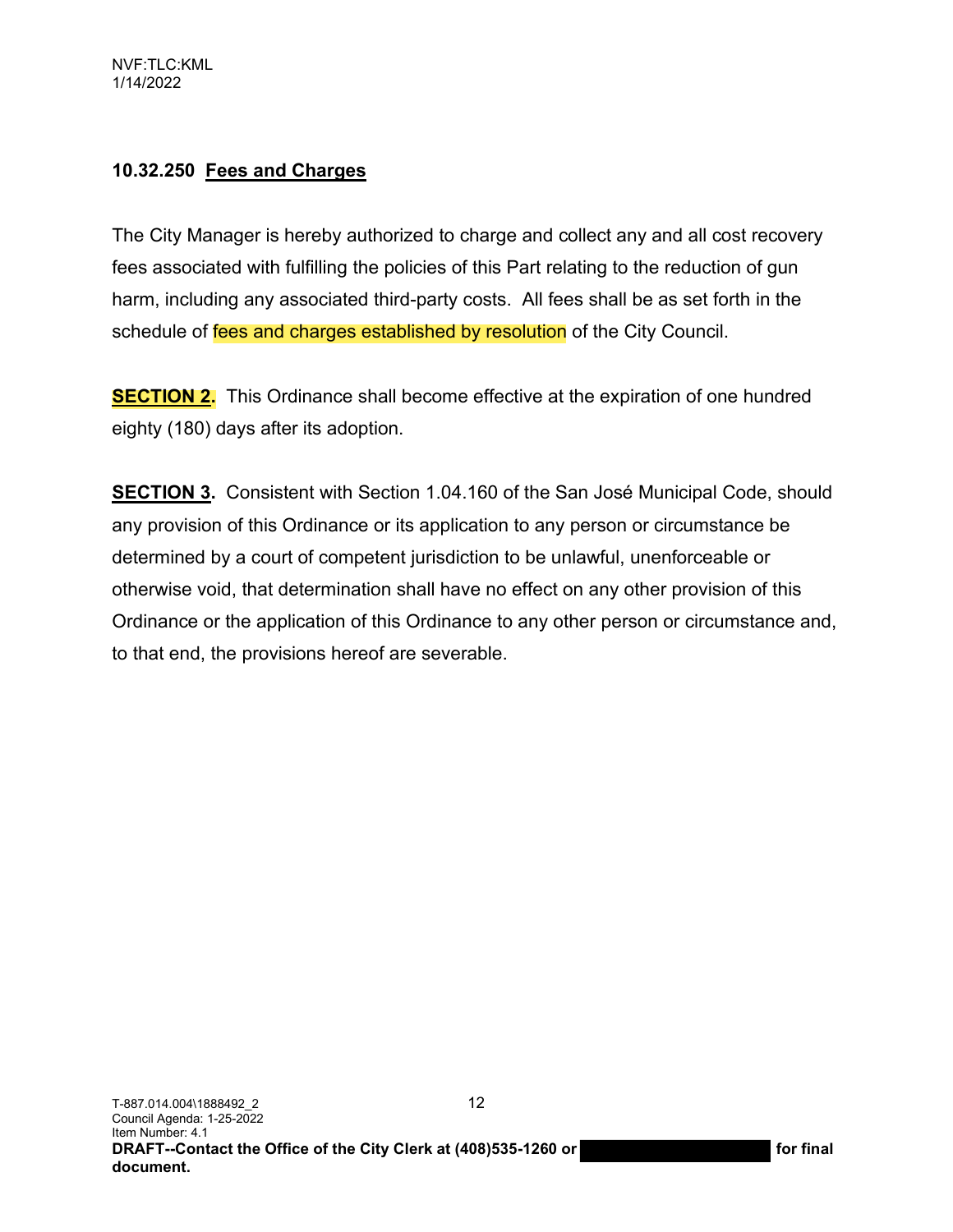### 10.32.250 Fees and Charges

The City Manager is hereby authorized to charge and collect any and all cost recovery fees associated with fulfilling the policies of this Part relating to the reduction of gun harm, including any associated third-party costs. All fees shall be as set forth in the schedule of fees and charges established by resolution of the City Council.

**SECTION 2.** This Ordinance shall become effective at the expiration of one hundred eighty (180) days after its adoption.

**SECTION 3.** Consistent with Section 1.04.160 of the San José Municipal Code, should any provision of this Ordinance or its application to any person or circumstance be determined by a court of competent jurisdiction to be unlawful, unenforceable or otherwise void, that determination shall have no effect on any other provision of this Ordinance or the application of this Ordinance to any other person or circumstance and, to that end, the provisions hereof are severable.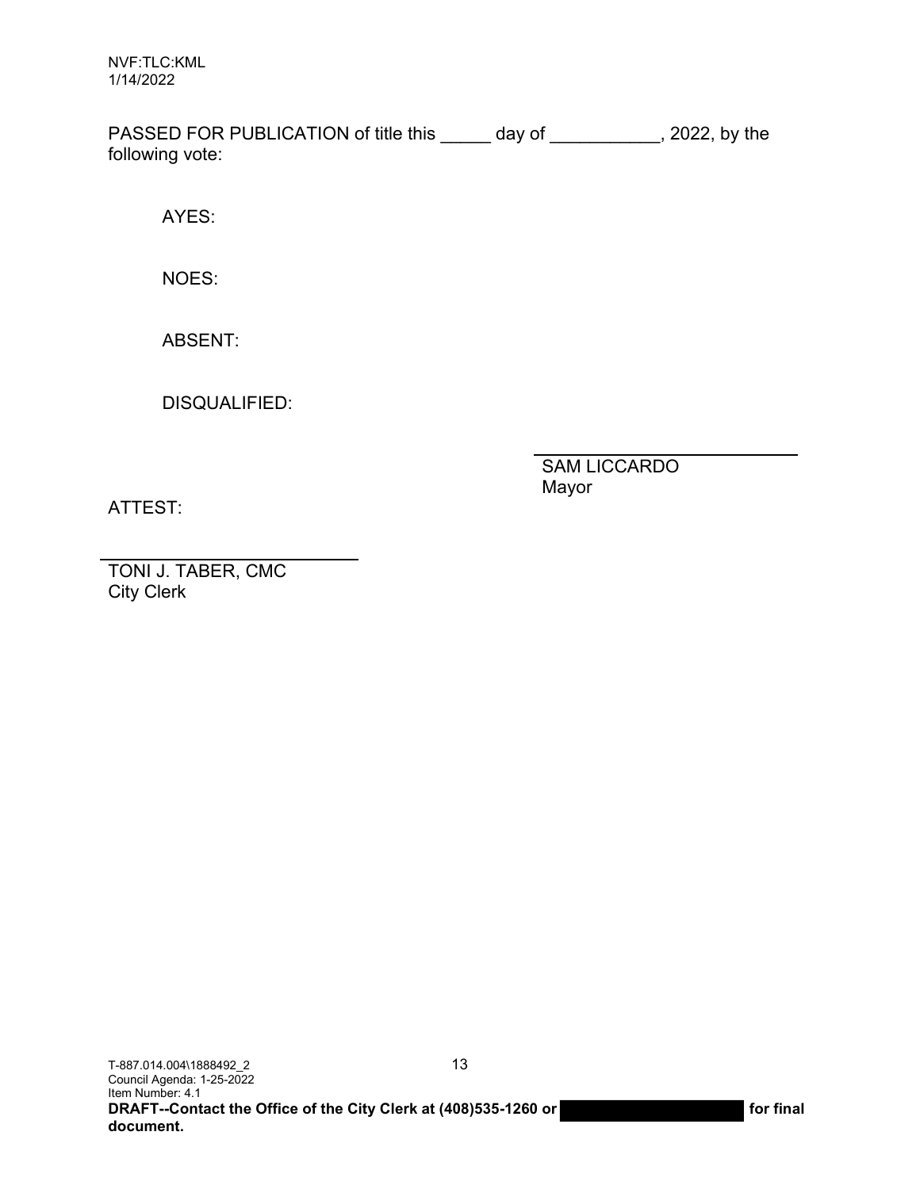NVF:TLC:KML
1/14/2022

PASSED FOR PUBLICATION of title this _____ day of ___________, 2022, by the following vote:

AYES:

NOES:

ABSENT:

DISQUALIFIED:

SAM LICCARDO
Mayor

ATTEST:

TONI J. TABER, CMC
City Clerk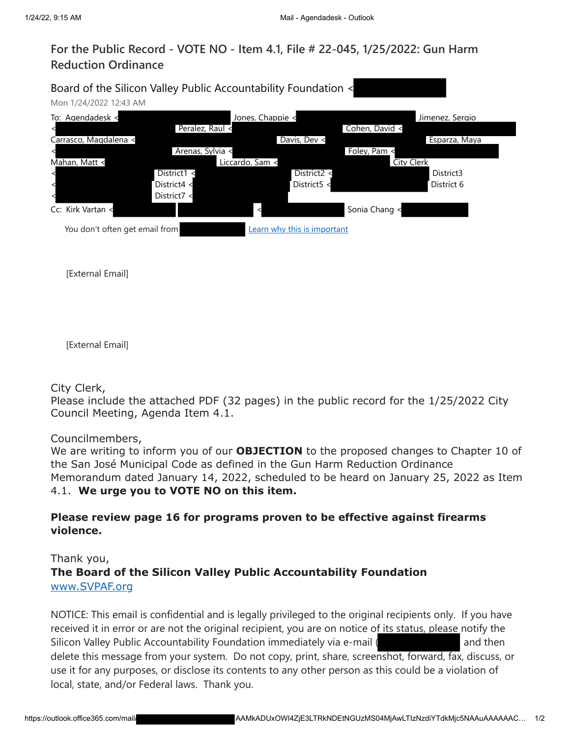# For the Public Record - VOTE NO - Item 4.1, File # 22-045, 1/25/2022: Gun Harm Reduction Ordinance

Board of the Silicon Valley Public Accountability Foundation <

Mon 1/24/2022 12:43 AM

To: Agendadesk < ; Jones, Chappie < ; Jimenez, Sergio < ; Peralez, Raul < ; Cohen, David < ; Carrasco, Magdalena < ; Davis, Dev < ; Esparza, Maya < ; Arenas, Sylvia < ; Foley, Pam < ; Mahan, Matt < ; Liccardo, Sam < ; City Clerk < ; District1 < ; District2 < ; District3 < ; District4 < ; District5 < ; District 6 < ; District7 <

Cc: Kirk Vartan < ; < ; Sonia Chang <

You don't often get email from  Learn why this is important

[External Email]

[External Email]

City Clerk,
Please include the attached PDF (32 pages) in the public record for the 1/25/2022 City Council Meeting, Agenda Item 4.1.

Councilmembers,
We are writing to inform you of our **OBJECTION** to the proposed changes to Chapter 10 of the San José Municipal Code as defined in the Gun Harm Reduction Ordinance Memorandum dated January 14, 2022, scheduled to be heard on January 25, 2022 as Item 4.1. **We urge you to VOTE NO on this item.**

**Please review page 16 for programs proven to be effective against firearms violence.**

Thank you,
**The Board of the Silicon Valley Public Accountability Foundation**
www.SVPAF.org

NOTICE: This email is confidential and is legally privileged to the original recipients only. If you have received it in error or are not the original recipient, you are on notice of its status, please notify the Silicon Valley Public Accountability Foundation immediately via e-mail ( and then delete this message from your system. Do not copy, print, share, screenshot, forward, fax, discuss, or use it for any purposes, or disclose its contents to any other person as this could be a violation of local, state, and/or Federal laws. Thank you.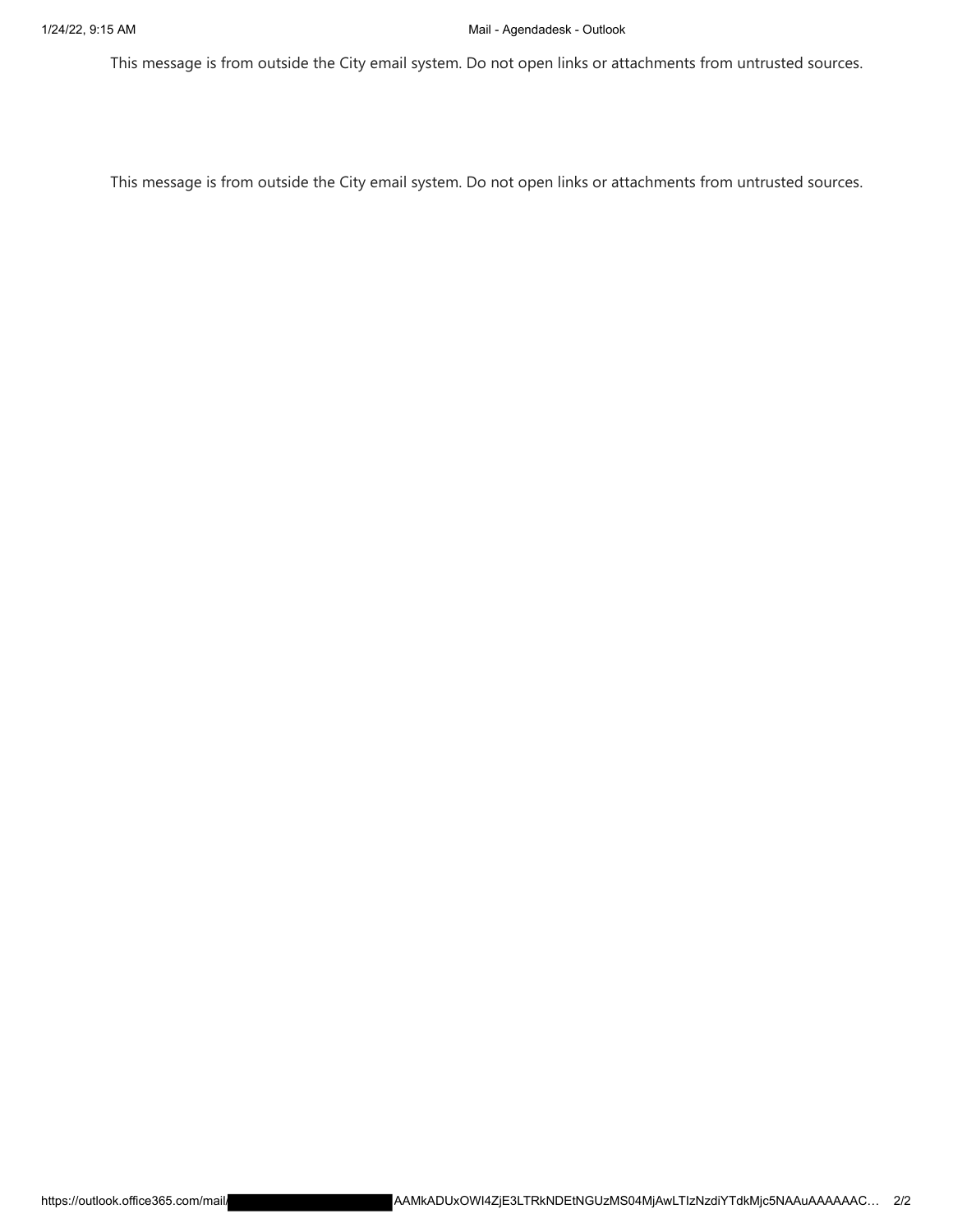This message is from outside the City email system. Do not open links or attachments from untrusted sources.

This message is from outside the City email system. Do not open links or attachments from untrusted sources.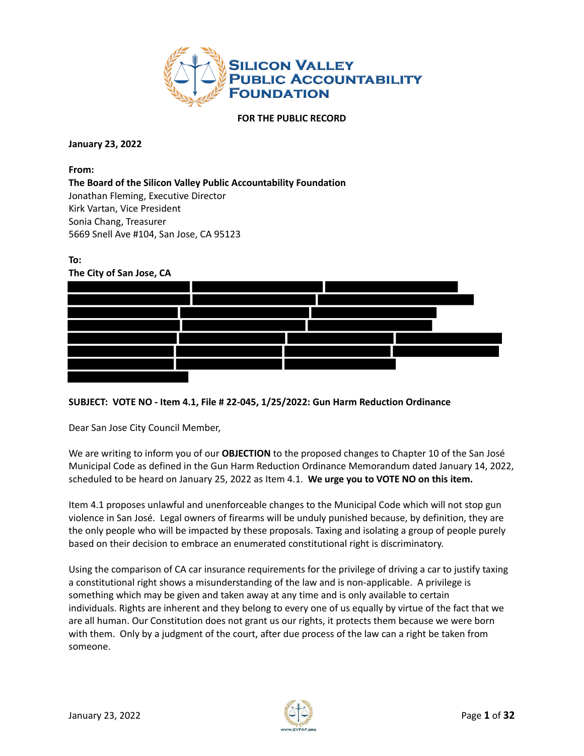**SILICON VALLEY PUBLIC ACCOUNTABILITY FOUNDATION**

**FOR THE PUBLIC RECORD**

**January 23, 2022**

**From:**
**The Board of the Silicon Valley Public Accountability Foundation**
Jonathan Fleming, Executive Director
Kirk Vartan, Vice President
Sonia Chang, Treasurer
5669 Snell Ave #104, San Jose, CA 95123

**To:**
**The City of San Jose, CA**

**SUBJECT: VOTE NO - Item 4.1, File # 22-045, 1/25/2022: Gun Harm Reduction Ordinance**

Dear San Jose City Council Member,

We are writing to inform you of our **OBJECTION** to the proposed changes to Chapter 10 of the San José Municipal Code as defined in the Gun Harm Reduction Ordinance Memorandum dated January 14, 2022, scheduled to be heard on January 25, 2022 as Item 4.1. **We urge you to VOTE NO on this item.**

Item 4.1 proposes unlawful and unenforceable changes to the Municipal Code which will not stop gun violence in San José. Legal owners of firearms will be unduly punished because, by definition, they are the only people who will be impacted by these proposals. Taxing and isolating a group of people purely based on their decision to embrace an enumerated constitutional right is discriminatory.

Using the comparison of CA car insurance requirements for the privilege of driving a car to justify taxing a constitutional right shows a misunderstanding of the law and is non-applicable. A privilege is something which may be given and taken away at any time and is only available to certain individuals. Rights are inherent and they belong to every one of us equally by virtue of the fact that we are all human. Our Constitution does not grant us our rights, it protects them because we were born with them. Only by a judgment of the court, after due process of the law can a right be taken from someone.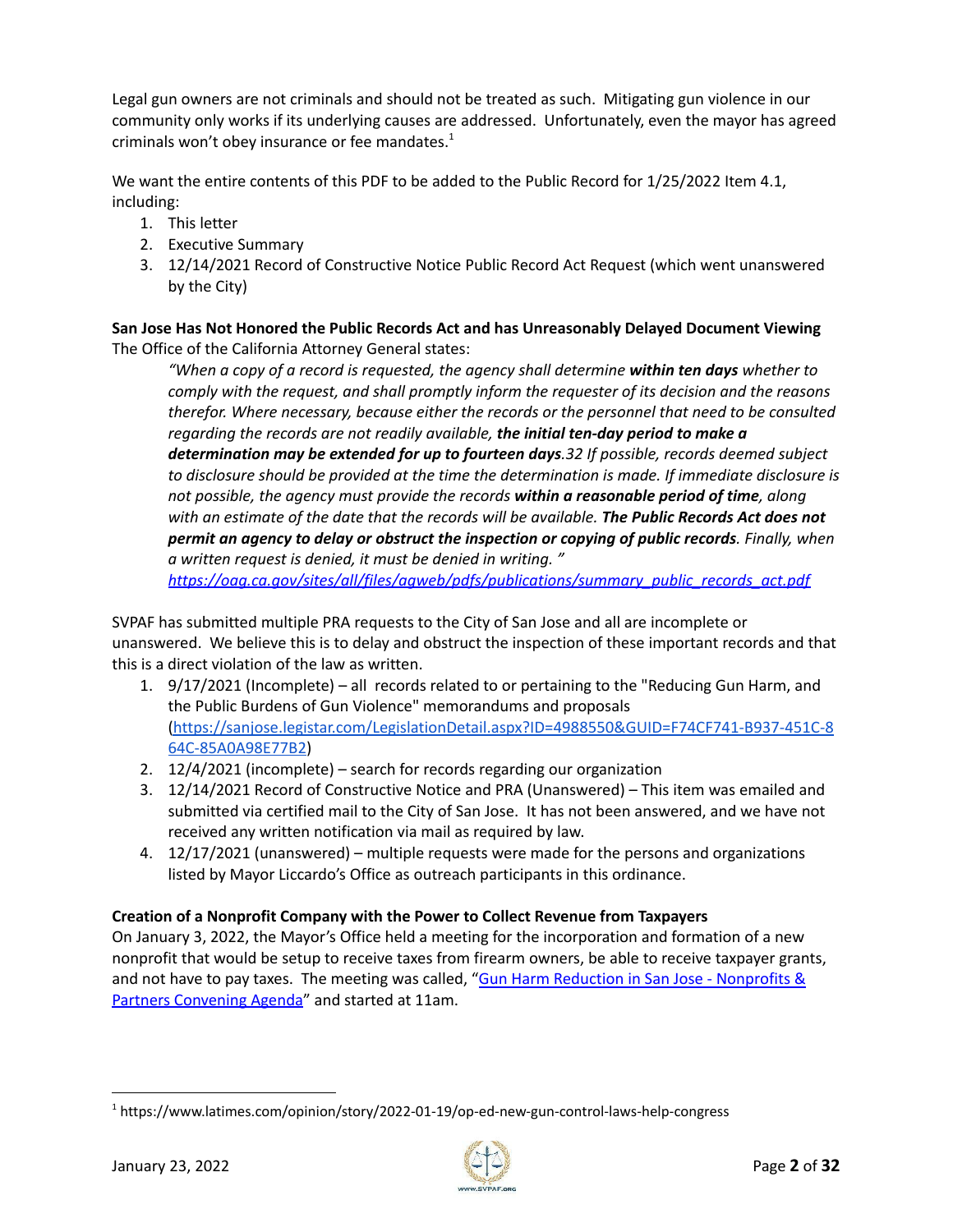Legal gun owners are not criminals and should not be treated as such. Mitigating gun violence in our community only works if its underlying causes are addressed. Unfortunately, even the mayor has agreed criminals won't obey insurance or fee mandates.[1]

We want the entire contents of this PDF to be added to the Public Record for 1/25/2022 Item 4.1, including:

1. This letter
2. Executive Summary
3. 12/14/2021 Record of Constructive Notice Public Record Act Request (which went unanswered by the City)

**San Jose Has Not Honored the Public Records Act and has Unreasonably Delayed Document Viewing**
The Office of the California Attorney General states:

> *"When a copy of a record is requested, the agency shall determine **within ten days** whether to comply with the request, and shall promptly inform the requester of its decision and the reasons therefor. Where necessary, because either the records or the personnel that need to be consulted regarding the records are not readily available, **the initial ten-day period to make a determination may be extended for up to fourteen days**.32 If possible, records deemed subject to disclosure should be provided at the time the determination is made. If immediate disclosure is not possible, the agency must provide the records **within a reasonable period of time**, along with an estimate of the date that the records will be available. **The Public Records Act does not permit an agency to delay or obstruct the inspection or copying of public records**. Finally, when a written request is denied, it must be denied in writing. "*
> [https://oag.ca.gov/sites/all/files/agweb/pdfs/publications/summary_public_records_act.pdf](https://oag.ca.gov/sites/all/files/agweb/pdfs/publications/summary_public_records_act.pdf)

SVPAF has submitted multiple PRA requests to the City of San Jose and all are incomplete or unanswered. We believe this is to delay and obstruct the inspection of these important records and that this is a direct violation of the law as written.

1. 9/17/2021 (Incomplete) – all records related to or pertaining to the "Reducing Gun Harm, and the Public Burdens of Gun Violence" memorandums and proposals ([https://sanjose.legistar.com/LegislationDetail.aspx?ID=4988550&GUID=F74CF741-B937-451C-864C-85A0A98E77B2](https://sanjose.legistar.com/LegislationDetail.aspx?ID=4988550&GUID=F74CF741-B937-451C-864C-85A0A98E77B2))
2. 12/4/2021 (incomplete) – search for records regarding our organization
3. 12/14/2021 Record of Constructive Notice and PRA (Unanswered) – This item was emailed and submitted via certified mail to the City of San Jose. It has not been answered, and we have not received any written notification via mail as required by law.
4. 12/17/2021 (unanswered) – multiple requests were made for the persons and organizations listed by Mayor Liccardo's Office as outreach participants in this ordinance.

**Creation of a Nonprofit Company with the Power to Collect Revenue from Taxpayers**
On January 3, 2022, the Mayor's Office held a meeting for the incorporation and formation of a new nonprofit that would be setup to receive taxes from firearm owners, be able to receive taxpayer grants, and not have to pay taxes. The meeting was called, "Gun Harm Reduction in San Jose - Nonprofits & Partners Convening Agenda" and started at 11am.

---

[1] https://www.latimes.com/opinion/story/2022-01-19/op-ed-new-gun-control-laws-help-congress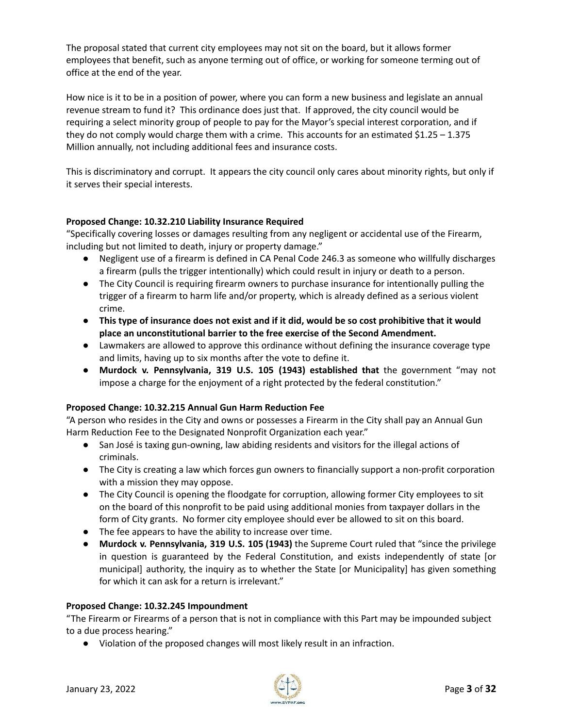The proposal stated that current city employees may not sit on the board, but it allows former employees that benefit, such as anyone terming out of office, or working for someone terming out of office at the end of the year.

How nice is it to be in a position of power, where you can form a new business and legislate an annual revenue stream to fund it? This ordinance does just that. If approved, the city council would be requiring a select minority group of people to pay for the Mayor's special interest corporation, and if they do not comply would charge them with a crime. This accounts for an estimated $1.25 – 1.375 Million annually, not including additional fees and insurance costs.

This is discriminatory and corrupt. It appears the city council only cares about minority rights, but only if it serves their special interests.

**Proposed Change: 10.32.210 Liability Insurance Required**

"Specifically covering losses or damages resulting from any negligent or accidental use of the Firearm, including but not limited to death, injury or property damage."

- Negligent use of a firearm is defined in CA Penal Code 246.3 as someone who willfully discharges a firearm (pulls the trigger intentionally) which could result in injury or death to a person.
- The City Council is requiring firearm owners to purchase insurance for intentionally pulling the trigger of a firearm to harm life and/or property, which is already defined as a serious violent crime.
- **This type of insurance does not exist and if it did, would be so cost prohibitive that it would place an unconstitutional barrier to the free exercise of the Second Amendment.**
- Lawmakers are allowed to approve this ordinance without defining the insurance coverage type and limits, having up to six months after the vote to define it.
- **Murdock v. Pennsylvania, 319 U.S. 105 (1943) established that** the government "may not impose a charge for the enjoyment of a right protected by the federal constitution."

**Proposed Change: 10.32.215 Annual Gun Harm Reduction Fee**

"A person who resides in the City and owns or possesses a Firearm in the City shall pay an Annual Gun Harm Reduction Fee to the Designated Nonprofit Organization each year."

- San José is taxing gun-owning, law abiding residents and visitors for the illegal actions of criminals.
- The City is creating a law which forces gun owners to financially support a non-profit corporation with a mission they may oppose.
- The City Council is opening the floodgate for corruption, allowing former City employees to sit on the board of this nonprofit to be paid using additional monies from taxpayer dollars in the form of City grants. No former city employee should ever be allowed to sit on this board.
- The fee appears to have the ability to increase over time.
- **Murdock v. Pennsylvania, 319 U.S. 105 (1943)** the Supreme Court ruled that "since the privilege in question is guaranteed by the Federal Constitution, and exists independently of state [or municipal] authority, the inquiry as to whether the State [or Municipality] has given something for which it can ask for a return is irrelevant."

**Proposed Change: 10.32.245 Impoundment**

"The Firearm or Firearms of a person that is not in compliance with this Part may be impounded subject to a due process hearing."

- Violation of the proposed changes will most likely result in an infraction.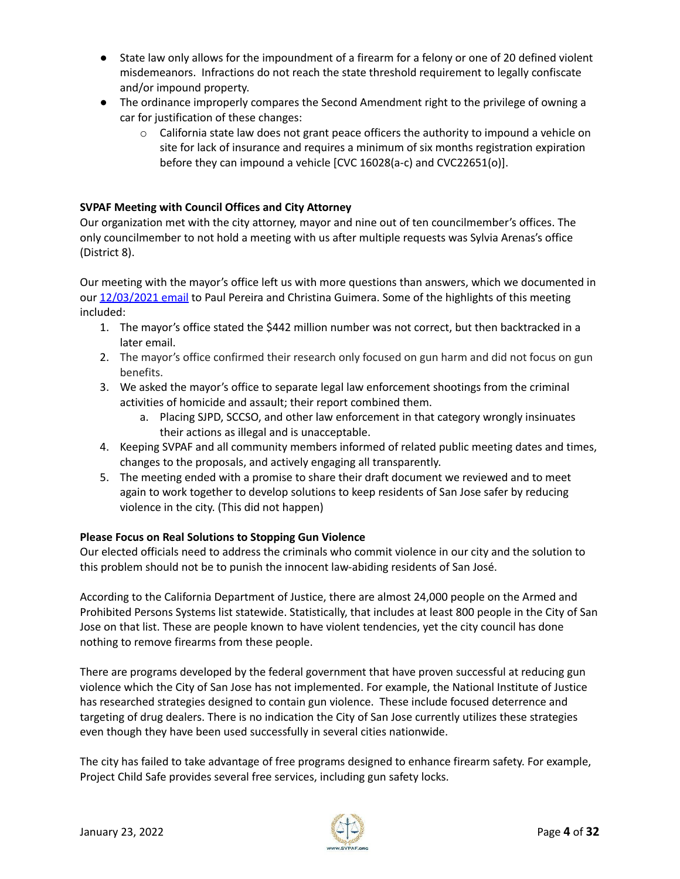- State law only allows for the impoundment of a firearm for a felony or one of 20 defined violent misdemeanors. Infractions do not reach the state threshold requirement to legally confiscate and/or impound property.
- The ordinance improperly compares the Second Amendment right to the privilege of owning a car for justification of these changes:
  - California state law does not grant peace officers the authority to impound a vehicle on site for lack of insurance and requires a minimum of six months registration expiration before they can impound a vehicle [CVC 16028(a-c) and CVC22651(o)].

**SVPAF Meeting with Council Offices and City Attorney**

Our organization met with the city attorney, mayor and nine out of ten councilmember's offices. The only councilmember to not hold a meeting with us after multiple requests was Sylvia Arenas's office (District 8).

Our meeting with the mayor's office left us with more questions than answers, which we documented in our 12/03/2021 email to Paul Pereira and Christina Guimera. Some of the highlights of this meeting included:

1. The mayor's office stated the $442 million number was not correct, but then backtracked in a later email.
2. The mayor's office confirmed their research only focused on gun harm and did not focus on gun benefits.
3. We asked the mayor's office to separate legal law enforcement shootings from the criminal activities of homicide and assault; their report combined them.
   a. Placing SJPD, SCCSO, and other law enforcement in that category wrongly insinuates their actions as illegal and is unacceptable.
4. Keeping SVPAF and all community members informed of related public meeting dates and times, changes to the proposals, and actively engaging all transparently.
5. The meeting ended with a promise to share their draft document we reviewed and to meet again to work together to develop solutions to keep residents of San Jose safer by reducing violence in the city. (This did not happen)

**Please Focus on Real Solutions to Stopping Gun Violence**

Our elected officials need to address the criminals who commit violence in our city and the solution to this problem should not be to punish the innocent law-abiding residents of San José.

According to the California Department of Justice, there are almost 24,000 people on the Armed and Prohibited Persons Systems list statewide. Statistically, that includes at least 800 people in the City of San Jose on that list. These are people known to have violent tendencies, yet the city council has done nothing to remove firearms from these people.

There are programs developed by the federal government that have proven successful at reducing gun violence which the City of San Jose has not implemented. For example, the National Institute of Justice has researched strategies designed to contain gun violence. These include focused deterrence and targeting of drug dealers. There is no indication the City of San Jose currently utilizes these strategies even though they have been used successfully in several cities nationwide.

The city has failed to take advantage of free programs designed to enhance firearm safety. For example, Project Child Safe provides several free services, including gun safety locks.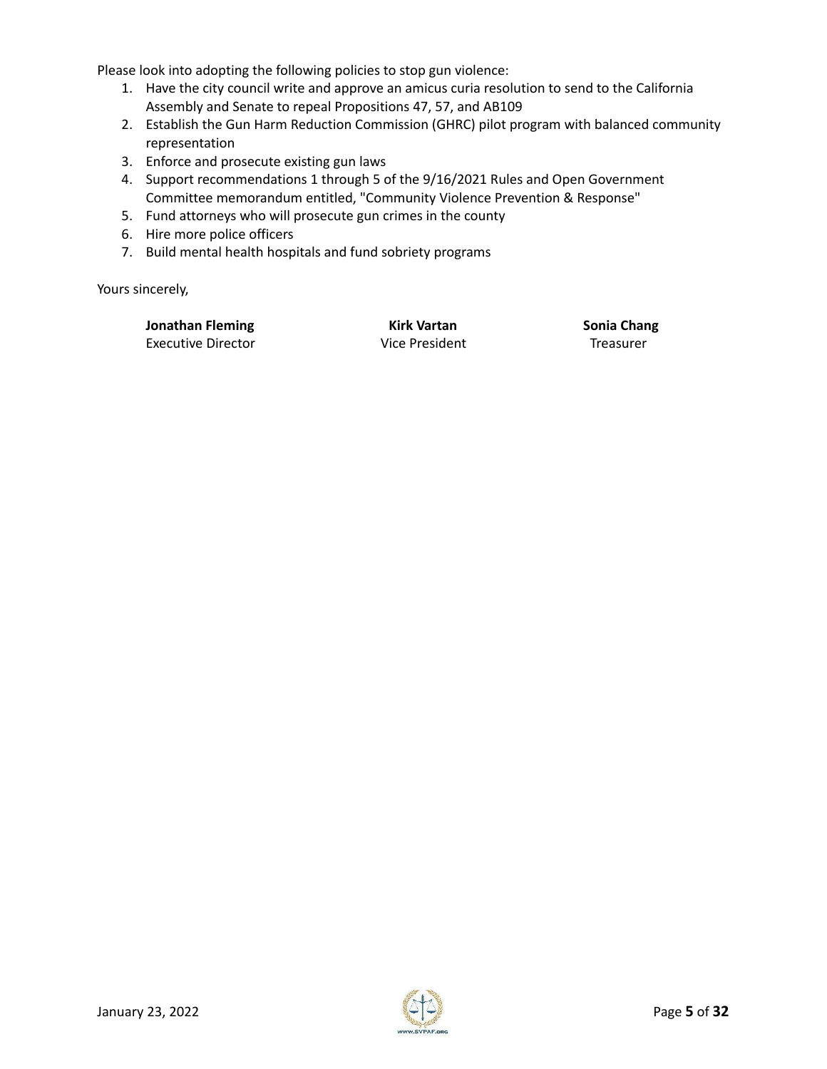Please look into adopting the following policies to stop gun violence:

1. Have the city council write and approve an amicus curia resolution to send to the California Assembly and Senate to repeal Propositions 47, 57, and AB109
2. Establish the Gun Harm Reduction Commission (GHRC) pilot program with balanced community representation
3. Enforce and prosecute existing gun laws
4. Support recommendations 1 through 5 of the 9/16/2021 Rules and Open Government Committee memorandum entitled, "Community Violence Prevention & Response"
5. Fund attorneys who will prosecute gun crimes in the county
6. Hire more police officers
7. Build mental health hospitals and fund sobriety programs

Yours sincerely,

**Jonathan Fleming**
Executive Director

**Kirk Vartan**
Vice President

**Sonia Chang**
Treasurer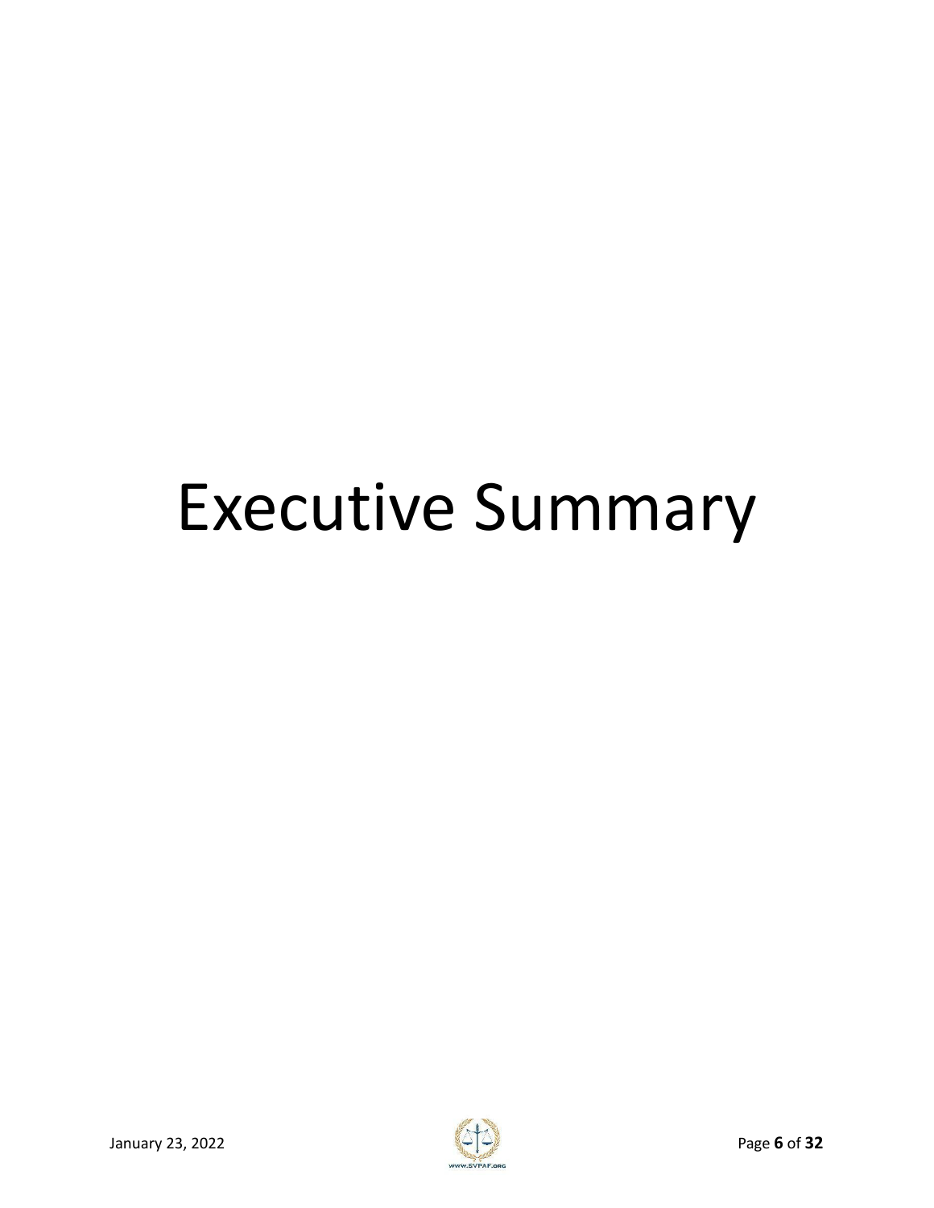# Executive Summary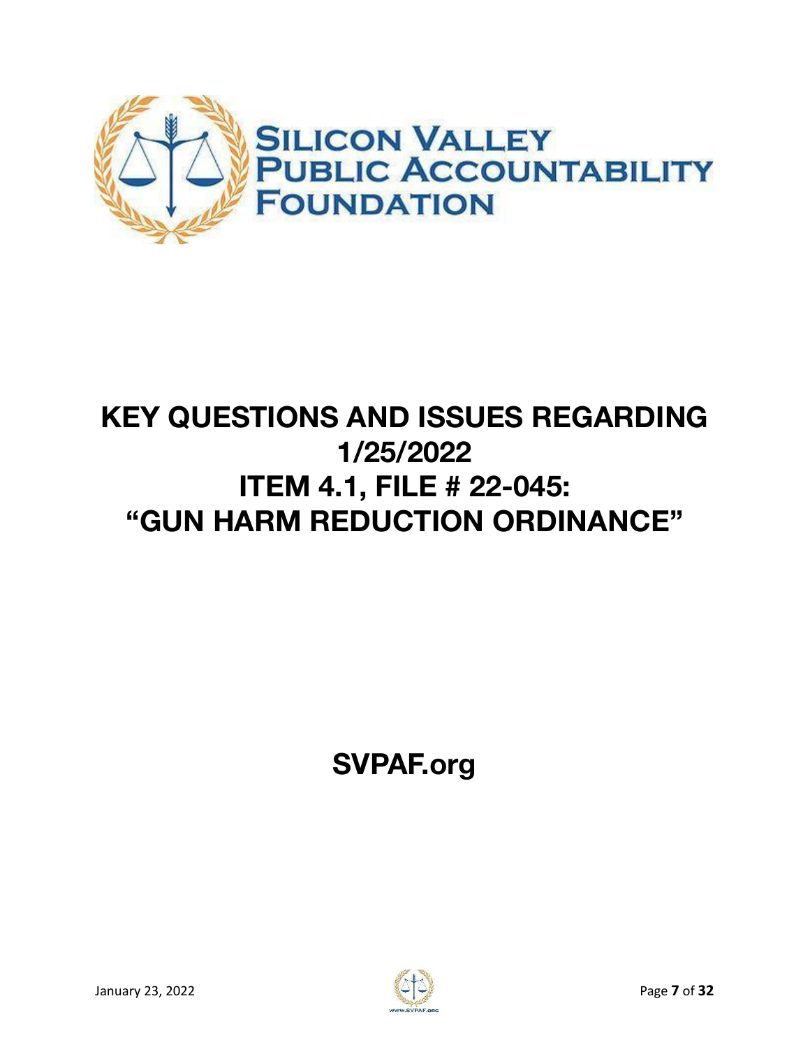SILICON VALLEY PUBLIC ACCOUNTABILITY FOUNDATION

# KEY QUESTIONS AND ISSUES REGARDING 1/25/2022 ITEM 4.1, FILE # 22-045: "GUN HARM REDUCTION ORDINANCE"

**SVPAF.org**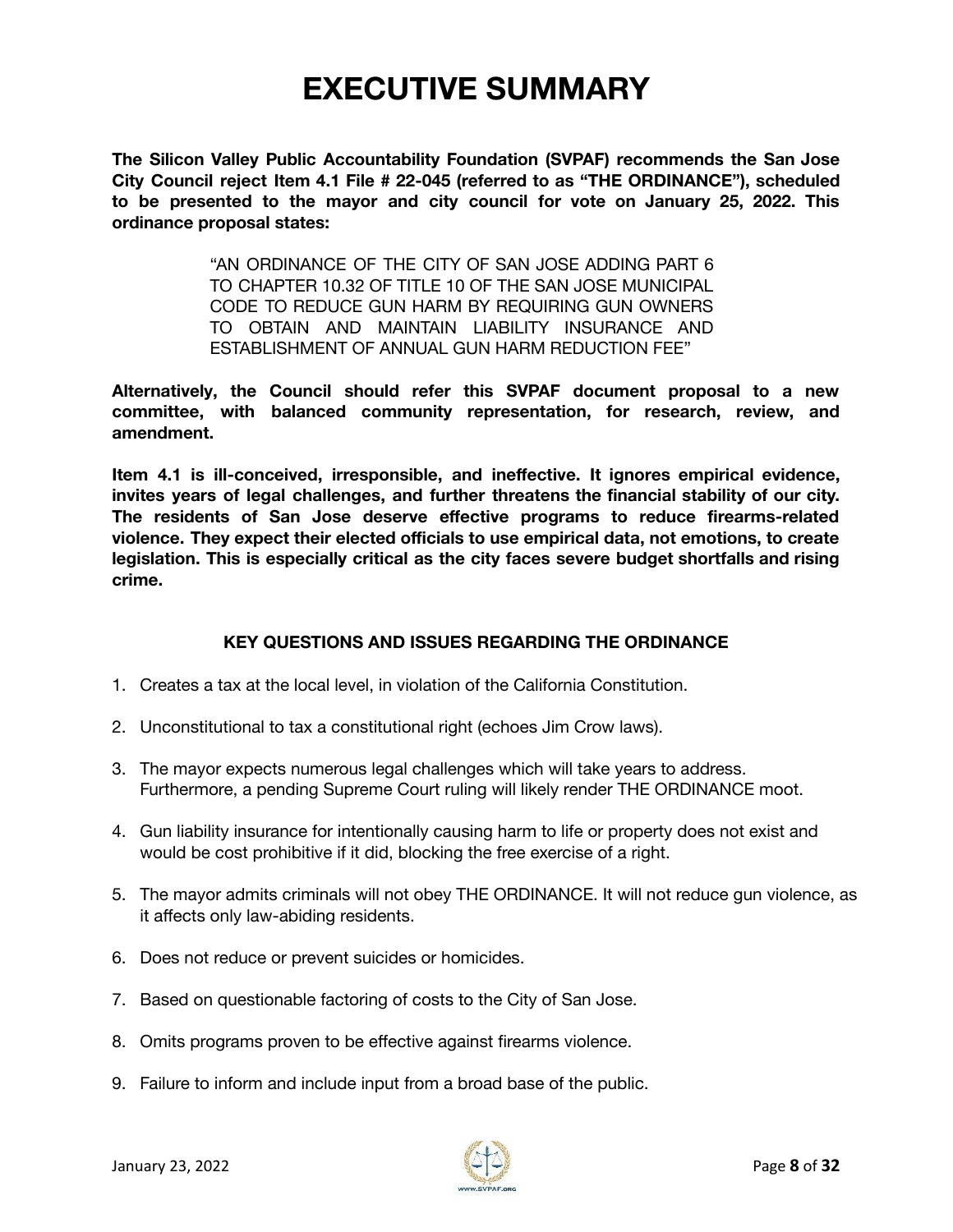# EXECUTIVE SUMMARY

**The Silicon Valley Public Accountability Foundation (SVPAF) recommends the San Jose City Council reject Item 4.1 File # 22-045 (referred to as "THE ORDINANCE"), scheduled to be presented to the mayor and city council for vote on January 25, 2022. This ordinance proposal states:**

> "AN ORDINANCE OF THE CITY OF SAN JOSE ADDING PART 6 TO CHAPTER 10.32 OF TITLE 10 OF THE SAN JOSE MUNICIPAL CODE TO REDUCE GUN HARM BY REQUIRING GUN OWNERS TO OBTAIN AND MAINTAIN LIABILITY INSURANCE AND ESTABLISHMENT OF ANNUAL GUN HARM REDUCTION FEE"

**Alternatively, the Council should refer this SVPAF document proposal to a new committee, with balanced community representation, for research, review, and amendment.**

**Item 4.1 is ill-conceived, irresponsible, and ineffective. It ignores empirical evidence, invites years of legal challenges, and further threatens the financial stability of our city. The residents of San Jose deserve effective programs to reduce firearms-related violence. They expect their elected officials to use empirical data, not emotions, to create legislation. This is especially critical as the city faces severe budget shortfalls and rising crime.**

### KEY QUESTIONS AND ISSUES REGARDING THE ORDINANCE

1. Creates a tax at the local level, in violation of the California Constitution.
2. Unconstitutional to tax a constitutional right (echoes Jim Crow laws).
3. The mayor expects numerous legal challenges which will take years to address. Furthermore, a pending Supreme Court ruling will likely render THE ORDINANCE moot.
4. Gun liability insurance for intentionally causing harm to life or property does not exist and would be cost prohibitive if it did, blocking the free exercise of a right.
5. The mayor admits criminals will not obey THE ORDINANCE. It will not reduce gun violence, as it affects only law-abiding residents.
6. Does not reduce or prevent suicides or homicides.
7. Based on questionable factoring of costs to the City of San Jose.
8. Omits programs proven to be effective against firearms violence.
9. Failure to inform and include input from a broad base of the public.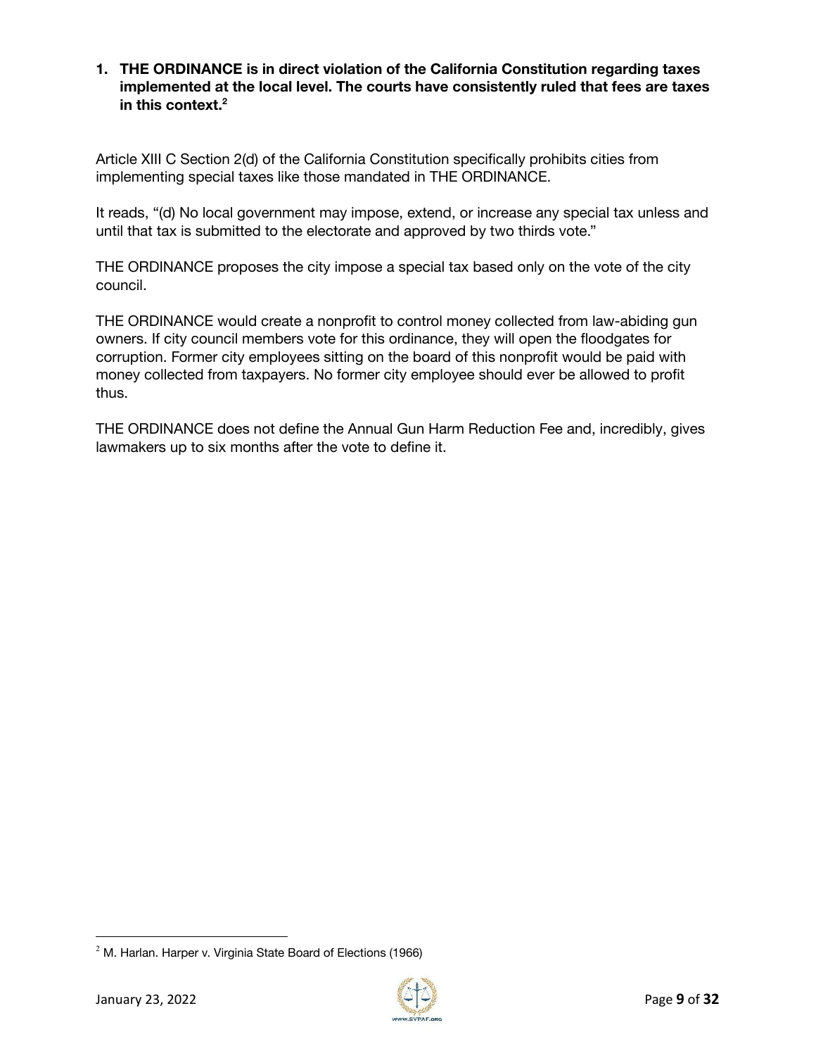1. **THE ORDINANCE is in direct violation of the California Constitution regarding taxes implemented at the local level. The courts have consistently ruled that fees are taxes in this context.**[2]

Article XIII C Section 2(d) of the California Constitution specifically prohibits cities from implementing special taxes like those mandated in THE ORDINANCE.

It reads, "(d) No local government may impose, extend, or increase any special tax unless and until that tax is submitted to the electorate and approved by two thirds vote."

THE ORDINANCE proposes the city impose a special tax based only on the vote of the city council.

THE ORDINANCE would create a nonprofit to control money collected from law-abiding gun owners. If city council members vote for this ordinance, they will open the floodgates for corruption. Former city employees sitting on the board of this nonprofit would be paid with money collected from taxpayers. No former city employee should ever be allowed to profit thus.

THE ORDINANCE does not define the Annual Gun Harm Reduction Fee and, incredibly, gives lawmakers up to six months after the vote to define it.

---

[2] M. Harlan. Harper v. Virginia State Board of Elections (1966)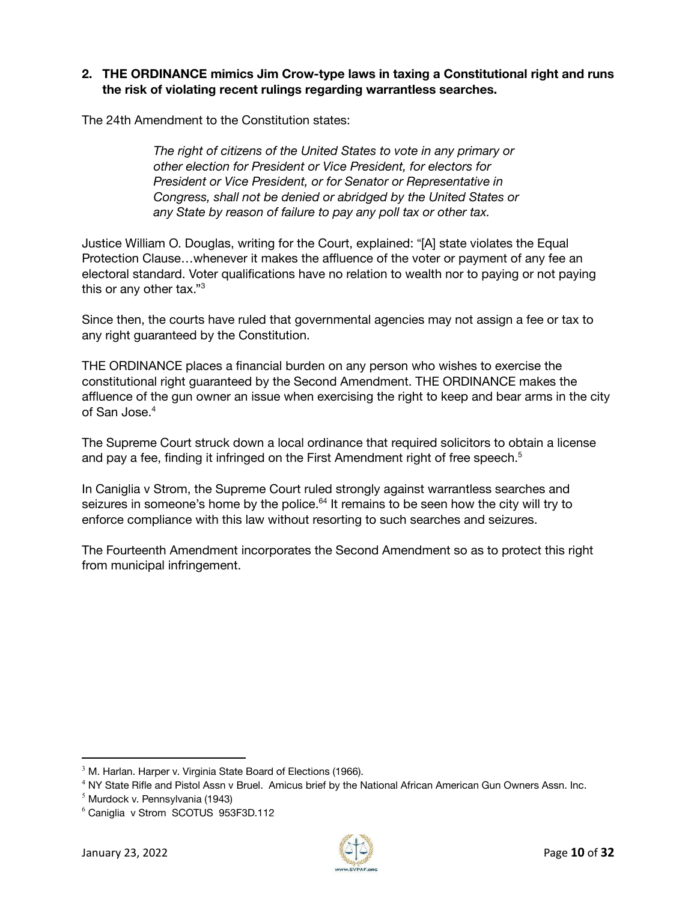**2. THE ORDINANCE mimics Jim Crow-type laws in taxing a Constitutional right and runs the risk of violating recent rulings regarding warrantless searches.**

The 24th Amendment to the Constitution states:

> *The right of citizens of the United States to vote in any primary or other election for President or Vice President, for electors for President or Vice President, or for Senator or Representative in Congress, shall not be denied or abridged by the United States or any State by reason of failure to pay any poll tax or other tax.*

Justice William O. Douglas, writing for the Court, explained: "[A] state violates the Equal Protection Clause…whenever it makes the affluence of the voter or payment of any fee an electoral standard. Voter qualifications have no relation to wealth nor to paying or not paying this or any other tax."[3]

Since then, the courts have ruled that governmental agencies may not assign a fee or tax to any right guaranteed by the Constitution.

THE ORDINANCE places a financial burden on any person who wishes to exercise the constitutional right guaranteed by the Second Amendment. THE ORDINANCE makes the affluence of the gun owner an issue when exercising the right to keep and bear arms in the city of San Jose.[4]

The Supreme Court struck down a local ordinance that required solicitors to obtain a license and pay a fee, finding it infringed on the First Amendment right of free speech.[5]

In Caniglia v Strom, the Supreme Court ruled strongly against warrantless searches and seizures in someone's home by the police.[64] It remains to be seen how the city will try to enforce compliance with this law without resorting to such searches and seizures.

The Fourteenth Amendment incorporates the Second Amendment so as to protect this right from municipal infringement.

---

[3] M. Harlan. Harper v. Virginia State Board of Elections (1966).

[4] NY State Rifle and Pistol Assn v Bruel. Amicus brief by the National African American Gun Owners Assn. Inc.

[5] Murdock v. Pennsylvania (1943)

[6] Caniglia v Strom SCOTUS 953F3D.112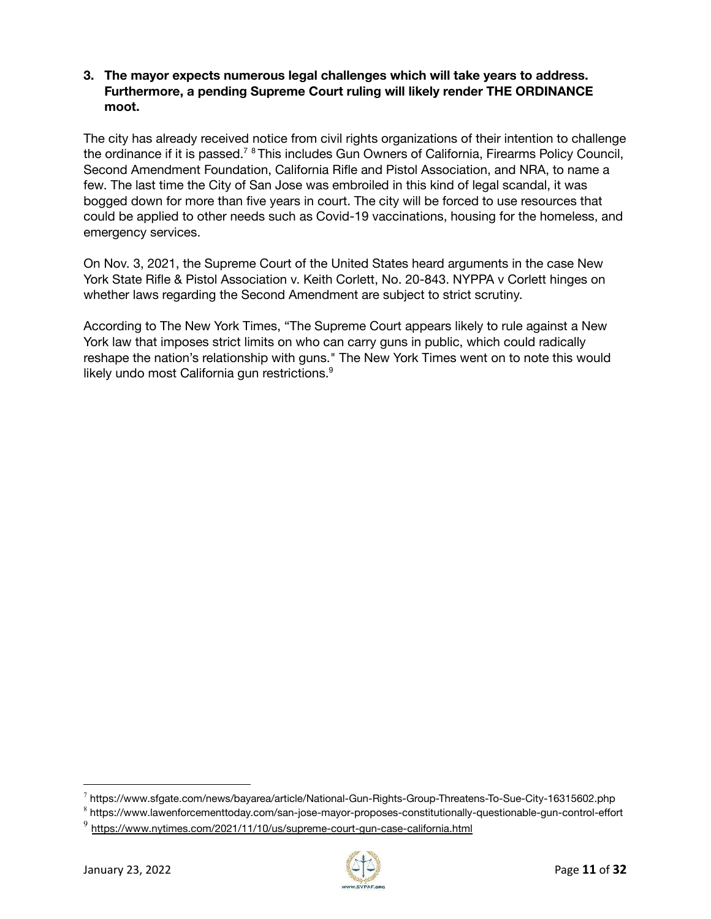**3. The mayor expects numerous legal challenges which will take years to address. Furthermore, a pending Supreme Court ruling will likely render THE ORDINANCE moot.**

The city has already received notice from civil rights organizations of their intention to challenge the ordinance if it is passed.[7] [8] This includes Gun Owners of California, Firearms Policy Council, Second Amendment Foundation, California Rifle and Pistol Association, and NRA, to name a few. The last time the City of San Jose was embroiled in this kind of legal scandal, it was bogged down for more than five years in court. The city will be forced to use resources that could be applied to other needs such as Covid-19 vaccinations, housing for the homeless, and emergency services.

On Nov. 3, 2021, the Supreme Court of the United States heard arguments in the case New York State Rifle & Pistol Association v. Keith Corlett, No. 20-843. NYPPA v Corlett hinges on whether laws regarding the Second Amendment are subject to strict scrutiny.

According to The New York Times, "The Supreme Court appears likely to rule against a New York law that imposes strict limits on who can carry guns in public, which could radically reshape the nation's relationship with guns." The New York Times went on to note this would likely undo most California gun restrictions.[9]

---

[7] https://www.sfgate.com/news/bayarea/article/National-Gun-Rights-Group-Threatens-To-Sue-City-16315602.php

[8] https://www.lawenforcementtoday.com/san-jose-mayor-proposes-constitutionally-questionable-gun-control-effort

[9] https://www.nytimes.com/2021/11/10/us/supreme-court-gun-case-california.html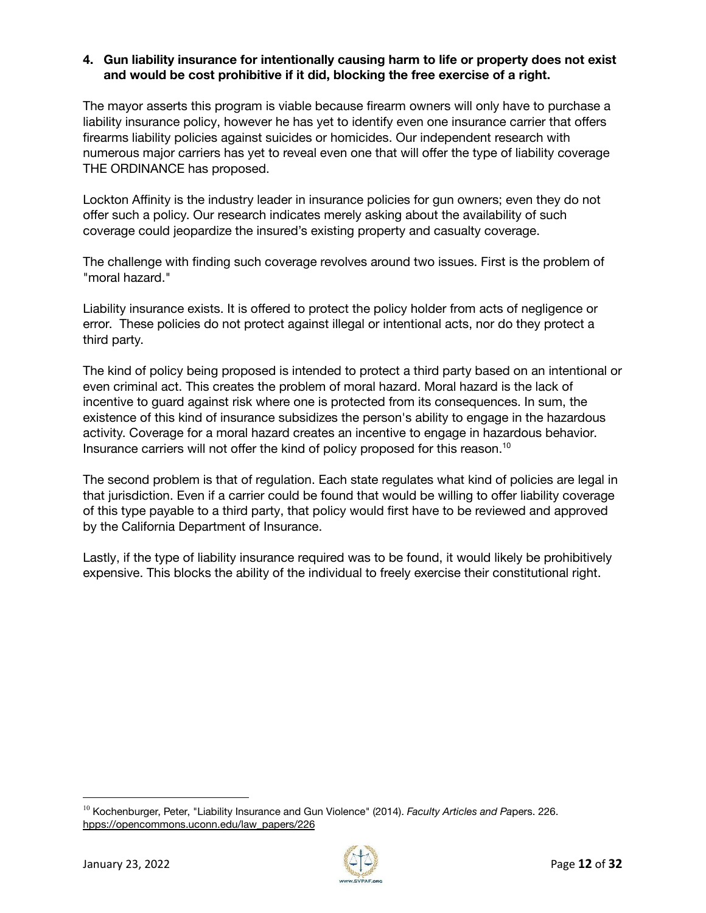**4. Gun liability insurance for intentionally causing harm to life or property does not exist and would be cost prohibitive if it did, blocking the free exercise of a right.**

The mayor asserts this program is viable because firearm owners will only have to purchase a liability insurance policy, however he has yet to identify even one insurance carrier that offers firearms liability policies against suicides or homicides. Our independent research with numerous major carriers has yet to reveal even one that will offer the type of liability coverage THE ORDINANCE has proposed.

Lockton Affinity is the industry leader in insurance policies for gun owners; even they do not offer such a policy. Our research indicates merely asking about the availability of such coverage could jeopardize the insured's existing property and casualty coverage.

The challenge with finding such coverage revolves around two issues. First is the problem of "moral hazard."

Liability insurance exists. It is offered to protect the policy holder from acts of negligence or error. These policies do not protect against illegal or intentional acts, nor do they protect a third party.

The kind of policy being proposed is intended to protect a third party based on an intentional or even criminal act. This creates the problem of moral hazard. Moral hazard is the lack of incentive to guard against risk where one is protected from its consequences. In sum, the existence of this kind of insurance subsidizes the person's ability to engage in the hazardous activity. Coverage for a moral hazard creates an incentive to engage in hazardous behavior. Insurance carriers will not offer the kind of policy proposed for this reason.[10]

The second problem is that of regulation. Each state regulates what kind of policies are legal in that jurisdiction. Even if a carrier could be found that would be willing to offer liability coverage of this type payable to a third party, that policy would first have to be reviewed and approved by the California Department of Insurance.

Lastly, if the type of liability insurance required was to be found, it would likely be prohibitively expensive. This blocks the ability of the individual to freely exercise their constitutional right.

---

[10] Kochenburger, Peter, "Liability Insurance and Gun Violence" (2014). *Faculty Articles and Pa*pers. 226. hpps://opencommons.uconn.edu/law_papers/226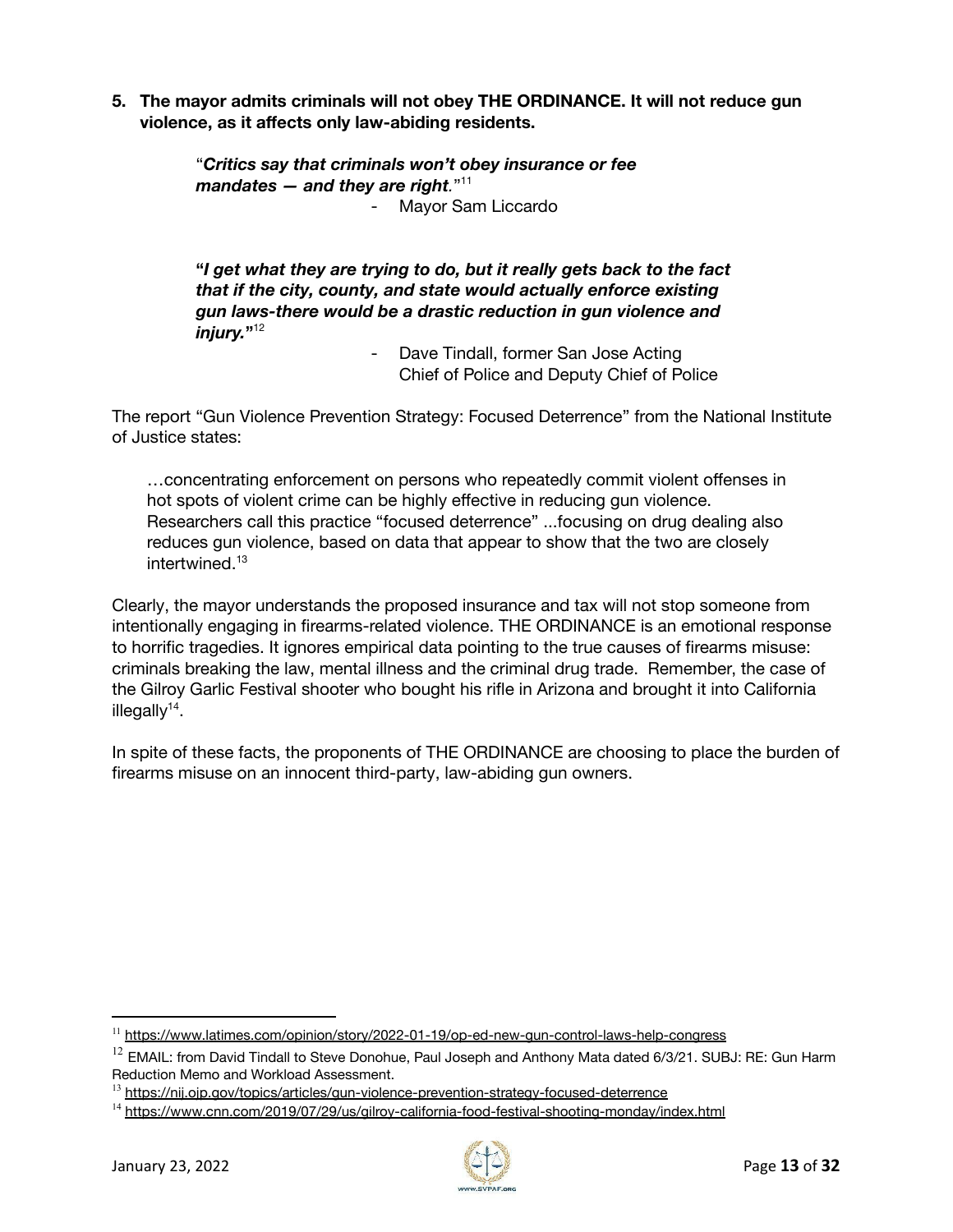**5. The mayor admits criminals will not obey THE ORDINANCE. It will not reduce gun violence, as it affects only law-abiding residents.**

> "***Critics say that criminals won't obey insurance or fee mandates — and they are right.***"[11]
>
> - Mayor Sam Liccardo

> **"*I get what they are trying to do, but it really gets back to the fact that if the city, county, and state would actually enforce existing gun laws-there would be a drastic reduction in gun violence and injury.*"**[12]
>
> - Dave Tindall, former San Jose Acting Chief of Police and Deputy Chief of Police

The report "Gun Violence Prevention Strategy: Focused Deterrence" from the National Institute of Justice states:

> …concentrating enforcement on persons who repeatedly commit violent offenses in hot spots of violent crime can be highly effective in reducing gun violence. Researchers call this practice "focused deterrence" ...focusing on drug dealing also reduces gun violence, based on data that appear to show that the two are closely intertwined.[13]

Clearly, the mayor understands the proposed insurance and tax will not stop someone from intentionally engaging in firearms-related violence. THE ORDINANCE is an emotional response to horrific tragedies. It ignores empirical data pointing to the true causes of firearms misuse: criminals breaking the law, mental illness and the criminal drug trade. Remember, the case of the Gilroy Garlic Festival shooter who bought his rifle in Arizona and brought it into California illegally[14].

In spite of these facts, the proponents of THE ORDINANCE are choosing to place the burden of firearms misuse on an innocent third-party, law-abiding gun owners.

---

[11] https://www.latimes.com/opinion/story/2022-01-19/op-ed-new-gun-control-laws-help-congress

[12] EMAIL: from David Tindall to Steve Donohue, Paul Joseph and Anthony Mata dated 6/3/21. SUBJ: RE: Gun Harm Reduction Memo and Workload Assessment.

[13] https://nij.ojp.gov/topics/articles/gun-violence-prevention-strategy-focused-deterrence

[14] https://www.cnn.com/2019/07/29/us/gilroy-california-food-festival-shooting-monday/index.html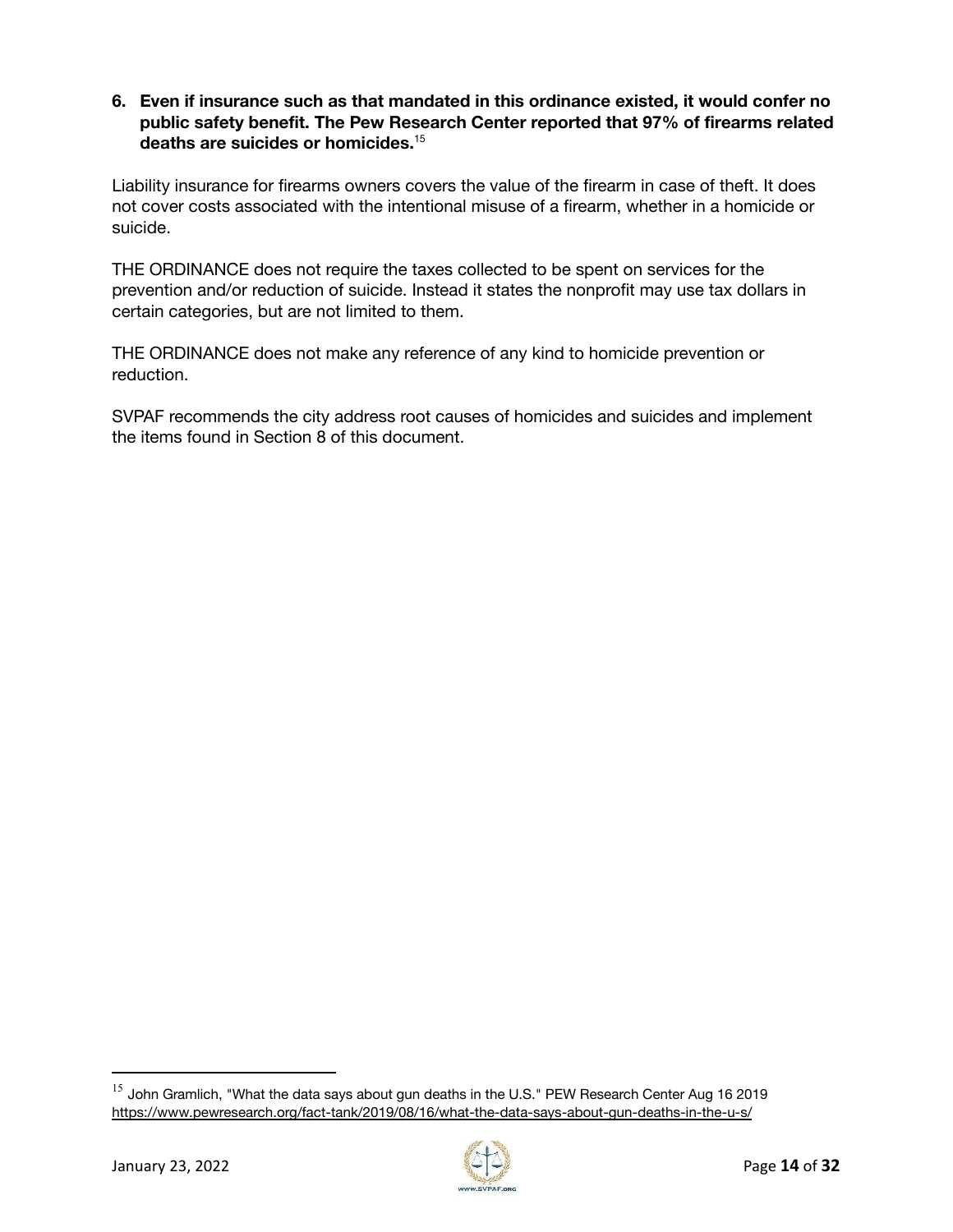**6. Even if insurance such as that mandated in this ordinance existed, it would confer no public safety benefit. The Pew Research Center reported that 97% of firearms related deaths are suicides or homicides.**[15]

Liability insurance for firearms owners covers the value of the firearm in case of theft. It does not cover costs associated with the intentional misuse of a firearm, whether in a homicide or suicide.

THE ORDINANCE does not require the taxes collected to be spent on services for the prevention and/or reduction of suicide. Instead it states the nonprofit may use tax dollars in certain categories, but are not limited to them.

THE ORDINANCE does not make any reference of any kind to homicide prevention or reduction.

SVPAF recommends the city address root causes of homicides and suicides and implement the items found in Section 8 of this document.

---

[15] John Gramlich, "What the data says about gun deaths in the U.S." PEW Research Center Aug 16 2019 https://www.pewresearch.org/fact-tank/2019/08/16/what-the-data-says-about-gun-deaths-in-the-u-s/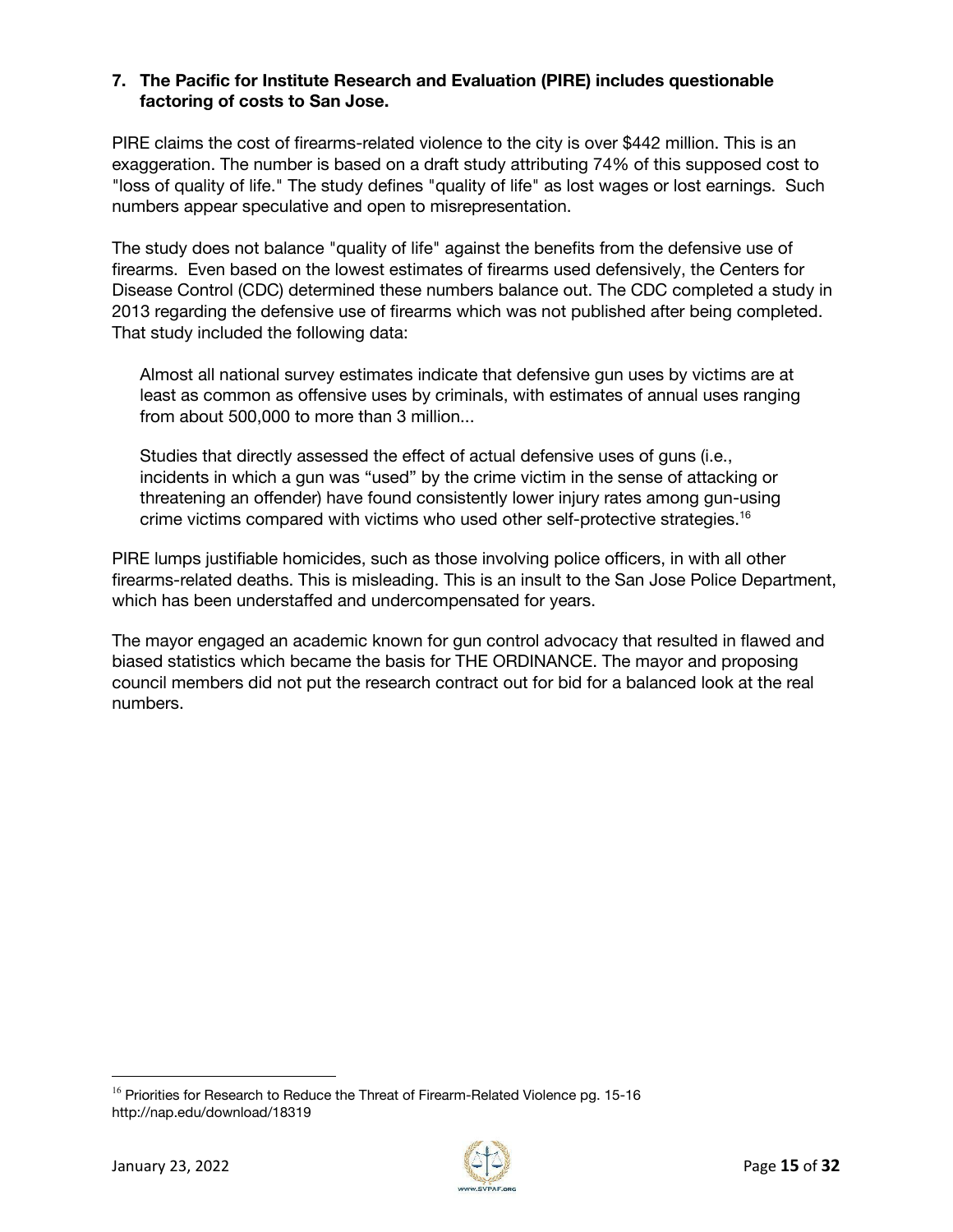### 7. The Pacific for Institute Research and Evaluation (PIRE) includes questionable factoring of costs to San Jose.

PIRE claims the cost of firearms-related violence to the city is over $442 million. This is an exaggeration. The number is based on a draft study attributing 74% of this supposed cost to "loss of quality of life." The study defines "quality of life" as lost wages or lost earnings. Such numbers appear speculative and open to misrepresentation.

The study does not balance "quality of life" against the benefits from the defensive use of firearms. Even based on the lowest estimates of firearms used defensively, the Centers for Disease Control (CDC) determined these numbers balance out. The CDC completed a study in 2013 regarding the defensive use of firearms which was not published after being completed. That study included the following data:

> Almost all national survey estimates indicate that defensive gun uses by victims are at least as common as offensive uses by criminals, with estimates of annual uses ranging from about 500,000 to more than 3 million...
>
> Studies that directly assessed the effect of actual defensive uses of guns (i.e., incidents in which a gun was "used" by the crime victim in the sense of attacking or threatening an offender) have found consistently lower injury rates among gun-using crime victims compared with victims who used other self-protective strategies.[16]

PIRE lumps justifiable homicides, such as those involving police officers, in with all other firearms-related deaths. This is misleading. This is an insult to the San Jose Police Department, which has been understaffed and undercompensated for years.

The mayor engaged an academic known for gun control advocacy that resulted in flawed and biased statistics which became the basis for THE ORDINANCE. The mayor and proposing council members did not put the research contract out for bid for a balanced look at the real numbers.

---

[16] Priorities for Research to Reduce the Threat of Firearm-Related Violence pg. 15-16 http://nap.edu/download/18319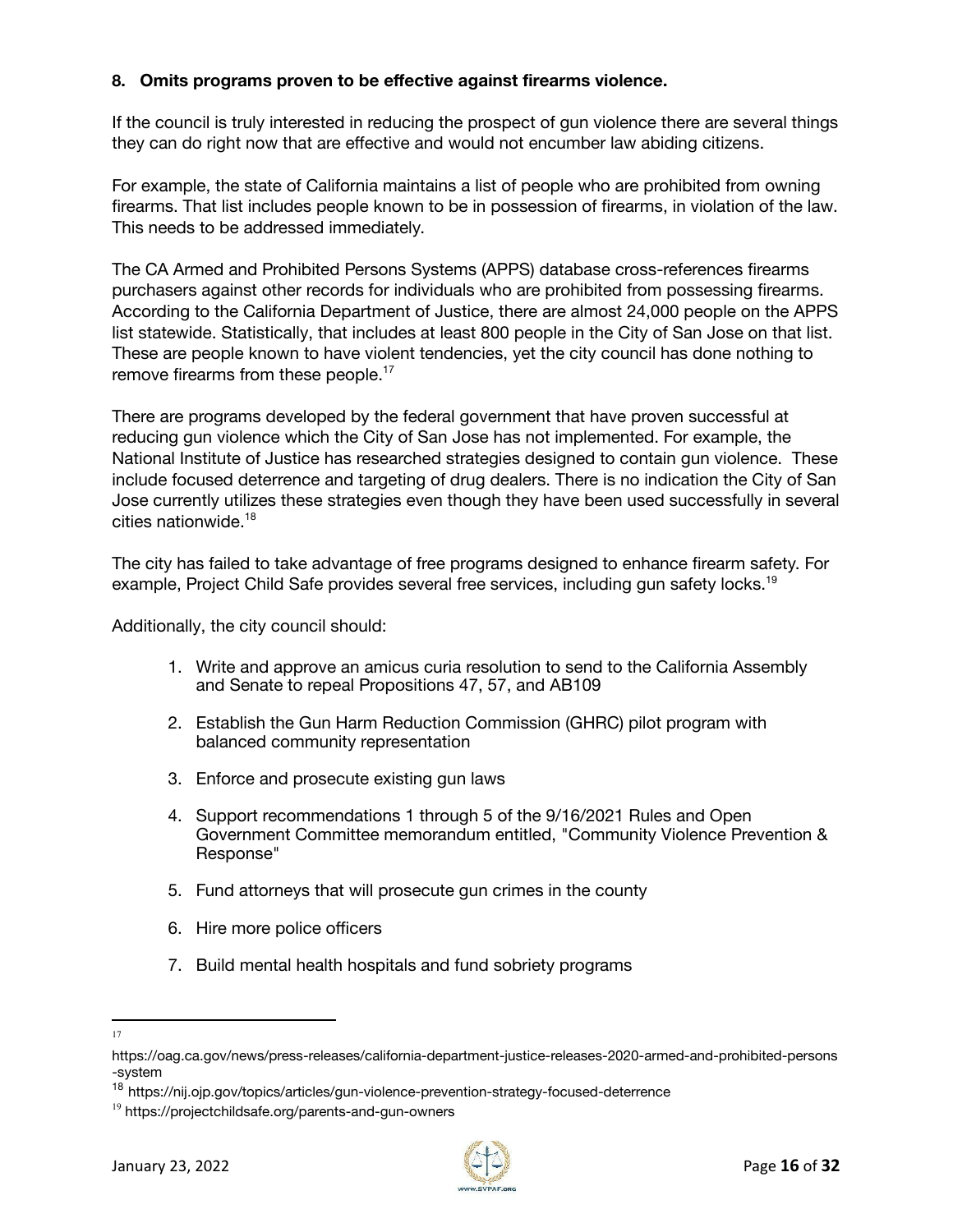**8. Omits programs proven to be effective against firearms violence.**

If the council is truly interested in reducing the prospect of gun violence there are several things they can do right now that are effective and would not encumber law abiding citizens.

For example, the state of California maintains a list of people who are prohibited from owning firearms. That list includes people known to be in possession of firearms, in violation of the law. This needs to be addressed immediately.

The CA Armed and Prohibited Persons Systems (APPS) database cross-references firearms purchasers against other records for individuals who are prohibited from possessing firearms. According to the California Department of Justice, there are almost 24,000 people on the APPS list statewide. Statistically, that includes at least 800 people in the City of San Jose on that list. These are people known to have violent tendencies, yet the city council has done nothing to remove firearms from these people.[17]

There are programs developed by the federal government that have proven successful at reducing gun violence which the City of San Jose has not implemented. For example, the National Institute of Justice has researched strategies designed to contain gun violence. These include focused deterrence and targeting of drug dealers. There is no indication the City of San Jose currently utilizes these strategies even though they have been used successfully in several cities nationwide.[18]

The city has failed to take advantage of free programs designed to enhance firearm safety. For example, Project Child Safe provides several free services, including gun safety locks.[19]

Additionally, the city council should:

1. Write and approve an amicus curia resolution to send to the California Assembly and Senate to repeal Propositions 47, 57, and AB109
2. Establish the Gun Harm Reduction Commission (GHRC) pilot program with balanced community representation
3. Enforce and prosecute existing gun laws
4. Support recommendations 1 through 5 of the 9/16/2021 Rules and Open Government Committee memorandum entitled, "Community Violence Prevention & Response"
5. Fund attorneys that will prosecute gun crimes in the county
6. Hire more police officers
7. Build mental health hospitals and fund sobriety programs

---

[17] https://oag.ca.gov/news/press-releases/california-department-justice-releases-2020-armed-and-prohibited-persons-system

[18] https://nij.ojp.gov/topics/articles/gun-violence-prevention-strategy-focused-deterrence

[19] https://projectchildsafe.org/parents-and-gun-owners

January 23, 2022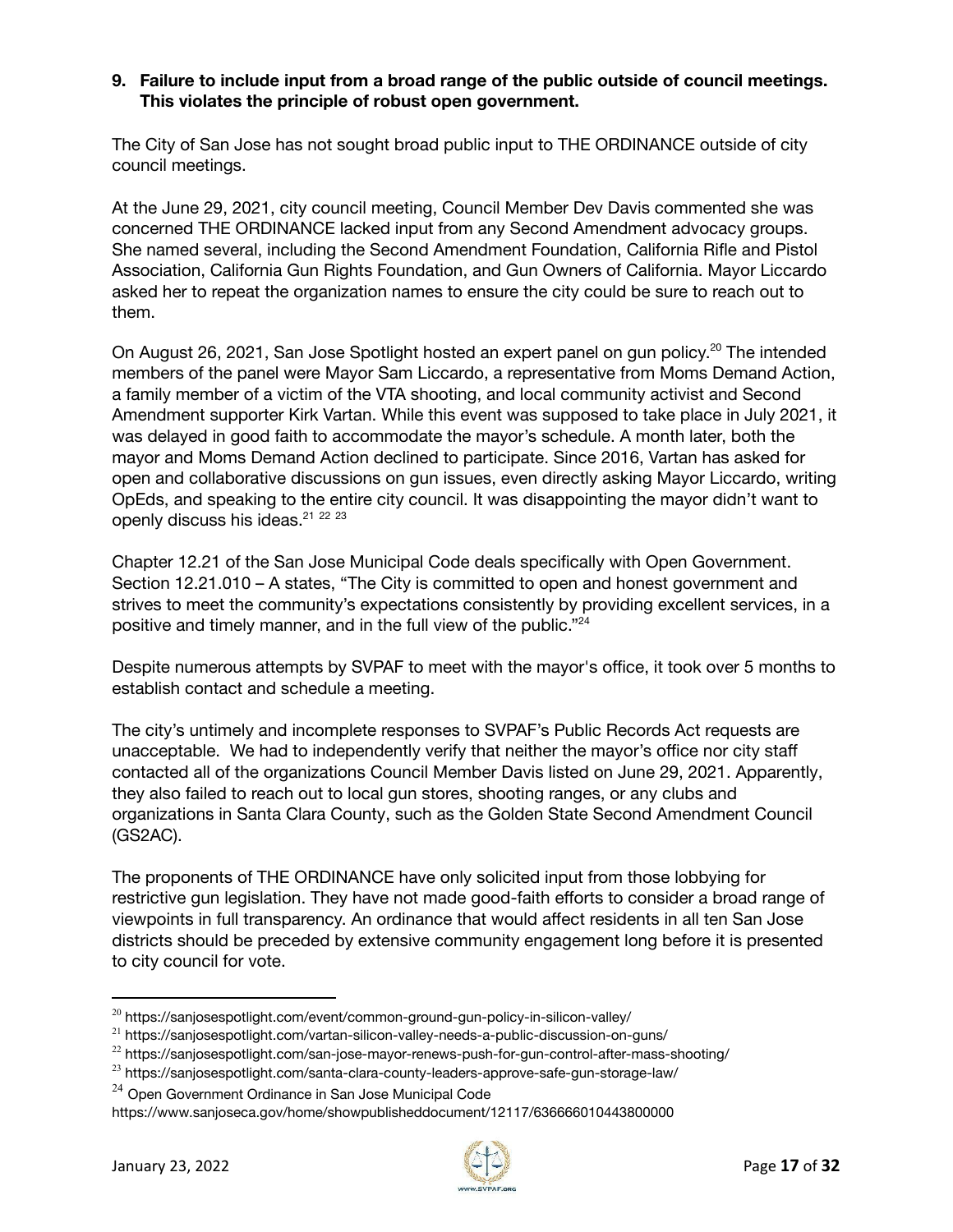**9. Failure to include input from a broad range of the public outside of council meetings. This violates the principle of robust open government.**

The City of San Jose has not sought broad public input to THE ORDINANCE outside of city council meetings.

At the June 29, 2021, city council meeting, Council Member Dev Davis commented she was concerned THE ORDINANCE lacked input from any Second Amendment advocacy groups. She named several, including the Second Amendment Foundation, California Rifle and Pistol Association, California Gun Rights Foundation, and Gun Owners of California. Mayor Liccardo asked her to repeat the organization names to ensure the city could be sure to reach out to them.

On August 26, 2021, San Jose Spotlight hosted an expert panel on gun policy.[20] The intended members of the panel were Mayor Sam Liccardo, a representative from Moms Demand Action, a family member of a victim of the VTA shooting, and local community activist and Second Amendment supporter Kirk Vartan. While this event was supposed to take place in July 2021, it was delayed in good faith to accommodate the mayor's schedule. A month later, both the mayor and Moms Demand Action declined to participate. Since 2016, Vartan has asked for open and collaborative discussions on gun issues, even directly asking Mayor Liccardo, writing OpEds, and speaking to the entire city council. It was disappointing the mayor didn't want to openly discuss his ideas.[21] [22] [23]

Chapter 12.21 of the San Jose Municipal Code deals specifically with Open Government. Section 12.21.010 – A states, "The City is committed to open and honest government and strives to meet the community's expectations consistently by providing excellent services, in a positive and timely manner, and in the full view of the public."[24]

Despite numerous attempts by SVPAF to meet with the mayor's office, it took over 5 months to establish contact and schedule a meeting.

The city's untimely and incomplete responses to SVPAF's Public Records Act requests are unacceptable. We had to independently verify that neither the mayor's office nor city staff contacted all of the organizations Council Member Davis listed on June 29, 2021. Apparently, they also failed to reach out to local gun stores, shooting ranges, or any clubs and organizations in Santa Clara County, such as the Golden State Second Amendment Council (GS2AC).

The proponents of THE ORDINANCE have only solicited input from those lobbying for restrictive gun legislation. They have not made good-faith efforts to consider a broad range of viewpoints in full transparency. An ordinance that would affect residents in all ten San Jose districts should be preceded by extensive community engagement long before it is presented to city council for vote.

---

[20] https://sanjosespotlight.com/event/common-ground-gun-policy-in-silicon-valley/
[21] https://sanjosespotlight.com/vartan-silicon-valley-needs-a-public-discussion-on-guns/
[22] https://sanjosespotlight.com/san-jose-mayor-renews-push-for-gun-control-after-mass-shooting/
[23] https://sanjosespotlight.com/santa-clara-county-leaders-approve-safe-gun-storage-law/
[24] Open Government Ordinance in San Jose Municipal Code
https://www.sanjoseca.gov/home/showpublisheddocument/12117/636666010443800000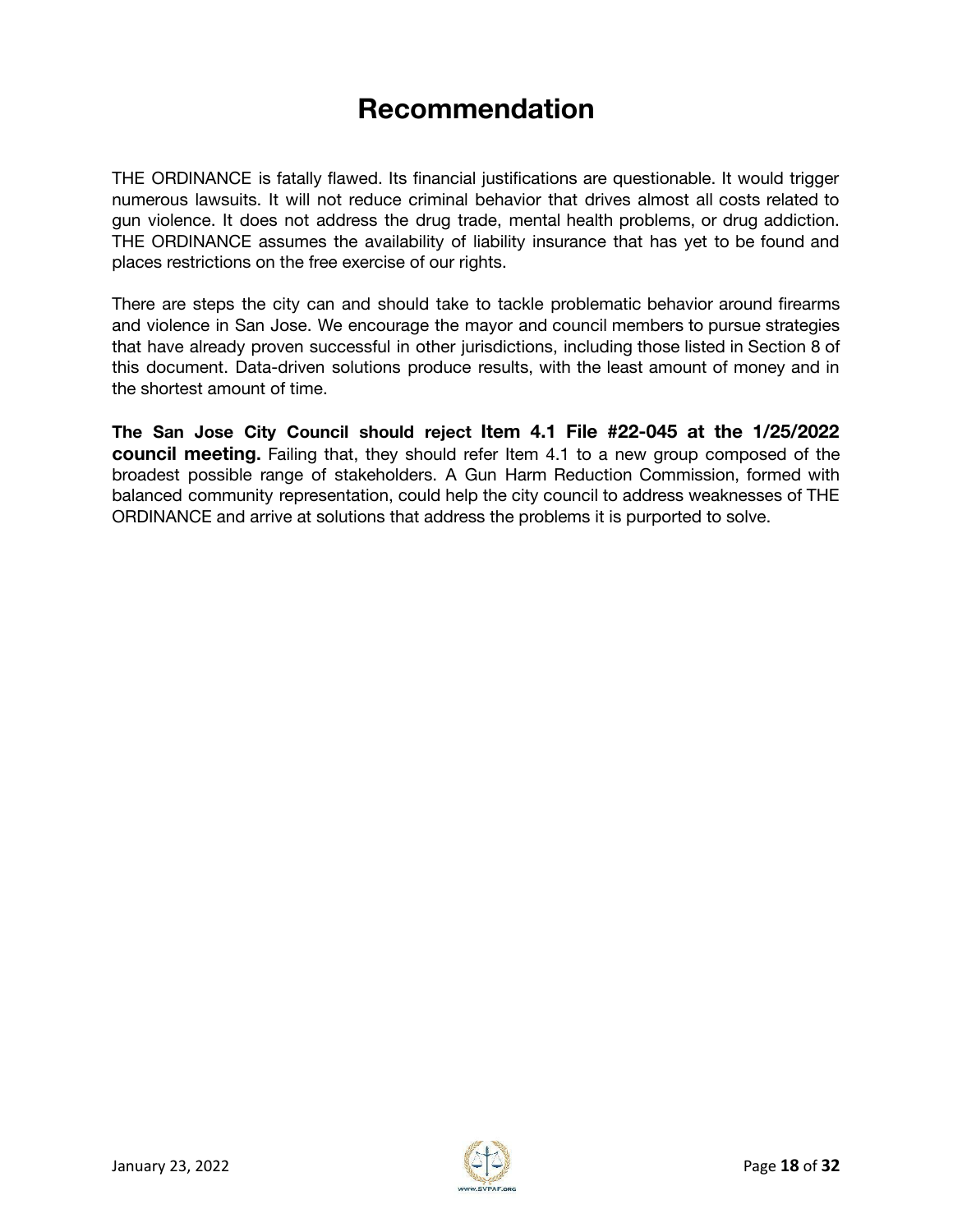# Recommendation

THE ORDINANCE is fatally flawed. Its financial justifications are questionable. It would trigger numerous lawsuits. It will not reduce criminal behavior that drives almost all costs related to gun violence. It does not address the drug trade, mental health problems, or drug addiction. THE ORDINANCE assumes the availability of liability insurance that has yet to be found and places restrictions on the free exercise of our rights.

There are steps the city can and should take to tackle problematic behavior around firearms and violence in San Jose. We encourage the mayor and council members to pursue strategies that have already proven successful in other jurisdictions, including those listed in Section 8 of this document. Data-driven solutions produce results, with the least amount of money and in the shortest amount of time.

**The San Jose City Council should reject Item 4.1 File #22-045 at the 1/25/2022 council meeting.** Failing that, they should refer Item 4.1 to a new group composed of the broadest possible range of stakeholders. A Gun Harm Reduction Commission, formed with balanced community representation, could help the city council to address weaknesses of THE ORDINANCE and arrive at solutions that address the problems it is purported to solve.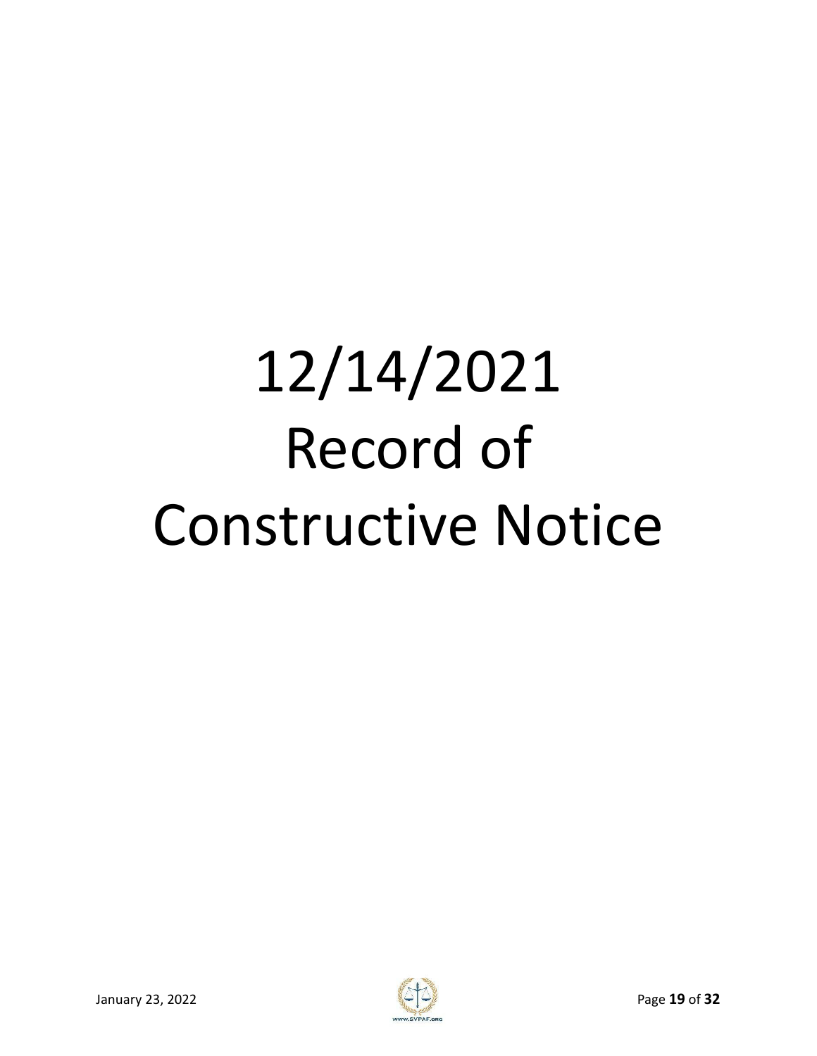# 12/14/2021 Record of Constructive Notice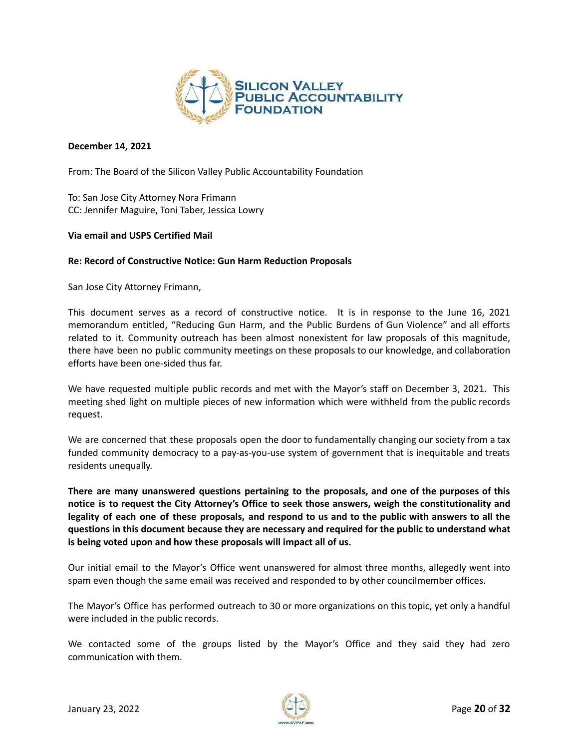**SILICON VALLEY PUBLIC ACCOUNTABILITY FOUNDATION**

**December 14, 2021**

From: The Board of the Silicon Valley Public Accountability Foundation

To: San Jose City Attorney Nora Frimann
CC: Jennifer Maguire, Toni Taber, Jessica Lowry

**Via email and USPS Certified Mail**

**Re: Record of Constructive Notice: Gun Harm Reduction Proposals**

San Jose City Attorney Frimann,

This document serves as a record of constructive notice. It is in response to the June 16, 2021 memorandum entitled, "Reducing Gun Harm, and the Public Burdens of Gun Violence" and all efforts related to it. Community outreach has been almost nonexistent for law proposals of this magnitude, there have been no public community meetings on these proposals to our knowledge, and collaboration efforts have been one-sided thus far.

We have requested multiple public records and met with the Mayor's staff on December 3, 2021. This meeting shed light on multiple pieces of new information which were withheld from the public records request.

We are concerned that these proposals open the door to fundamentally changing our society from a tax funded community democracy to a pay-as-you-use system of government that is inequitable and treats residents unequally.

**There are many unanswered questions pertaining to the proposals, and one of the purposes of this notice is to request the City Attorney's Office to seek those answers, weigh the constitutionality and legality of each one of these proposals, and respond to us and to the public with answers to all the questions in this document because they are necessary and required for the public to understand what is being voted upon and how these proposals will impact all of us.**

Our initial email to the Mayor's Office went unanswered for almost three months, allegedly went into spam even though the same email was received and responded to by other councilmember offices.

The Mayor's Office has performed outreach to 30 or more organizations on this topic, yet only a handful were included in the public records.

We contacted some of the groups listed by the Mayor's Office and they said they had zero communication with them.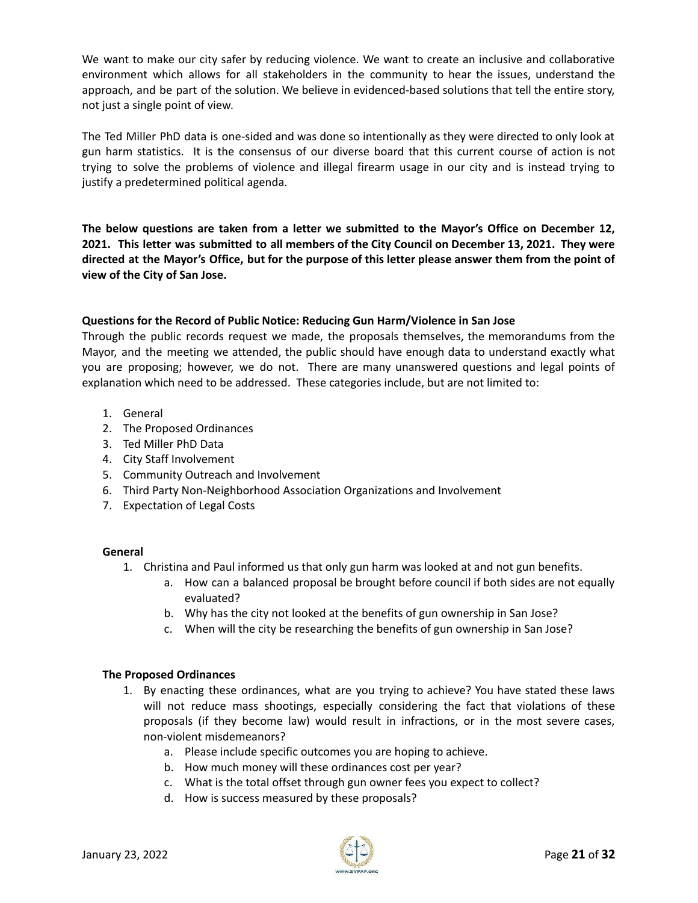We want to make our city safer by reducing violence. We want to create an inclusive and collaborative environment which allows for all stakeholders in the community to hear the issues, understand the approach, and be part of the solution. We believe in evidenced-based solutions that tell the entire story, not just a single point of view.

The Ted Miller PhD data is one-sided and was done so intentionally as they were directed to only look at gun harm statistics. It is the consensus of our diverse board that this current course of action is not trying to solve the problems of violence and illegal firearm usage in our city and is instead trying to justify a predetermined political agenda.

**The below questions are taken from a letter we submitted to the Mayor's Office on December 12, 2021. This letter was submitted to all members of the City Council on December 13, 2021. They were directed at the Mayor's Office, but for the purpose of this letter please answer them from the point of view of the City of San Jose.**

**Questions for the Record of Public Notice: Reducing Gun Harm/Violence in San Jose**

Through the public records request we made, the proposals themselves, the memorandums from the Mayor, and the meeting we attended, the public should have enough data to understand exactly what you are proposing; however, we do not. There are many unanswered questions and legal points of explanation which need to be addressed. These categories include, but are not limited to:

1. General
2. The Proposed Ordinances
3. Ted Miller PhD Data
4. City Staff Involvement
5. Community Outreach and Involvement
6. Third Party Non-Neighborhood Association Organizations and Involvement
7. Expectation of Legal Costs

**General**

1. Christina and Paul informed us that only gun harm was looked at and not gun benefits.
   a. How can a balanced proposal be brought before council if both sides are not equally evaluated?
   b. Why has the city not looked at the benefits of gun ownership in San Jose?
   c. When will the city be researching the benefits of gun ownership in San Jose?

**The Proposed Ordinances**

1. By enacting these ordinances, what are you trying to achieve? You have stated these laws will not reduce mass shootings, especially considering the fact that violations of these proposals (if they become law) would result in infractions, or in the most severe cases, non-violent misdemeanors?
   a. Please include specific outcomes you are hoping to achieve.
   b. How much money will these ordinances cost per year?
   c. What is the total offset through gun owner fees you expect to collect?
   d. How is success measured by these proposals?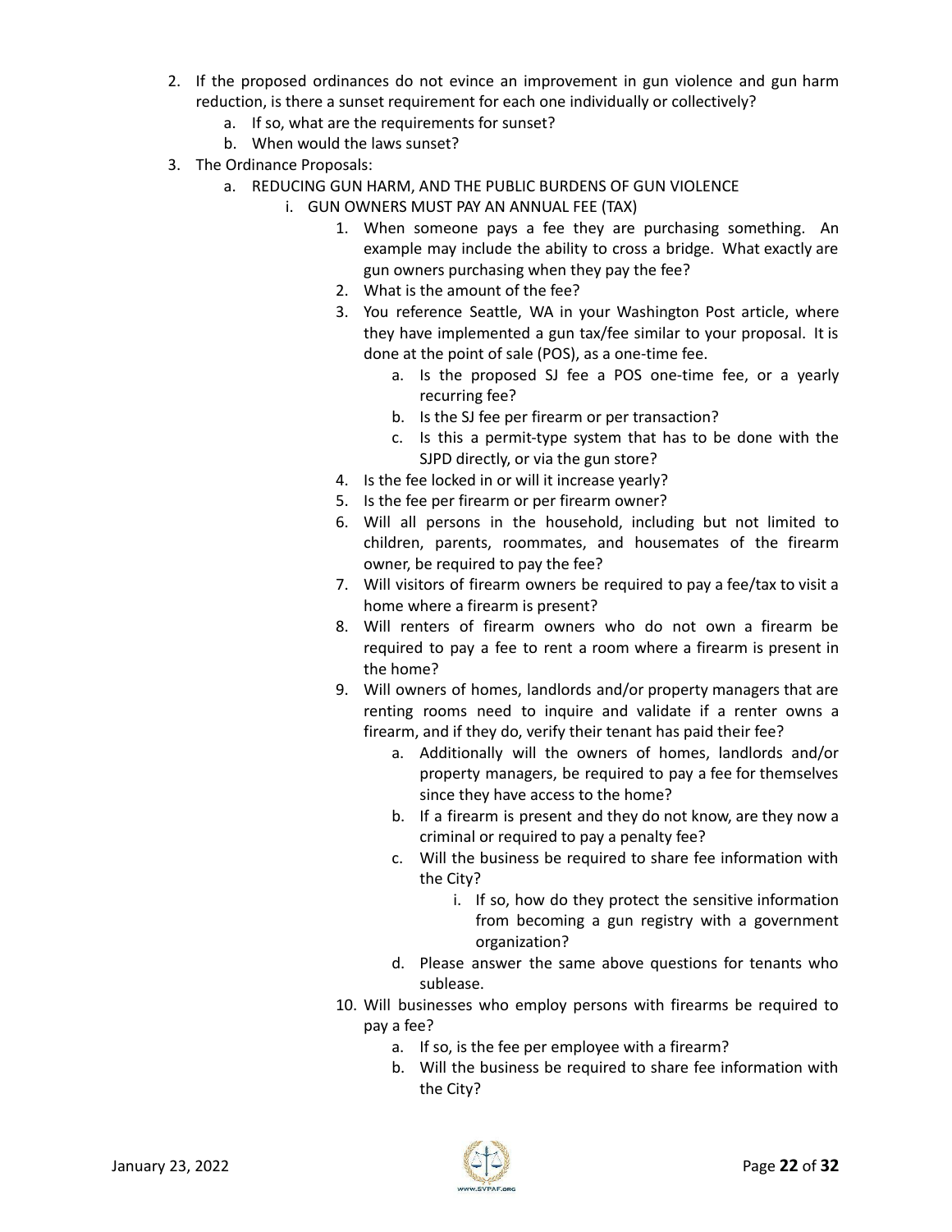2. If the proposed ordinances do not evince an improvement in gun violence and gun harm reduction, is there a sunset requirement for each one individually or collectively?
    a. If so, what are the requirements for sunset?
    b. When would the laws sunset?
3. The Ordinance Proposals:
    a. REDUCING GUN HARM, AND THE PUBLIC BURDENS OF GUN VIOLENCE
        i. GUN OWNERS MUST PAY AN ANNUAL FEE (TAX)
            1. When someone pays a fee they are purchasing something. An example may include the ability to cross a bridge. What exactly are gun owners purchasing when they pay the fee?
            2. What is the amount of the fee?
            3. You reference Seattle, WA in your Washington Post article, where they have implemented a gun tax/fee similar to your proposal. It is done at the point of sale (POS), as a one-time fee.
                a. Is the proposed SJ fee a POS one-time fee, or a yearly recurring fee?
                b. Is the SJ fee per firearm or per transaction?
                c. Is this a permit-type system that has to be done with the SJPD directly, or via the gun store?
            4. Is the fee locked in or will it increase yearly?
            5. Is the fee per firearm or per firearm owner?
            6. Will all persons in the household, including but not limited to children, parents, roommates, and housemates of the firearm owner, be required to pay the fee?
            7. Will visitors of firearm owners be required to pay a fee/tax to visit a home where a firearm is present?
            8. Will renters of firearm owners who do not own a firearm be required to pay a fee to rent a room where a firearm is present in the home?
            9. Will owners of homes, landlords and/or property managers that are renting rooms need to inquire and validate if a renter owns a firearm, and if they do, verify their tenant has paid their fee?
                a. Additionally will the owners of homes, landlords and/or property managers, be required to pay a fee for themselves since they have access to the home?
                b. If a firearm is present and they do not know, are they now a criminal or required to pay a penalty fee?
                c. Will the business be required to share fee information with the City?
                    i. If so, how do they protect the sensitive information from becoming a gun registry with a government organization?
                d. Please answer the same above questions for tenants who sublease.
            10. Will businesses who employ persons with firearms be required to pay a fee?
                a. If so, is the fee per employee with a firearm?
                b. Will the business be required to share fee information with the City?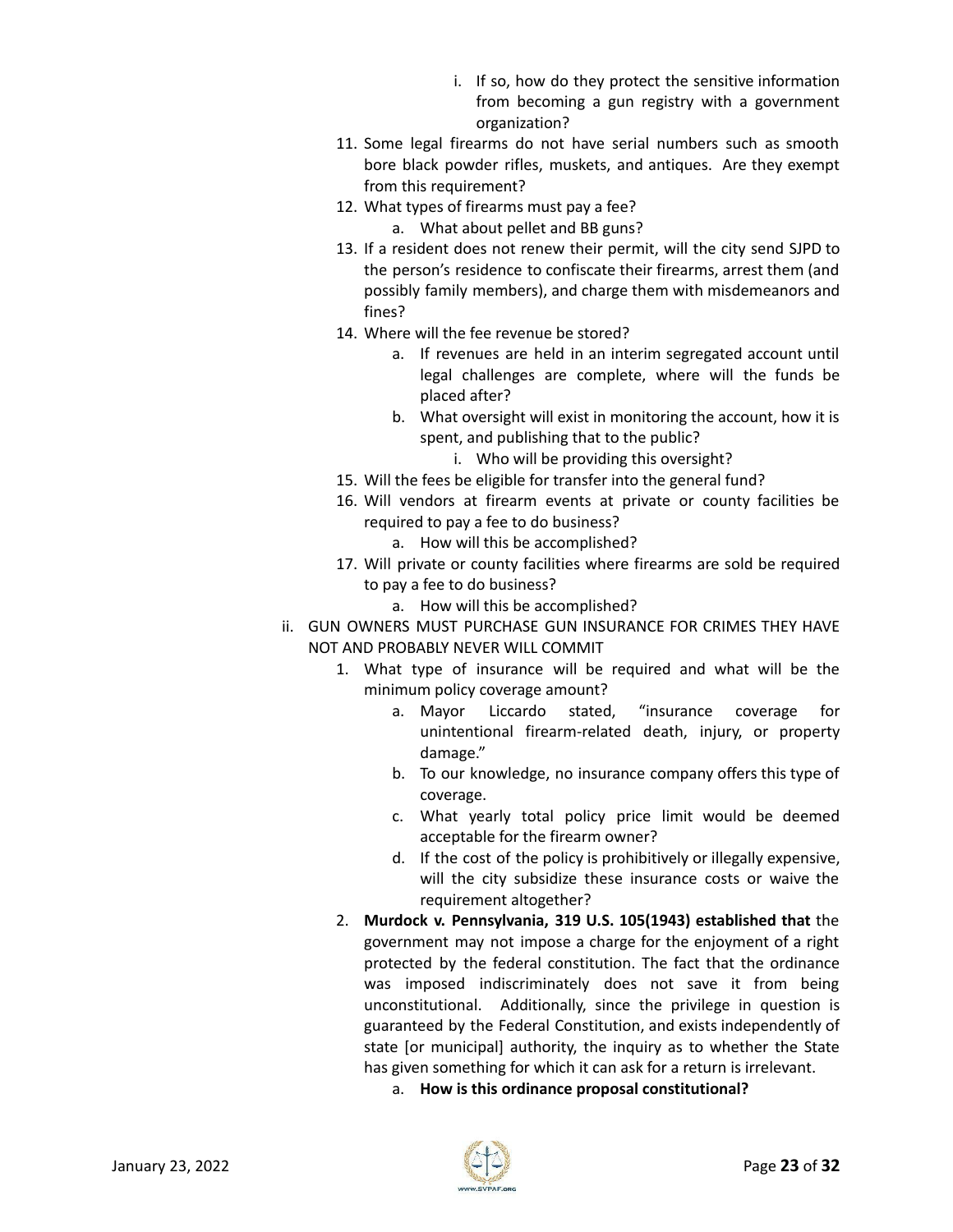i. If so, how do they protect the sensitive information from becoming a gun registry with a government organization?

11. Some legal firearms do not have serial numbers such as smooth bore black powder rifles, muskets, and antiques. Are they exempt from this requirement?
12. What types of firearms must pay a fee?
    a. What about pellet and BB guns?
13. If a resident does not renew their permit, will the city send SJPD to the person's residence to confiscate their firearms, arrest them (and possibly family members), and charge them with misdemeanors and fines?
14. Where will the fee revenue be stored?
    a. If revenues are held in an interim segregated account until legal challenges are complete, where will the funds be placed after?
    b. What oversight will exist in monitoring the account, how it is spent, and publishing that to the public?
        i. Who will be providing this oversight?
15. Will the fees be eligible for transfer into the general fund?
16. Will vendors at firearm events at private or county facilities be required to pay a fee to do business?
    a. How will this be accomplished?
17. Will private or county facilities where firearms are sold be required to pay a fee to do business?
    a. How will this be accomplished?

ii. GUN OWNERS MUST PURCHASE GUN INSURANCE FOR CRIMES THEY HAVE NOT AND PROBABLY NEVER WILL COMMIT

1. What type of insurance will be required and what will be the minimum policy coverage amount?
    a. Mayor Liccardo stated, "insurance coverage for unintentional firearm-related death, injury, or property damage."
    b. To our knowledge, no insurance company offers this type of coverage.
    c. What yearly total policy price limit would be deemed acceptable for the firearm owner?
    d. If the cost of the policy is prohibitively or illegally expensive, will the city subsidize these insurance costs or waive the requirement altogether?
2. **Murdock v. Pennsylvania, 319 U.S. 105(1943) established that** the government may not impose a charge for the enjoyment of a right protected by the federal constitution. The fact that the ordinance was imposed indiscriminately does not save it from being unconstitutional. Additionally, since the privilege in question is guaranteed by the Federal Constitution, and exists independently of state [or municipal] authority, the inquiry as to whether the State has given something for which it can ask for a return is irrelevant.
    a. **How is this ordinance proposal constitutional?**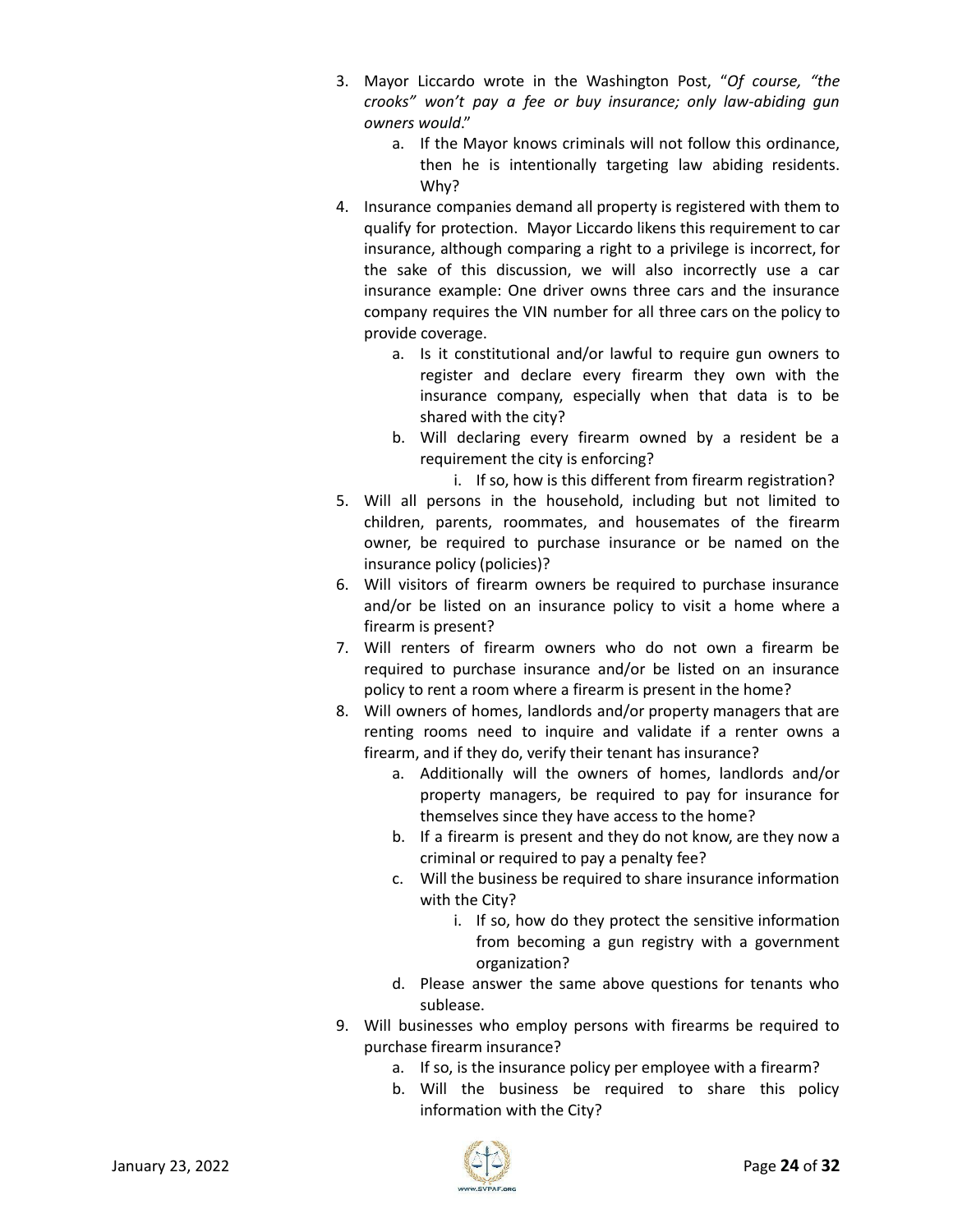3. Mayor Liccardo wrote in the Washington Post, "*Of course, "the crooks" won't pay a fee or buy insurance; only law-abiding gun owners would*."
    a. If the Mayor knows criminals will not follow this ordinance, then he is intentionally targeting law abiding residents. Why?
4. Insurance companies demand all property is registered with them to qualify for protection. Mayor Liccardo likens this requirement to car insurance, although comparing a right to a privilege is incorrect, for the sake of this discussion, we will also incorrectly use a car insurance example: One driver owns three cars and the insurance company requires the VIN number for all three cars on the policy to provide coverage.
    a. Is it constitutional and/or lawful to require gun owners to register and declare every firearm they own with the insurance company, especially when that data is to be shared with the city?
    b. Will declaring every firearm owned by a resident be a requirement the city is enforcing?
        i. If so, how is this different from firearm registration?
5. Will all persons in the household, including but not limited to children, parents, roommates, and housemates of the firearm owner, be required to purchase insurance or be named on the insurance policy (policies)?
6. Will visitors of firearm owners be required to purchase insurance and/or be listed on an insurance policy to visit a home where a firearm is present?
7. Will renters of firearm owners who do not own a firearm be required to purchase insurance and/or be listed on an insurance policy to rent a room where a firearm is present in the home?
8. Will owners of homes, landlords and/or property managers that are renting rooms need to inquire and validate if a renter owns a firearm, and if they do, verify their tenant has insurance?
    a. Additionally will the owners of homes, landlords and/or property managers, be required to pay for insurance for themselves since they have access to the home?
    b. If a firearm is present and they do not know, are they now a criminal or required to pay a penalty fee?
    c. Will the business be required to share insurance information with the City?
        i. If so, how do they protect the sensitive information from becoming a gun registry with a government organization?
    d. Please answer the same above questions for tenants who sublease.
9. Will businesses who employ persons with firearms be required to purchase firearm insurance?
    a. If so, is the insurance policy per employee with a firearm?
    b. Will the business be required to share this policy information with the City?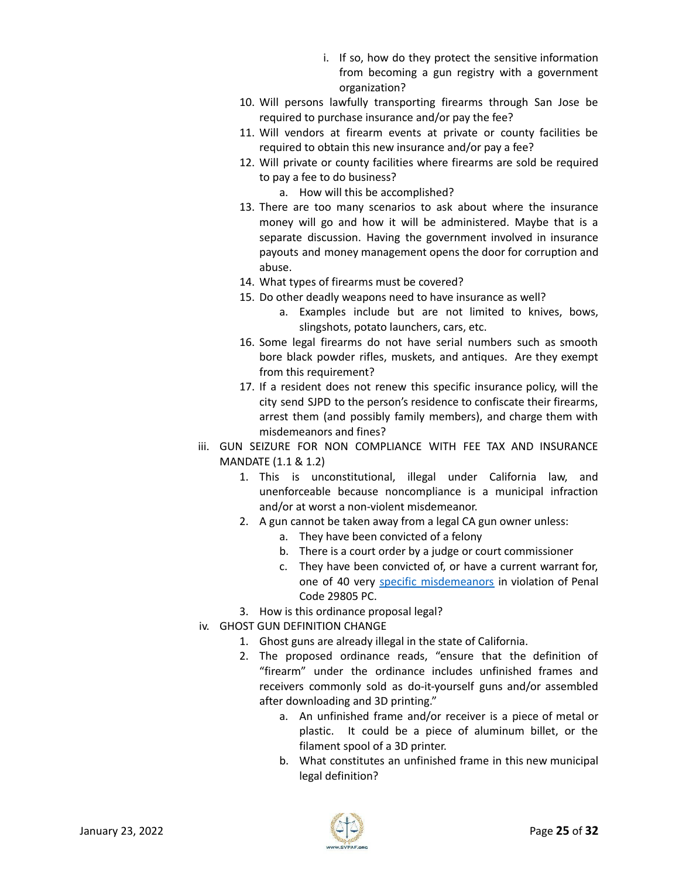i. If so, how do they protect the sensitive information from becoming a gun registry with a government organization?

10. Will persons lawfully transporting firearms through San Jose be required to purchase insurance and/or pay the fee?
11. Will vendors at firearm events at private or county facilities be required to obtain this new insurance and/or pay a fee?
12. Will private or county facilities where firearms are sold be required to pay a fee to do business?
    a. How will this be accomplished?
13. There are too many scenarios to ask about where the insurance money will go and how it will be administered. Maybe that is a separate discussion. Having the government involved in insurance payouts and money management opens the door for corruption and abuse.
14. What types of firearms must be covered?
15. Do other deadly weapons need to have insurance as well?
    a. Examples include but are not limited to knives, bows, slingshots, potato launchers, cars, etc.
16. Some legal firearms do not have serial numbers such as smooth bore black powder rifles, muskets, and antiques. Are they exempt from this requirement?
17. If a resident does not renew this specific insurance policy, will the city send SJPD to the person's residence to confiscate their firearms, arrest them (and possibly family members), and charge them with misdemeanors and fines?

iii. GUN SEIZURE FOR NON COMPLIANCE WITH FEE TAX AND INSURANCE MANDATE (1.1 & 1.2)

1. This is unconstitutional, illegal under California law, and unenforceable because noncompliance is a municipal infraction and/or at worst a non-violent misdemeanor.
2. A gun cannot be taken away from a legal CA gun owner unless:
    a. They have been convicted of a felony
    b. There is a court order by a judge or court commissioner
    c. They have been convicted of, or have a current warrant for, one of 40 very specific misdemeanors in violation of Penal Code 29805 PC.
3. How is this ordinance proposal legal?

iv. GHOST GUN DEFINITION CHANGE

1. Ghost guns are already illegal in the state of California.
2. The proposed ordinance reads, "ensure that the definition of "firearm" under the ordinance includes unfinished frames and receivers commonly sold as do-it-yourself guns and/or assembled after downloading and 3D printing."
    a. An unfinished frame and/or receiver is a piece of metal or plastic. It could be a piece of aluminum billet, or the filament spool of a 3D printer.
    b. What constitutes an unfinished frame in this new municipal legal definition?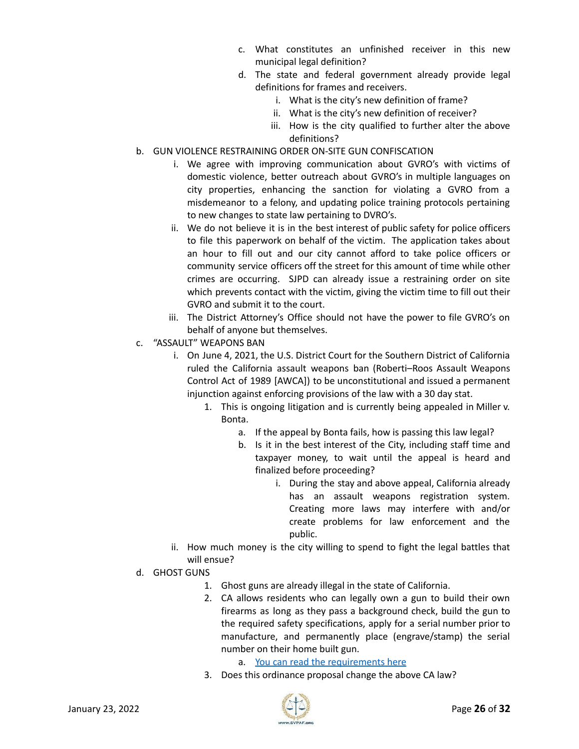c. What constitutes an unfinished receiver in this new municipal legal definition?
d. The state and federal government already provide legal definitions for frames and receivers.
    i. What is the city's new definition of frame?
    ii. What is the city's new definition of receiver?
    iii. How is the city qualified to further alter the above definitions?

b. GUN VIOLENCE RESTRAINING ORDER ON-SITE GUN CONFISCATION
    i. We agree with improving communication about GVRO's with victims of domestic violence, better outreach about GVRO's in multiple languages on city properties, enhancing the sanction for violating a GVRO from a misdemeanor to a felony, and updating police training protocols pertaining to new changes to state law pertaining to DVRO's.
    ii. We do not believe it is in the best interest of public safety for police officers to file this paperwork on behalf of the victim. The application takes about an hour to fill out and our city cannot afford to take police officers or community service officers off the street for this amount of time while other crimes are occurring. SJPD can already issue a restraining order on site which prevents contact with the victim, giving the victim time to fill out their GVRO and submit it to the court.
    iii. The District Attorney's Office should not have the power to file GVRO's on behalf of anyone but themselves.

c. "ASSAULT" WEAPONS BAN
    i. On June 4, 2021, the U.S. District Court for the Southern District of California ruled the California assault weapons ban (Roberti–Roos Assault Weapons Control Act of 1989 [AWCA]) to be unconstitutional and issued a permanent injunction against enforcing provisions of the law with a 30 day stat.
        1. This is ongoing litigation and is currently being appealed in Miller v. Bonta.
            a. If the appeal by Bonta fails, how is passing this law legal?
            b. Is it in the best interest of the City, including staff time and taxpayer money, to wait until the appeal is heard and finalized before proceeding?
                i. During the stay and above appeal, California already has an assault weapons registration system. Creating more laws may interfere with and/or create problems for law enforcement and the public.
    ii. How much money is the city willing to spend to fight the legal battles that will ensue?

d. GHOST GUNS
    1. Ghost guns are already illegal in the state of California.
    2. CA allows residents who can legally own a gun to build their own firearms as long as they pass a background check, build the gun to the required safety specifications, apply for a serial number prior to manufacture, and permanently place (engrave/stamp) the serial number on their home built gun.
        a. You can read the requirements here
    3. Does this ordinance proposal change the above CA law?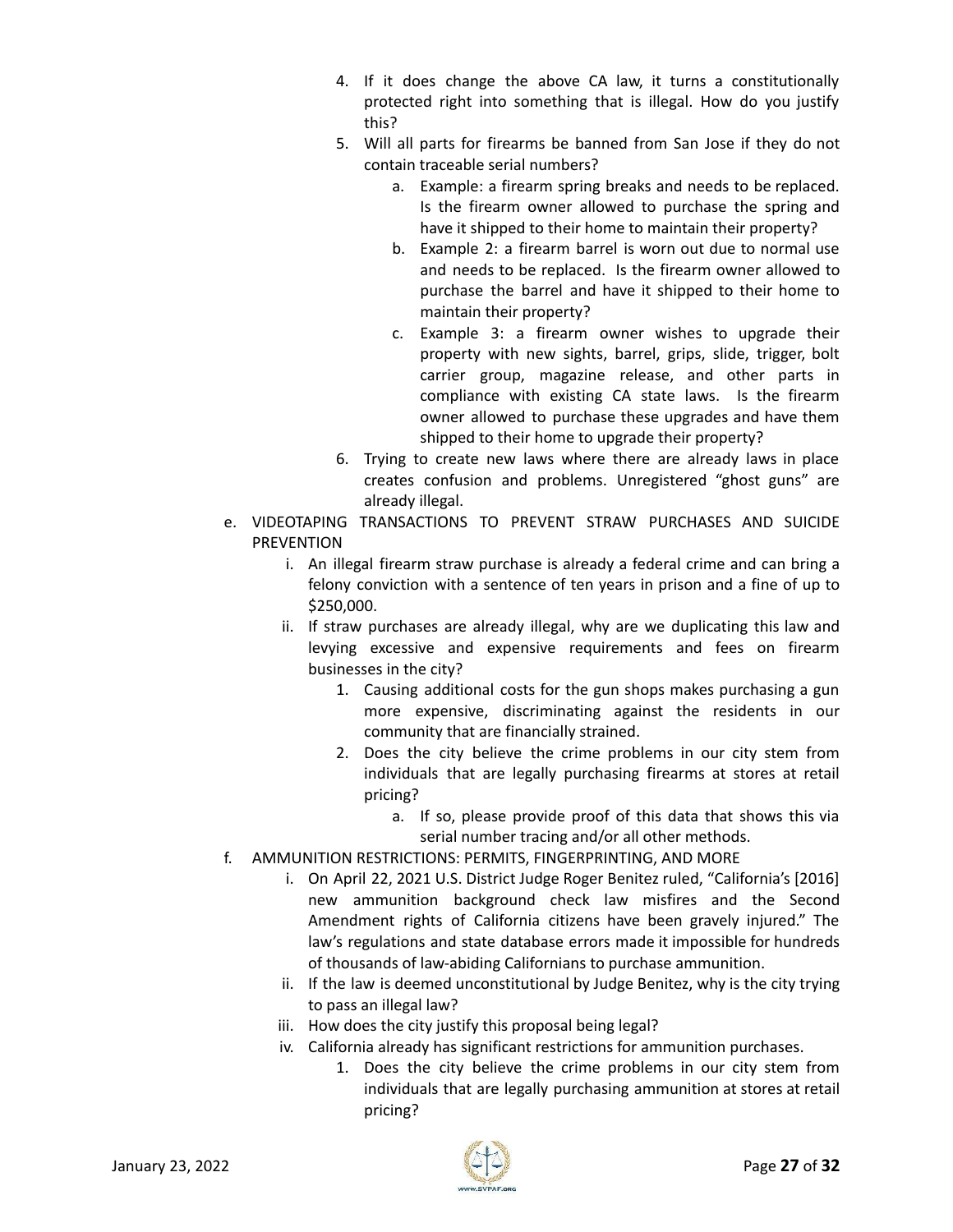4. If it does change the above CA law, it turns a constitutionally protected right into something that is illegal. How do you justify this?
5. Will all parts for firearms be banned from San Jose if they do not contain traceable serial numbers?
    a. Example: a firearm spring breaks and needs to be replaced. Is the firearm owner allowed to purchase the spring and have it shipped to their home to maintain their property?
    b. Example 2: a firearm barrel is worn out due to normal use and needs to be replaced. Is the firearm owner allowed to purchase the barrel and have it shipped to their home to maintain their property?
    c. Example 3: a firearm owner wishes to upgrade their property with new sights, barrel, grips, slide, trigger, bolt carrier group, magazine release, and other parts in compliance with existing CA state laws. Is the firearm owner allowed to purchase these upgrades and have them shipped to their home to upgrade their property?
6. Trying to create new laws where there are already laws in place creates confusion and problems. Unregistered "ghost guns" are already illegal.

e. VIDEOTAPING TRANSACTIONS TO PREVENT STRAW PURCHASES AND SUICIDE PREVENTION
    i. An illegal firearm straw purchase is already a federal crime and can bring a felony conviction with a sentence of ten years in prison and a fine of up to $250,000.
    ii. If straw purchases are already illegal, why are we duplicating this law and levying excessive and expensive requirements and fees on firearm businesses in the city?
        1. Causing additional costs for the gun shops makes purchasing a gun more expensive, discriminating against the residents in our community that are financially strained.
        2. Does the city believe the crime problems in our city stem from individuals that are legally purchasing firearms at stores at retail pricing?
            a. If so, please provide proof of this data that shows this via serial number tracing and/or all other methods.

f. AMMUNITION RESTRICTIONS: PERMITS, FINGERPRINTING, AND MORE
    i. On April 22, 2021 U.S. District Judge Roger Benitez ruled, "California's [2016] new ammunition background check law misfires and the Second Amendment rights of California citizens have been gravely injured." The law's regulations and state database errors made it impossible for hundreds of thousands of law-abiding Californians to purchase ammunition.
    ii. If the law is deemed unconstitutional by Judge Benitez, why is the city trying to pass an illegal law?
    iii. How does the city justify this proposal being legal?
    iv. California already has significant restrictions for ammunition purchases.
        1. Does the city believe the crime problems in our city stem from individuals that are legally purchasing ammunition at stores at retail pricing?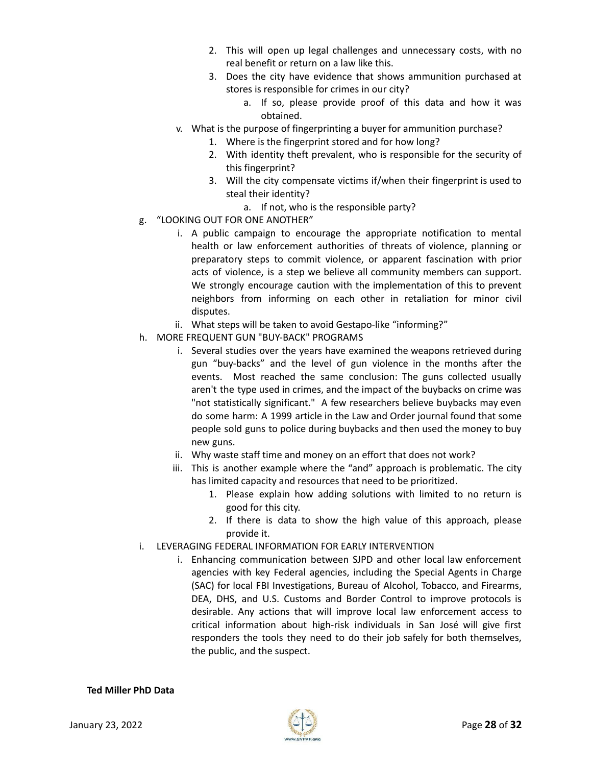2. This will open up legal challenges and unnecessary costs, with no real benefit or return on a law like this.
3. Does the city have evidence that shows ammunition purchased at stores is responsible for crimes in our city?
    a. If so, please provide proof of this data and how it was obtained.

v. What is the purpose of fingerprinting a buyer for ammunition purchase?
1. Where is the fingerprint stored and for how long?
2. With identity theft prevalent, who is responsible for the security of this fingerprint?
3. Will the city compensate victims if/when their fingerprint is used to steal their identity?
    a. If not, who is the responsible party?

g. “LOOKING OUT FOR ONE ANOTHER”

i. A public campaign to encourage the appropriate notification to mental health or law enforcement authorities of threats of violence, planning or preparatory steps to commit violence, or apparent fascination with prior acts of violence, is a step we believe all community members can support. We strongly encourage caution with the implementation of this to prevent neighbors from informing on each other in retaliation for minor civil disputes.

ii. What steps will be taken to avoid Gestapo-like “informing?”

h. MORE FREQUENT GUN "BUY-BACK" PROGRAMS

i. Several studies over the years have examined the weapons retrieved during gun “buy-backs” and the level of gun violence in the months after the events. Most reached the same conclusion: The guns collected usually aren't the type used in crimes, and the impact of the buybacks on crime was "not statistically significant." A few researchers believe buybacks may even do some harm: A 1999 article in the Law and Order journal found that some people sold guns to police during buybacks and then used the money to buy new guns.

ii. Why waste staff time and money on an effort that does not work?

iii. This is another example where the “and” approach is problematic. The city has limited capacity and resources that need to be prioritized.
1. Please explain how adding solutions with limited to no return is good for this city.
2. If there is data to show the high value of this approach, please provide it.

i. LEVERAGING FEDERAL INFORMATION FOR EARLY INTERVENTION

i. Enhancing communication between SJPD and other local law enforcement agencies with key Federal agencies, including the Special Agents in Charge (SAC) for local FBI Investigations, Bureau of Alcohol, Tobacco, and Firearms, DEA, DHS, and U.S. Customs and Border Control to improve protocols is desirable. Any actions that will improve local law enforcement access to critical information about high-risk individuals in San José will give first responders the tools they need to do their job safely for both themselves, the public, and the suspect.

**Ted Miller PhD Data**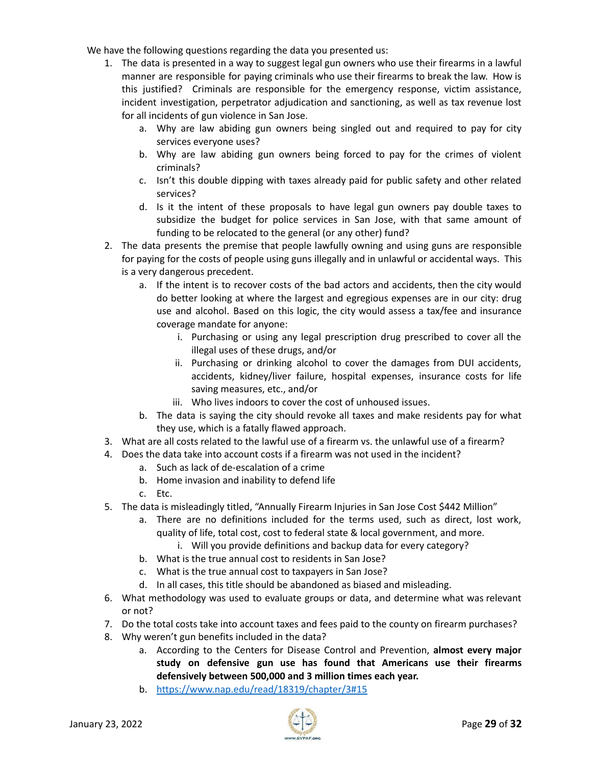We have the following questions regarding the data you presented us:

1. The data is presented in a way to suggest legal gun owners who use their firearms in a lawful manner are responsible for paying criminals who use their firearms to break the law. How is this justified? Criminals are responsible for the emergency response, victim assistance, incident investigation, perpetrator adjudication and sanctioning, as well as tax revenue lost for all incidents of gun violence in San Jose.
    a. Why are law abiding gun owners being singled out and required to pay for city services everyone uses?
    b. Why are law abiding gun owners being forced to pay for the crimes of violent criminals?
    c. Isn't this double dipping with taxes already paid for public safety and other related services?
    d. Is it the intent of these proposals to have legal gun owners pay double taxes to subsidize the budget for police services in San Jose, with that same amount of funding to be relocated to the general (or any other) fund?
2. The data presents the premise that people lawfully owning and using guns are responsible for paying for the costs of people using guns illegally and in unlawful or accidental ways. This is a very dangerous precedent.
    a. If the intent is to recover costs of the bad actors and accidents, then the city would do better looking at where the largest and egregious expenses are in our city: drug use and alcohol. Based on this logic, the city would assess a tax/fee and insurance coverage mandate for anyone:
        i. Purchasing or using any legal prescription drug prescribed to cover all the illegal uses of these drugs, and/or
        ii. Purchasing or drinking alcohol to cover the damages from DUI accidents, accidents, kidney/liver failure, hospital expenses, insurance costs for life saving measures, etc., and/or
        iii. Who lives indoors to cover the cost of unhoused issues.
    b. The data is saying the city should revoke all taxes and make residents pay for what they use, which is a fatally flawed approach.
3. What are all costs related to the lawful use of a firearm vs. the unlawful use of a firearm?
4. Does the data take into account costs if a firearm was not used in the incident?
    a. Such as lack of de-escalation of a crime
    b. Home invasion and inability to defend life
    c. Etc.
5. The data is misleadingly titled, "Annually Firearm Injuries in San Jose Cost $442 Million"
    a. There are no definitions included for the terms used, such as direct, lost work, quality of life, total cost, cost to federal state & local government, and more.
        i. Will you provide definitions and backup data for every category?
    b. What is the true annual cost to residents in San Jose?
    c. What is the true annual cost to taxpayers in San Jose?
    d. In all cases, this title should be abandoned as biased and misleading.
6. What methodology was used to evaluate groups or data, and determine what was relevant or not?
7. Do the total costs take into account taxes and fees paid to the county on firearm purchases?
8. Why weren't gun benefits included in the data?
    a. According to the Centers for Disease Control and Prevention, **almost every major study on defensive gun use has found that Americans use their firearms defensively between 500,000 and 3 million times each year.**
    b. https://www.nap.edu/read/18319/chapter/3#15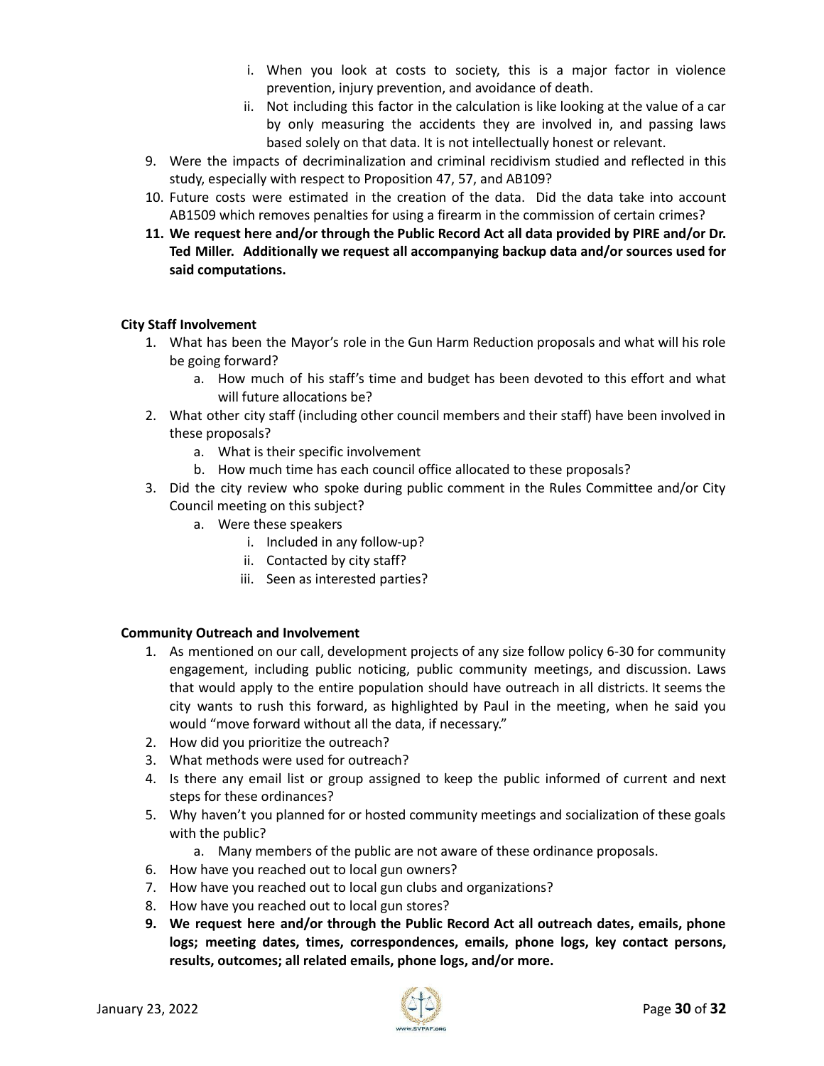i. When you look at costs to society, this is a major factor in violence prevention, injury prevention, and avoidance of death.
   ii. Not including this factor in the calculation is like looking at the value of a car by only measuring the accidents they are involved in, and passing laws based solely on that data. It is not intellectually honest or relevant.

9. Were the impacts of decriminalization and criminal recidivism studied and reflected in this study, especially with respect to Proposition 47, 57, and AB109?
10. Future costs were estimated in the creation of the data. Did the data take into account AB1509 which removes penalties for using a firearm in the commission of certain crimes?
11. **We request here and/or through the Public Record Act all data provided by PIRE and/or Dr. Ted Miller. Additionally we request all accompanying backup data and/or sources used for said computations.**

**City Staff Involvement**

1. What has been the Mayor's role in the Gun Harm Reduction proposals and what will his role be going forward?
   a. How much of his staff's time and budget has been devoted to this effort and what will future allocations be?
2. What other city staff (including other council members and their staff) have been involved in these proposals?
   a. What is their specific involvement
   b. How much time has each council office allocated to these proposals?
3. Did the city review who spoke during public comment in the Rules Committee and/or City Council meeting on this subject?
   a. Were these speakers
      i. Included in any follow-up?
      ii. Contacted by city staff?
      iii. Seen as interested parties?

**Community Outreach and Involvement**

1. As mentioned on our call, development projects of any size follow policy 6-30 for community engagement, including public noticing, public community meetings, and discussion. Laws that would apply to the entire population should have outreach in all districts. It seems the city wants to rush this forward, as highlighted by Paul in the meeting, when he said you would "move forward without all the data, if necessary."
2. How did you prioritize the outreach?
3. What methods were used for outreach?
4. Is there any email list or group assigned to keep the public informed of current and next steps for these ordinances?
5. Why haven't you planned for or hosted community meetings and socialization of these goals with the public?
   a. Many members of the public are not aware of these ordinance proposals.
6. How have you reached out to local gun owners?
7. How have you reached out to local gun clubs and organizations?
8. How have you reached out to local gun stores?
9. **We request here and/or through the Public Record Act all outreach dates, emails, phone logs; meeting dates, times, correspondences, emails, phone logs, key contact persons, results, outcomes; all related emails, phone logs, and/or more.**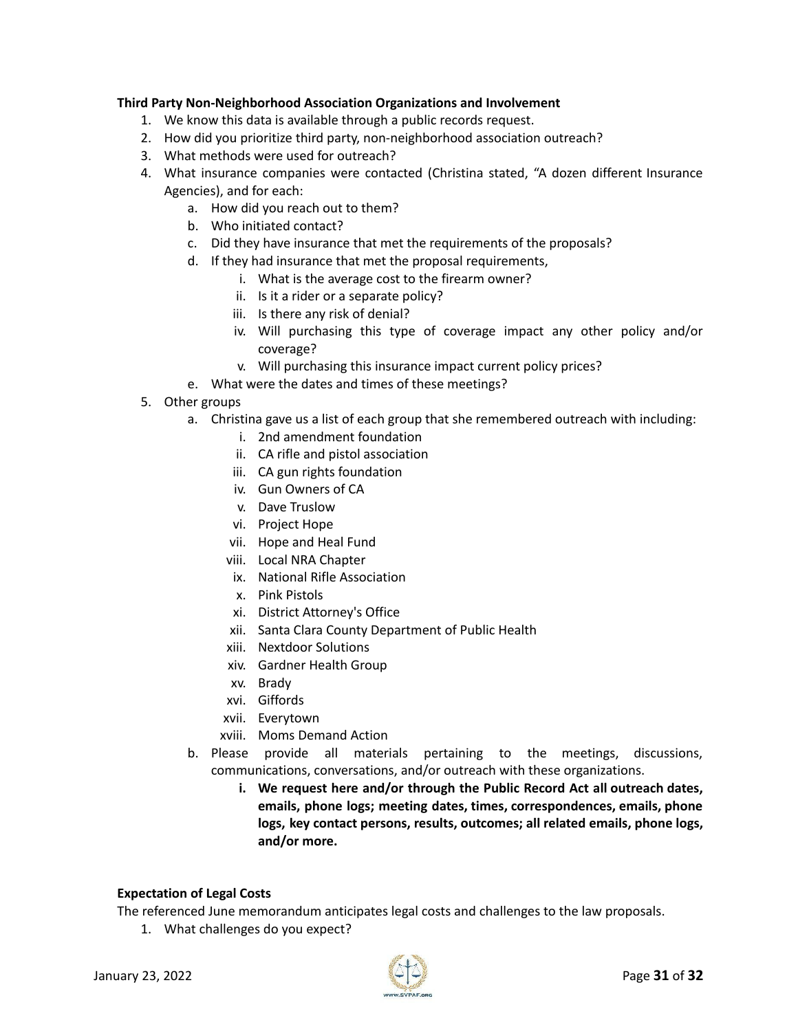**Third Party Non-Neighborhood Association Organizations and Involvement**

1. We know this data is available through a public records request.
2. How did you prioritize third party, non-neighborhood association outreach?
3. What methods were used for outreach?
4. What insurance companies were contacted (Christina stated, "A dozen different Insurance Agencies), and for each:
   a. How did you reach out to them?
   b. Who initiated contact?
   c. Did they have insurance that met the requirements of the proposals?
   d. If they had insurance that met the proposal requirements,
      i. What is the average cost to the firearm owner?
      ii. Is it a rider or a separate policy?
      iii. Is there any risk of denial?
      iv. Will purchasing this type of coverage impact any other policy and/or coverage?
      v. Will purchasing this insurance impact current policy prices?
   e. What were the dates and times of these meetings?
5. Other groups
   a. Christina gave us a list of each group that she remembered outreach with including:
      i. 2nd amendment foundation
      ii. CA rifle and pistol association
      iii. CA gun rights foundation
      iv. Gun Owners of CA
      v. Dave Truslow
      vi. Project Hope
      vii. Hope and Heal Fund
      viii. Local NRA Chapter
      ix. National Rifle Association
      x. Pink Pistols
      xi. District Attorney's Office
      xii. Santa Clara County Department of Public Health
      xiii. Nextdoor Solutions
      xiv. Gardner Health Group
      xv. Brady
      xvi. Giffords
      xvii. Everytown
      xviii. Moms Demand Action
   b. Please provide all materials pertaining to the meetings, discussions, communications, conversations, and/or outreach with these organizations.
      i. **We request here and/or through the Public Record Act all outreach dates, emails, phone logs; meeting dates, times, correspondences, emails, phone logs, key contact persons, results, outcomes; all related emails, phone logs, and/or more.**

**Expectation of Legal Costs**

The referenced June memorandum anticipates legal costs and challenges to the law proposals.

1. What challenges do you expect?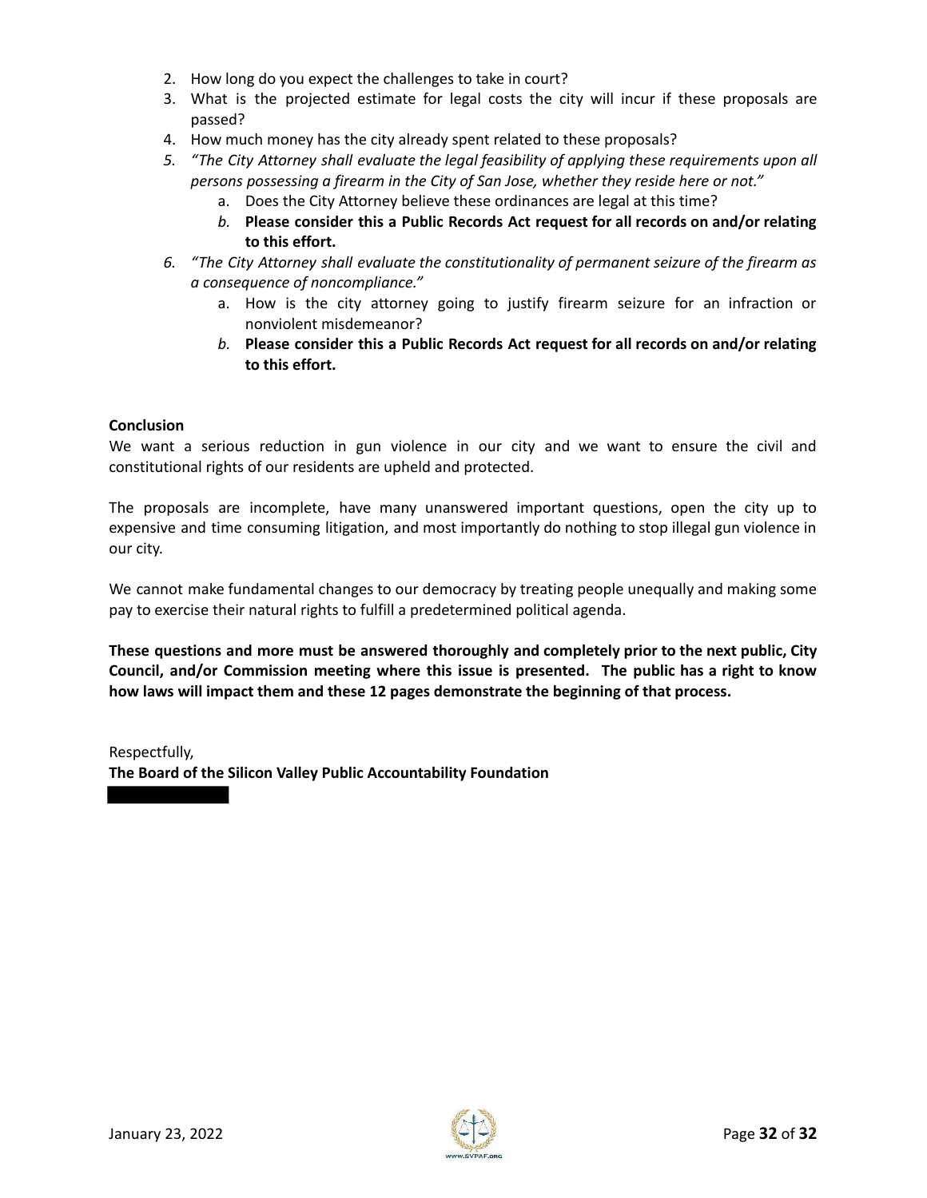2. How long do you expect the challenges to take in court?
3. What is the projected estimate for legal costs the city will incur if these proposals are passed?
4. How much money has the city already spent related to these proposals?
5. *"The City Attorney shall evaluate the legal feasibility of applying these requirements upon all persons possessing a firearm in the City of San Jose, whether they reside here or not."*
    a. Does the City Attorney believe these ordinances are legal at this time?
    b. **Please consider this a Public Records Act request for all records on and/or relating to this effort.**
6. *"The City Attorney shall evaluate the constitutionality of permanent seizure of the firearm as a consequence of noncompliance."*
    a. How is the city attorney going to justify firearm seizure for an infraction or nonviolent misdemeanor?
    b. **Please consider this a Public Records Act request for all records on and/or relating to this effort.**

**Conclusion**

We want a serious reduction in gun violence in our city and we want to ensure the civil and constitutional rights of our residents are upheld and protected.

The proposals are incomplete, have many unanswered important questions, open the city up to expensive and time consuming litigation, and most importantly do nothing to stop illegal gun violence in our city.

We cannot make fundamental changes to our democracy by treating people unequally and making some pay to exercise their natural rights to fulfill a predetermined political agenda.

**These questions and more must be answered thoroughly and completely prior to the next public, City Council, and/or Commission meeting where this issue is presented. The public has a right to know how laws will impact them and these 12 pages demonstrate the beginning of that process.**

Respectfully,
**The Board of the Silicon Valley Public Accountability Foundation**

January 23, 2022